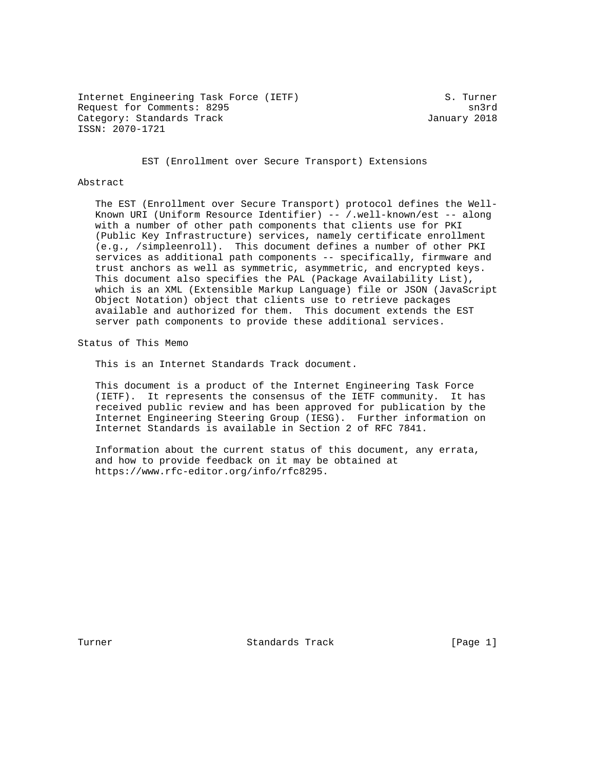Internet Engineering Task Force (IETF) S. Turner
Request for Comments: 8295 sn3rd
Category: Standards Track January 2018
ISSN: 2070-1721

# EST (Enrollment over Secure Transport) Extensions

## Abstract

The EST (Enrollment over Secure Transport) protocol defines the Well-Known URI (Uniform Resource Identifier) -- /.well-known/est -- along with a number of other path components that clients use for PKI (Public Key Infrastructure) services, namely certificate enrollment (e.g., /simpleenroll). This document defines a number of other PKI services as additional path components -- specifically, firmware and trust anchors as well as symmetric, asymmetric, and encrypted keys. This document also specifies the PAL (Package Availability List), which is an XML (Extensible Markup Language) file or JSON (JavaScript Object Notation) object that clients use to retrieve packages available and authorized for them. This document extends the EST server path components to provide these additional services.

## Status of This Memo

This is an Internet Standards Track document.

This document is a product of the Internet Engineering Task Force (IETF). It represents the consensus of the IETF community. It has received public review and has been approved for publication by the Internet Engineering Steering Group (IESG). Further information on Internet Standards is available in Section 2 of RFC 7841.

Information about the current status of this document, any errata, and how to provide feedback on it may be obtained at https://www.rfc-editor.org/info/rfc8295.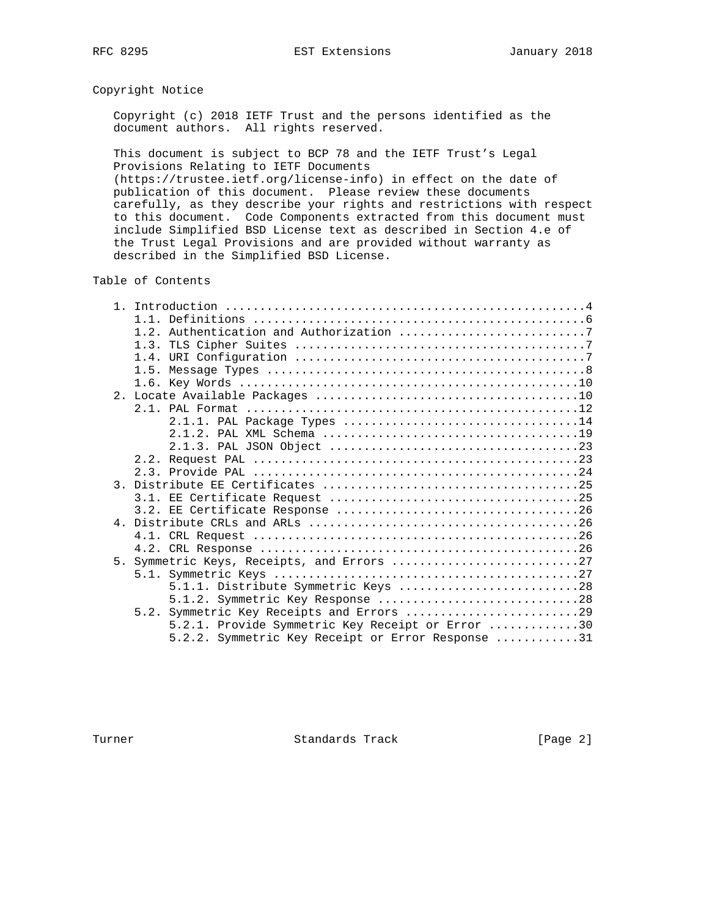## Copyright Notice

Copyright (c) 2018 IETF Trust and the persons identified as the document authors. All rights reserved.

This document is subject to BCP 78 and the IETF Trust's Legal Provisions Relating to IETF Documents (https://trustee.ietf.org/license-info) in effect on the date of publication of this document. Please review these documents carefully, as they describe your rights and restrictions with respect to this document. Code Components extracted from this document must include Simplified BSD License text as described in Section 4.e of the Trust Legal Provisions and are provided without warranty as described in the Simplified BSD License.

## Table of Contents

```
   1. Introduction ....................................................4
      1.1. Definitions ................................................6
      1.2. Authentication and Authorization ...........................7
      1.3. TLS Cipher Suites ..........................................7
      1.4. URI Configuration ..........................................7
      1.5. Message Types ..............................................8
      1.6. Key Words .................................................10
   2. Locate Available Packages ......................................10
      2.1. PAL Format ................................................12
           2.1.1. PAL Package Types ..................................14
           2.1.2. PAL XML Schema .....................................19
           2.1.3. PAL JSON Object ....................................23
      2.2. Request PAL ...............................................23
      2.3. Provide PAL ...............................................24
   3. Distribute EE Certificates .....................................25
      3.1. EE Certificate Request ....................................25
      3.2. EE Certificate Response ...................................26
   4. Distribute CRLs and ARLs .......................................26
      4.1. CRL Request ...............................................26
      4.2. CRL Response ..............................................26
   5. Symmetric Keys, Receipts, and Errors ...........................27
      5.1. Symmetric Keys ............................................27
           5.1.1. Distribute Symmetric Keys ..........................28
           5.1.2. Symmetric Key Response .............................28
      5.2. Symmetric Key Receipts and Errors .........................29
           5.2.1. Provide Symmetric Key Receipt or Error .............30
           5.2.2. Symmetric Key Receipt or Error Response ............31
```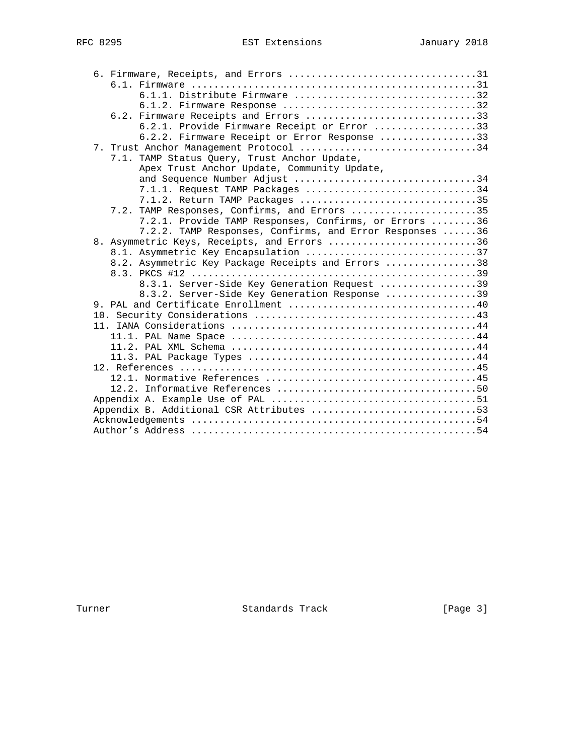```
   6. Firmware, Receipts, and Errors ................................31
      6.1. Firmware .................................................31
           6.1.1. Distribute Firmware ...............................32
           6.1.2. Firmware Response .................................32
      6.2. Firmware Receipts and Errors .............................33
           6.2.1. Provide Firmware Receipt or Error .................33
           6.2.2. Firmware Receipt or Error Response ................33
   7. Trust Anchor Management Protocol ..............................34
      7.1. TAMP Status Query, Trust Anchor Update,
           Apex Trust Anchor Update, Community Update,
           and Sequence Number Adjust ...............................34
           7.1.1. Request TAMP Packages .............................34
           7.1.2. Return TAMP Packages ..............................35
      7.2. TAMP Responses, Confirms, and Errors .....................35
           7.2.1. Provide TAMP Responses, Confirms, or Errors ........36
           7.2.2. TAMP Responses, Confirms, and Error Responses ......36
   8. Asymmetric Keys, Receipts, and Errors .........................36
      8.1. Asymmetric Key Encapsulation .............................37
      8.2. Asymmetric Key Package Receipts and Errors ...............38
      8.3. PKCS #12 .................................................39
           8.3.1. Server-Side Key Generation Request ................39
           8.3.2. Server-Side Key Generation Response ...............39
   9. PAL and Certificate Enrollment ................................40
   10. Security Considerations ......................................43
   11. IANA Considerations ..........................................44
      11.1. PAL Name Space ..........................................44
      11.2. PAL XML Schema ..........................................44
      11.3. PAL Package Types .......................................44
   12. References ...................................................45
      12.1. Normative References ....................................45
      12.2. Informative References ..................................50
   Appendix A. Example Use of PAL ...................................51
   Appendix B. Additional CSR Attributes ............................53
   Acknowledgements .................................................54
   Author's Address .................................................54
```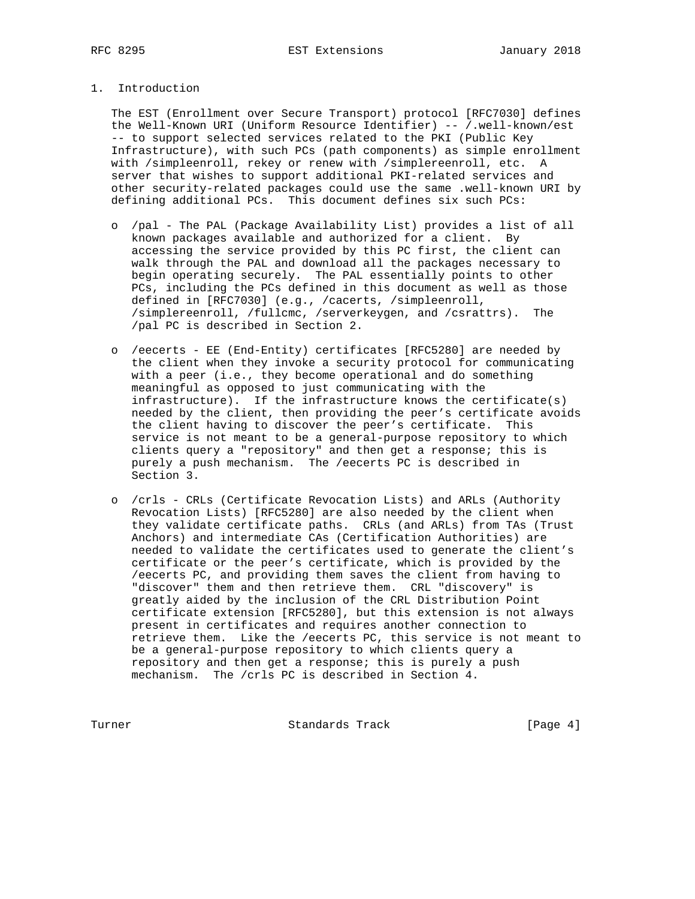# 1. Introduction

The EST (Enrollment over Secure Transport) protocol [RFC7030] defines the Well-Known URI (Uniform Resource Identifier) -- /.well-known/est -- to support selected services related to the PKI (Public Key Infrastructure), with such PCs (path components) as simple enrollment with /simpleenroll, rekey or renew with /simplereenroll, etc. A server that wishes to support additional PKI-related services and other security-related packages could use the same .well-known URI by defining additional PCs. This document defines six such PCs:

- /pal - The PAL (Package Availability List) provides a list of all known packages available and authorized for a client. By accessing the service provided by this PC first, the client can walk through the PAL and download all the packages necessary to begin operating securely. The PAL essentially points to other PCs, including the PCs defined in this document as well as those defined in [RFC7030] (e.g., /cacerts, /simpleenroll, /simplereenroll, /fullcmc, /serverkeygen, and /csrattrs). The /pal PC is described in Section 2.

- /eecerts - EE (End-Entity) certificates [RFC5280] are needed by the client when they invoke a security protocol for communicating with a peer (i.e., they become operational and do something meaningful as opposed to just communicating with the infrastructure). If the infrastructure knows the certificate(s) needed by the client, then providing the peer's certificate avoids the client having to discover the peer's certificate. This service is not meant to be a general-purpose repository to which clients query a "repository" and then get a response; this is purely a push mechanism. The /eecerts PC is described in Section 3.

- /crls - CRLs (Certificate Revocation Lists) and ARLs (Authority Revocation Lists) [RFC5280] are also needed by the client when they validate certificate paths. CRLs (and ARLs) from TAs (Trust Anchors) and intermediate CAs (Certification Authorities) are needed to validate the certificates used to generate the client's certificate or the peer's certificate, which is provided by the /eecerts PC, and providing them saves the client from having to "discover" them and then retrieve them. CRL "discovery" is greatly aided by the inclusion of the CRL Distribution Point certificate extension [RFC5280], but this extension is not always present in certificates and requires another connection to retrieve them. Like the /eecerts PC, this service is not meant to be a general-purpose repository to which clients query a repository and then get a response; this is purely a push mechanism. The /crls PC is described in Section 4.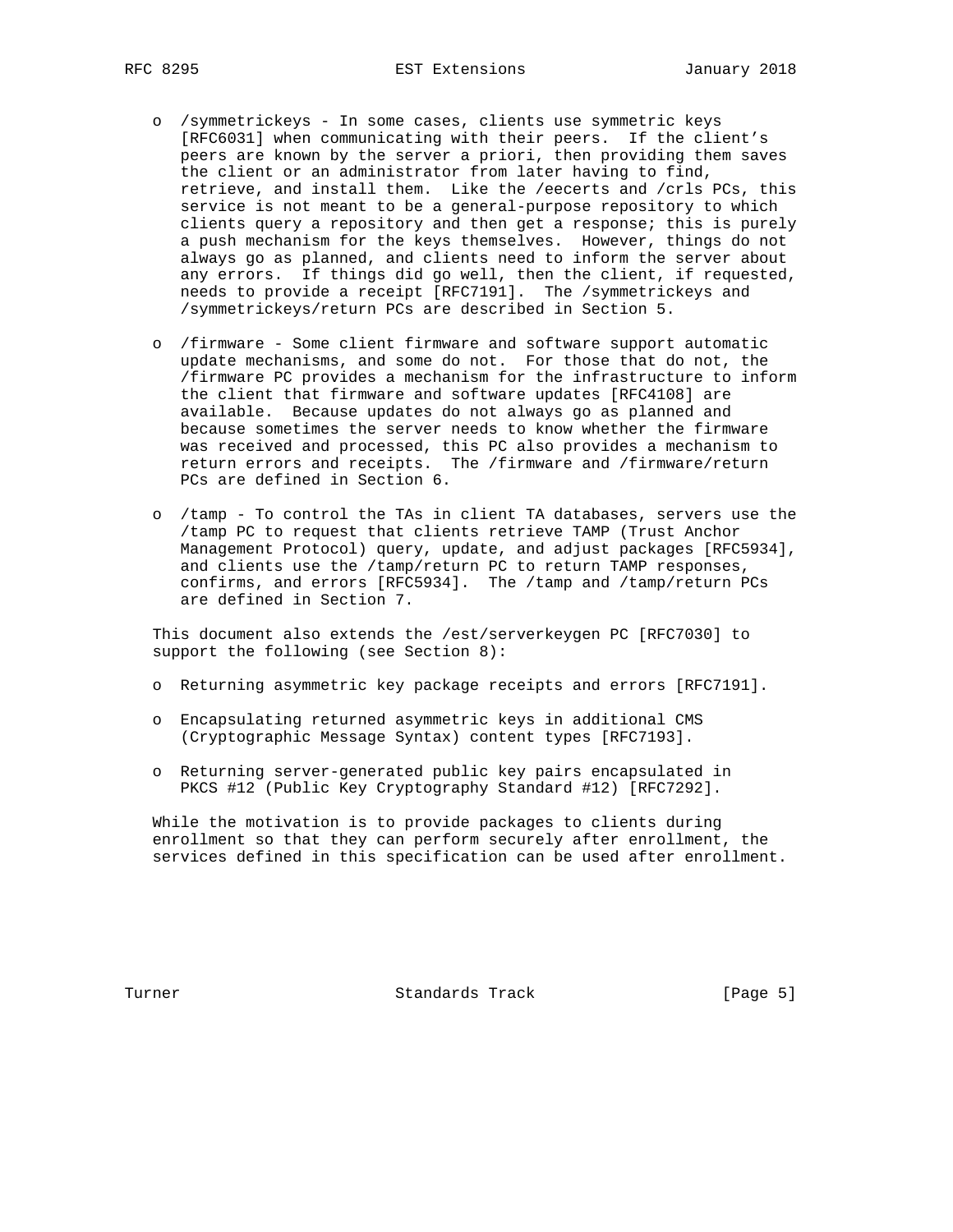- /symmetrickeys - In some cases, clients use symmetric keys [RFC6031] when communicating with their peers. If the client's peers are known by the server a priori, then providing them saves the client or an administrator from later having to find, retrieve, and install them. Like the /eecerts and /crls PCs, this service is not meant to be a general-purpose repository to which clients query a repository and then get a response; this is purely a push mechanism for the keys themselves. However, things do not always go as planned, and clients need to inform the server about any errors. If things did go well, then the client, if requested, needs to provide a receipt [RFC7191]. The /symmetrickeys and /symmetrickeys/return PCs are described in Section 5.

- /firmware - Some client firmware and software support automatic update mechanisms, and some do not. For those that do not, the /firmware PC provides a mechanism for the infrastructure to inform the client that firmware and software updates [RFC4108] are available. Because updates do not always go as planned and because sometimes the server needs to know whether the firmware was received and processed, this PC also provides a mechanism to return errors and receipts. The /firmware and /firmware/return PCs are defined in Section 6.

- /tamp - To control the TAs in client TA databases, servers use the /tamp PC to request that clients retrieve TAMP (Trust Anchor Management Protocol) query, update, and adjust packages [RFC5934], and clients use the /tamp/return PC to return TAMP responses, confirms, and errors [RFC5934]. The /tamp and /tamp/return PCs are defined in Section 7.

This document also extends the /est/serverkeygen PC [RFC7030] to support the following (see Section 8):

- Returning asymmetric key package receipts and errors [RFC7191].

- Encapsulating returned asymmetric keys in additional CMS (Cryptographic Message Syntax) content types [RFC7193].

- Returning server-generated public key pairs encapsulated in PKCS #12 (Public Key Cryptography Standard #12) [RFC7292].

While the motivation is to provide packages to clients during enrollment so that they can perform securely after enrollment, the services defined in this specification can be used after enrollment.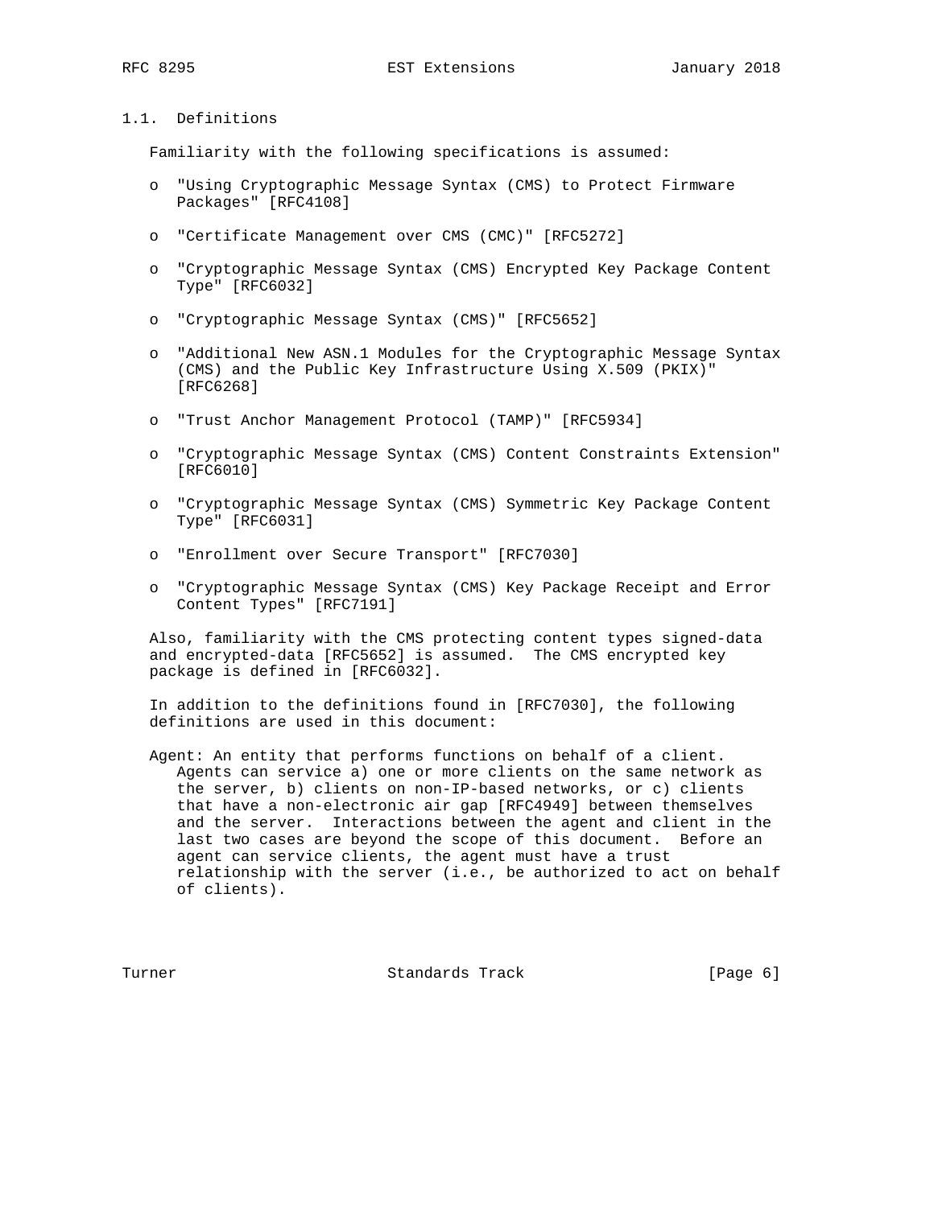## 1.1. Definitions

Familiarity with the following specifications is assumed:

- "Using Cryptographic Message Syntax (CMS) to Protect Firmware Packages" [RFC4108]
- "Certificate Management over CMS (CMC)" [RFC5272]
- "Cryptographic Message Syntax (CMS) Encrypted Key Package Content Type" [RFC6032]
- "Cryptographic Message Syntax (CMS)" [RFC5652]
- "Additional New ASN.1 Modules for the Cryptographic Message Syntax (CMS) and the Public Key Infrastructure Using X.509 (PKIX)" [RFC6268]
- "Trust Anchor Management Protocol (TAMP)" [RFC5934]
- "Cryptographic Message Syntax (CMS) Content Constraints Extension" [RFC6010]
- "Cryptographic Message Syntax (CMS) Symmetric Key Package Content Type" [RFC6031]
- "Enrollment over Secure Transport" [RFC7030]
- "Cryptographic Message Syntax (CMS) Key Package Receipt and Error Content Types" [RFC7191]

Also, familiarity with the CMS protecting content types signed-data and encrypted-data [RFC5652] is assumed. The CMS encrypted key package is defined in [RFC6032].

In addition to the definitions found in [RFC7030], the following definitions are used in this document:

Agent: An entity that performs functions on behalf of a client. Agents can service a) one or more clients on the same network as the server, b) clients on non-IP-based networks, or c) clients that have a non-electronic air gap [RFC4949] between themselves and the server. Interactions between the agent and client in the last two cases are beyond the scope of this document. Before an agent can service clients, the agent must have a trust relationship with the server (i.e., be authorized to act on behalf of clients).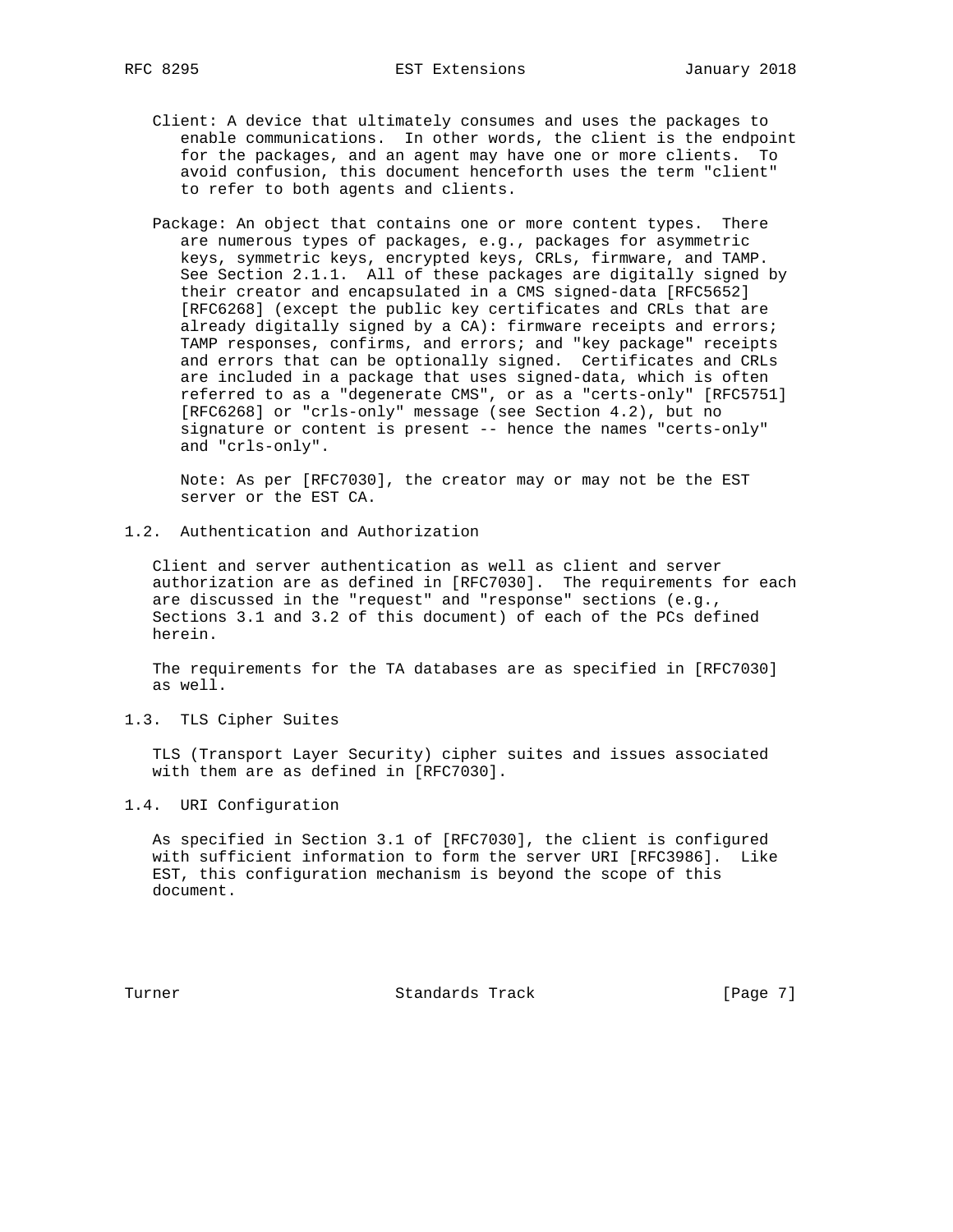Client: A device that ultimately consumes and uses the packages to enable communications. In other words, the client is the endpoint for the packages, and an agent may have one or more clients. To avoid confusion, this document henceforth uses the term "client" to refer to both agents and clients.

Package: An object that contains one or more content types. There are numerous types of packages, e.g., packages for asymmetric keys, symmetric keys, encrypted keys, CRLs, firmware, and TAMP. See Section 2.1.1. All of these packages are digitally signed by their creator and encapsulated in a CMS signed-data [RFC5652] [RFC6268] (except the public key certificates and CRLs that are already digitally signed by a CA): firmware receipts and errors; TAMP responses, confirms, and errors; and "key package" receipts and errors that can be optionally signed. Certificates and CRLs are included in a package that uses signed-data, which is often referred to as a "degenerate CMS", or as a "certs-only" [RFC5751] [RFC6268] or "crls-only" message (see Section 4.2), but no signature or content is present -- hence the names "certs-only" and "crls-only".

Note: As per [RFC7030], the creator may or may not be the EST server or the EST CA.

## 1.2. Authentication and Authorization

Client and server authentication as well as client and server authorization are as defined in [RFC7030]. The requirements for each are discussed in the "request" and "response" sections (e.g., Sections 3.1 and 3.2 of this document) of each of the PCs defined herein.

The requirements for the TA databases are as specified in [RFC7030] as well.

## 1.3. TLS Cipher Suites

TLS (Transport Layer Security) cipher suites and issues associated with them are as defined in [RFC7030].

## 1.4. URI Configuration

As specified in Section 3.1 of [RFC7030], the client is configured with sufficient information to form the server URI [RFC3986]. Like EST, this configuration mechanism is beyond the scope of this document.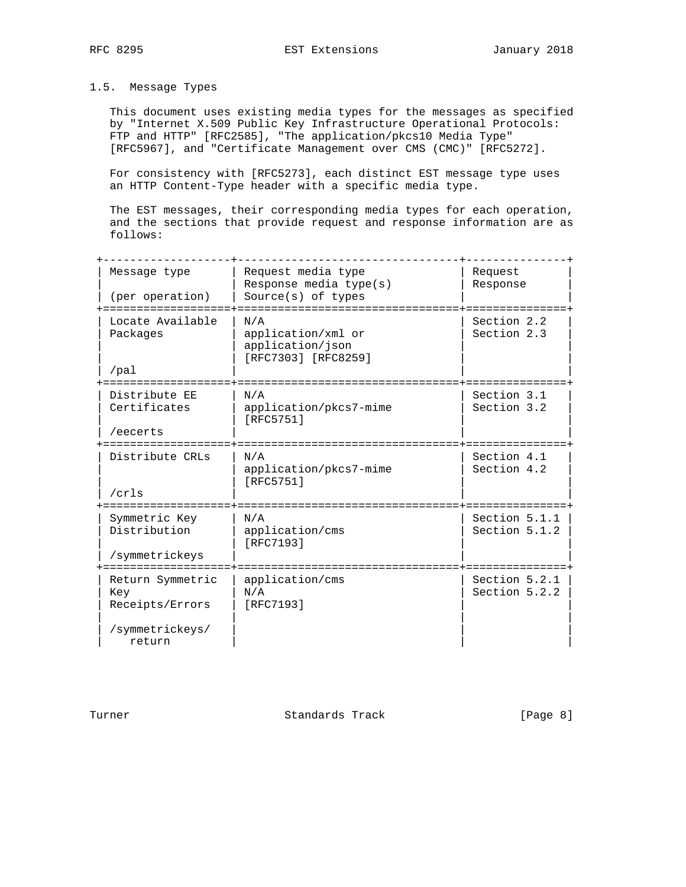## 1.5. Message Types

This document uses existing media types for the messages as specified by "Internet X.509 Public Key Infrastructure Operational Protocols: FTP and HTTP" [RFC2585], "The application/pkcs10 Media Type" [RFC5967], and "Certificate Management over CMS (CMC)" [RFC5272].

For consistency with [RFC5273], each distinct EST message type uses an HTTP Content-Type header with a specific media type.

The EST messages, their corresponding media types for each operation, and the sections that provide request and response information are as follows:

| Message type (per operation) | Request media type / Response media type(s) / Source(s) of types | Request / Response |
|---|---|---|
| Locate Available Packages /pal | N/A / application/xml or application/json / [RFC7303] [RFC8259] | Section 2.2 / Section 2.3 |
| Distribute EE Certificates /eecerts | N/A / application/pkcs7-mime / [RFC5751] | Section 3.1 / Section 3.2 |
| Distribute CRLs /crls | N/A / application/pkcs7-mime / [RFC5751] | Section 4.1 / Section 4.2 |
| Symmetric Key Distribution /symmetrickeys | N/A / application/cms / [RFC7193] | Section 5.1.1 / Section 5.1.2 |
| Return Symmetric Key Receipts/Errors /symmetrickeys/return | application/cms / N/A / [RFC7193] | Section 5.2.1 / Section 5.2.2 |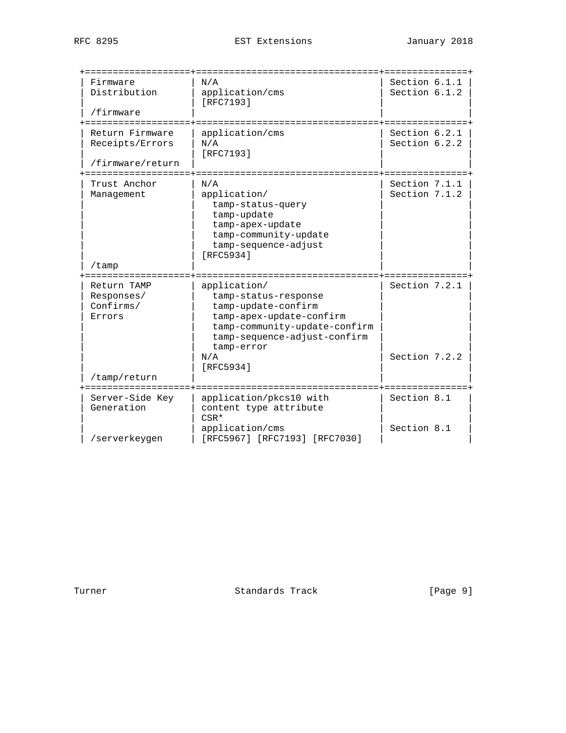| | | |
|---|---|---|
| Firmware Distribution<br><br>/firmware | N/A<br>application/cms<br>[RFC7193] | Section 6.1.1<br>Section 6.1.2 |
| Return Firmware Receipts/Errors<br><br>/firmware/return | application/cms<br>N/A<br>[RFC7193] | Section 6.2.1<br>Section 6.2.2 |
| Trust Anchor Management<br><br>/tamp | N/A<br>application/<br>tamp-status-query<br>tamp-update<br>tamp-apex-update<br>tamp-community-update<br>tamp-sequence-adjust<br>[RFC5934] | Section 7.1.1<br>Section 7.1.2 |
| Return TAMP Responses/ Confirms/ Errors<br><br>/tamp/return | application/<br>tamp-status-response<br>tamp-update-confirm<br>tamp-apex-update-confirm<br>tamp-community-update-confirm<br>tamp-sequence-adjust-confirm<br>tamp-error<br>N/A<br>[RFC5934] | Section 7.2.1<br><br><br><br><br><br><br>Section 7.2.2 |
| Server-Side Key Generation<br><br>/serverkeygen | application/pkcs10 with content type attribute<br>CSR*<br>application/cms<br>[RFC5967] [RFC7193] [RFC7030] | Section 8.1<br><br><br>Section 8.1 |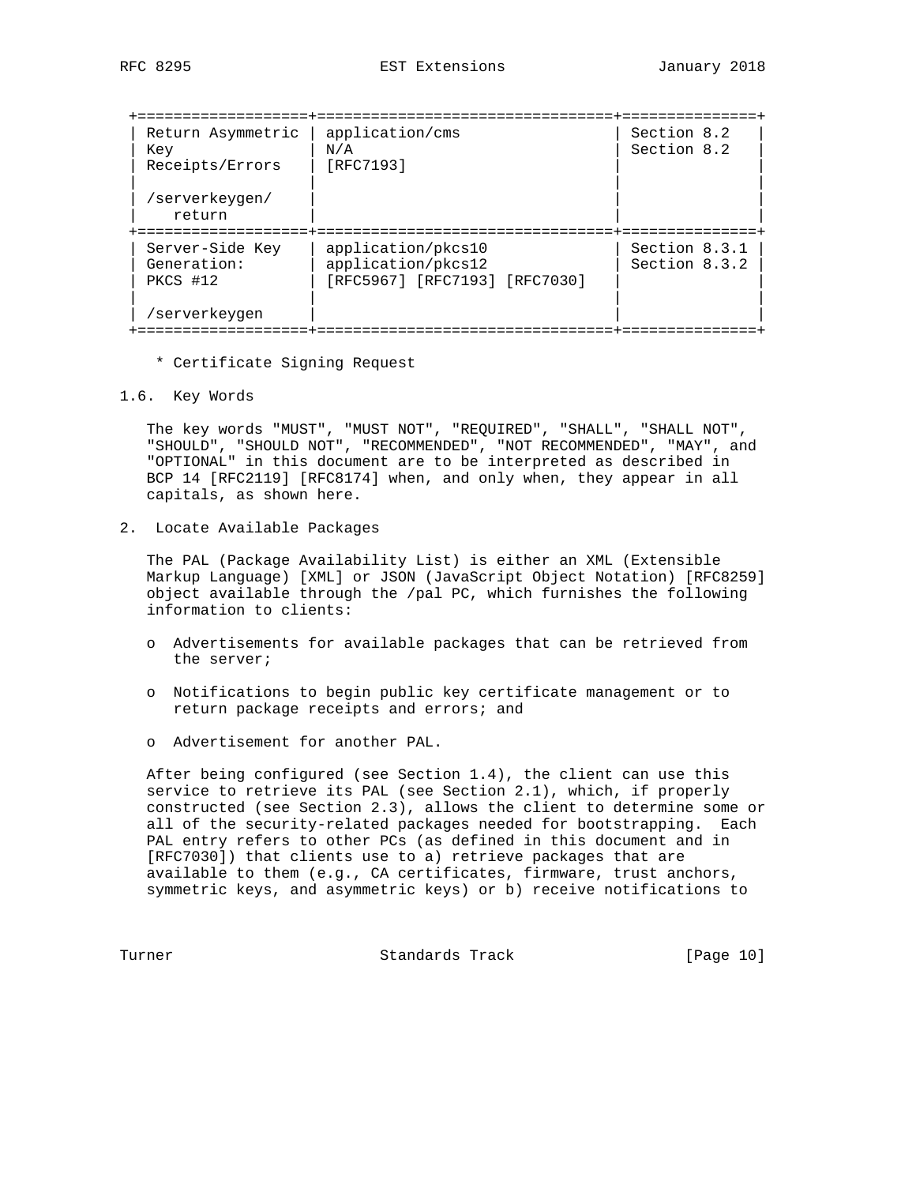| | | |
|---|---|---|
| Return Asymmetric Key Receipts/Errors<br><br>/serverkeygen/return | application/cms<br>N/A<br>[RFC7193] | Section 8.2<br>Section 8.2 |
| Server-Side Key Generation: PKCS #12<br><br>/serverkeygen | application/pkcs10<br>application/pkcs12<br>[RFC5967] [RFC7193] [RFC7030] | Section 8.3.1<br>Section 8.3.2 |

\* Certificate Signing Request

### 1.6. Key Words

The key words "MUST", "MUST NOT", "REQUIRED", "SHALL", "SHALL NOT", "SHOULD", "SHOULD NOT", "RECOMMENDED", "NOT RECOMMENDED", "MAY", and "OPTIONAL" in this document are to be interpreted as described in BCP 14 [RFC2119] [RFC8174] when, and only when, they appear in all capitals, as shown here.

## 2. Locate Available Packages

The PAL (Package Availability List) is either an XML (Extensible Markup Language) [XML] or JSON (JavaScript Object Notation) [RFC8259] object available through the /pal PC, which furnishes the following information to clients:

- Advertisements for available packages that can be retrieved from the server;
- Notifications to begin public key certificate management or to return package receipts and errors; and
- Advertisement for another PAL.

After being configured (see Section 1.4), the client can use this service to retrieve its PAL (see Section 2.1), which, if properly constructed (see Section 2.3), allows the client to determine some or all of the security-related packages needed for bootstrapping. Each PAL entry refers to other PCs (as defined in this document and in [RFC7030]) that clients use to a) retrieve packages that are available to them (e.g., CA certificates, firmware, trust anchors, symmetric keys, and asymmetric keys) or b) receive notifications to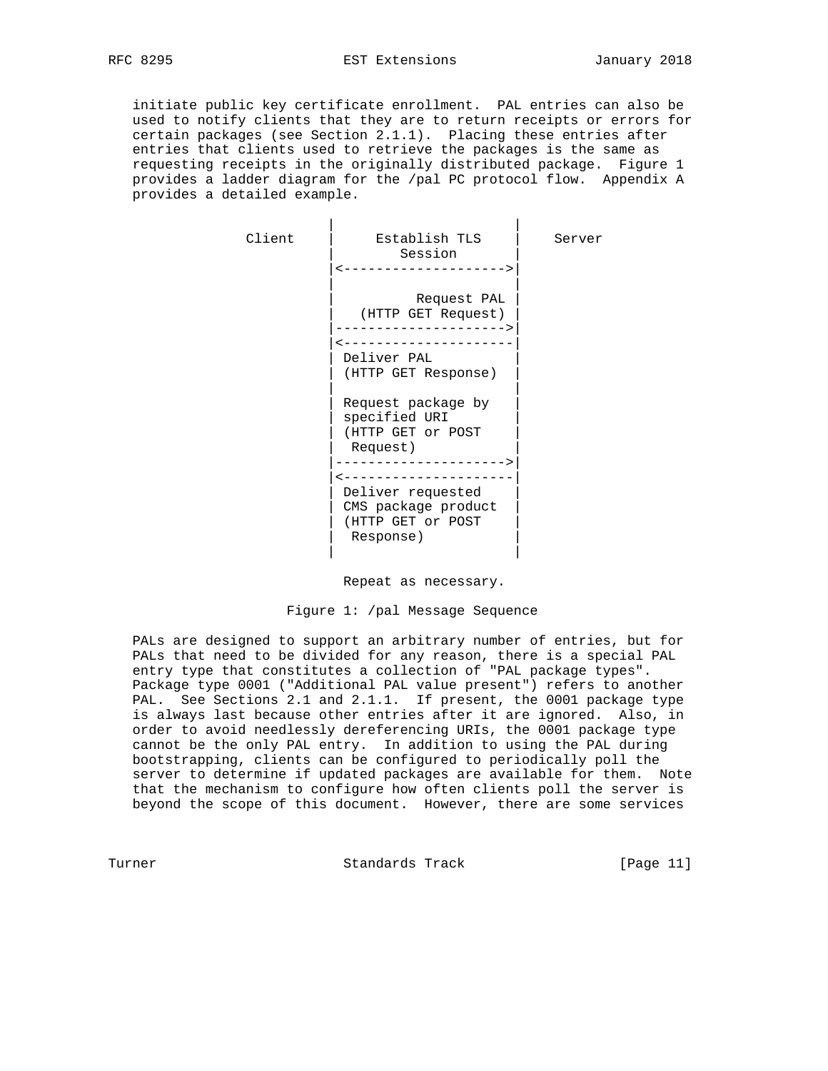initiate public key certificate enrollment. PAL entries can also be used to notify clients that they are to return receipts or errors for certain packages (see Section 2.1.1). Placing these entries after entries that clients used to retrieve the packages is the same as requesting receipts in the originally distributed package. Figure 1 provides a ladder diagram for the /pal PC protocol flow. Appendix A provides a detailed example.

```
                       |                     |
         Client        |    Establish TLS    |    Server
                       |       Session       |
                       |<------------------->|
                       |                     |
                       |         Request PAL |
                       |   (HTTP GET Request)|
                       |-------------------->|
                       |<--------------------|
                       | Deliver PAL         |
                       | (HTTP GET Response) |
                       |                     |
                       | Request package by  |
                       | specified URI       |
                       | (HTTP GET or POST   |
                       |  Request)           |
                       |-------------------->|
                       |<--------------------|
                       | Deliver requested   |
                       | CMS package product |
                       | (HTTP GET or POST   |
                       |  Response)          |
                       |                     |

                         Repeat as necessary.
```

Figure 1: /pal Message Sequence

PALs are designed to support an arbitrary number of entries, but for PALs that need to be divided for any reason, there is a special PAL entry type that constitutes a collection of "PAL package types". Package type 0001 ("Additional PAL value present") refers to another PAL. See Sections 2.1 and 2.1.1. If present, the 0001 package type is always last because other entries after it are ignored. Also, in order to avoid needlessly dereferencing URIs, the 0001 package type cannot be the only PAL entry. In addition to using the PAL during bootstrapping, clients can be configured to periodically poll the server to determine if updated packages are available for them. Note that the mechanism to configure how often clients poll the server is beyond the scope of this document. However, there are some services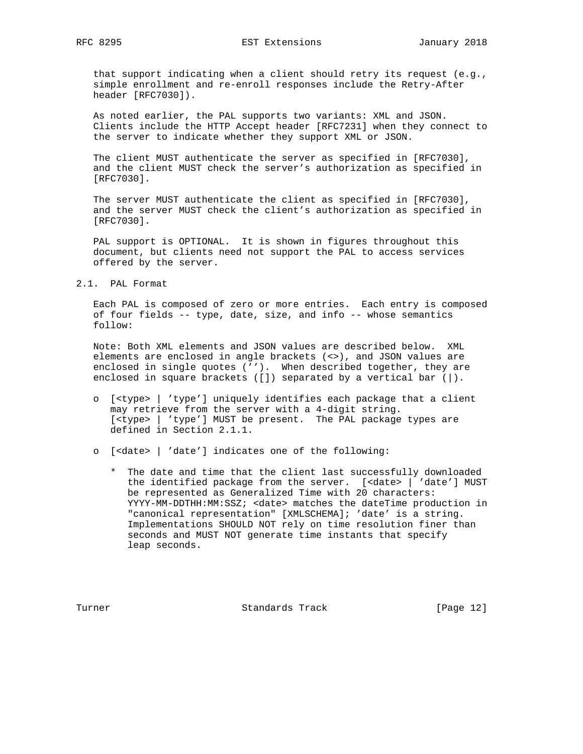that support indicating when a client should retry its request (e.g., simple enrollment and re-enroll responses include the Retry-After header [RFC7030]).

As noted earlier, the PAL supports two variants: XML and JSON. Clients include the HTTP Accept header [RFC7231] when they connect to the server to indicate whether they support XML or JSON.

The client MUST authenticate the server as specified in [RFC7030], and the client MUST check the server's authorization as specified in [RFC7030].

The server MUST authenticate the client as specified in [RFC7030], and the server MUST check the client's authorization as specified in [RFC7030].

PAL support is OPTIONAL. It is shown in figures throughout this document, but clients need not support the PAL to access services offered by the server.

## 2.1. PAL Format

Each PAL is composed of zero or more entries. Each entry is composed of four fields -- type, date, size, and info -- whose semantics follow:

Note: Both XML elements and JSON values are described below. XML elements are enclosed in angle brackets (<>), and JSON values are enclosed in single quotes (''). When described together, they are enclosed in square brackets ([]) separated by a vertical bar (|).

- [<type> | 'type'] uniquely identifies each package that a client may retrieve from the server with a 4-digit string. [<type> | 'type'] MUST be present. The PAL package types are defined in Section 2.1.1.
- [<date> | 'date'] indicates one of the following:
  * The date and time that the client last successfully downloaded the identified package from the server. [<date> | 'date'] MUST be represented as Generalized Time with 20 characters: YYYY-MM-DDTHH:MM:SSZ; <date> matches the dateTime production in "canonical representation" [XMLSCHEMA]; 'date' is a string. Implementations SHOULD NOT rely on time resolution finer than seconds and MUST NOT generate time instants that specify leap seconds.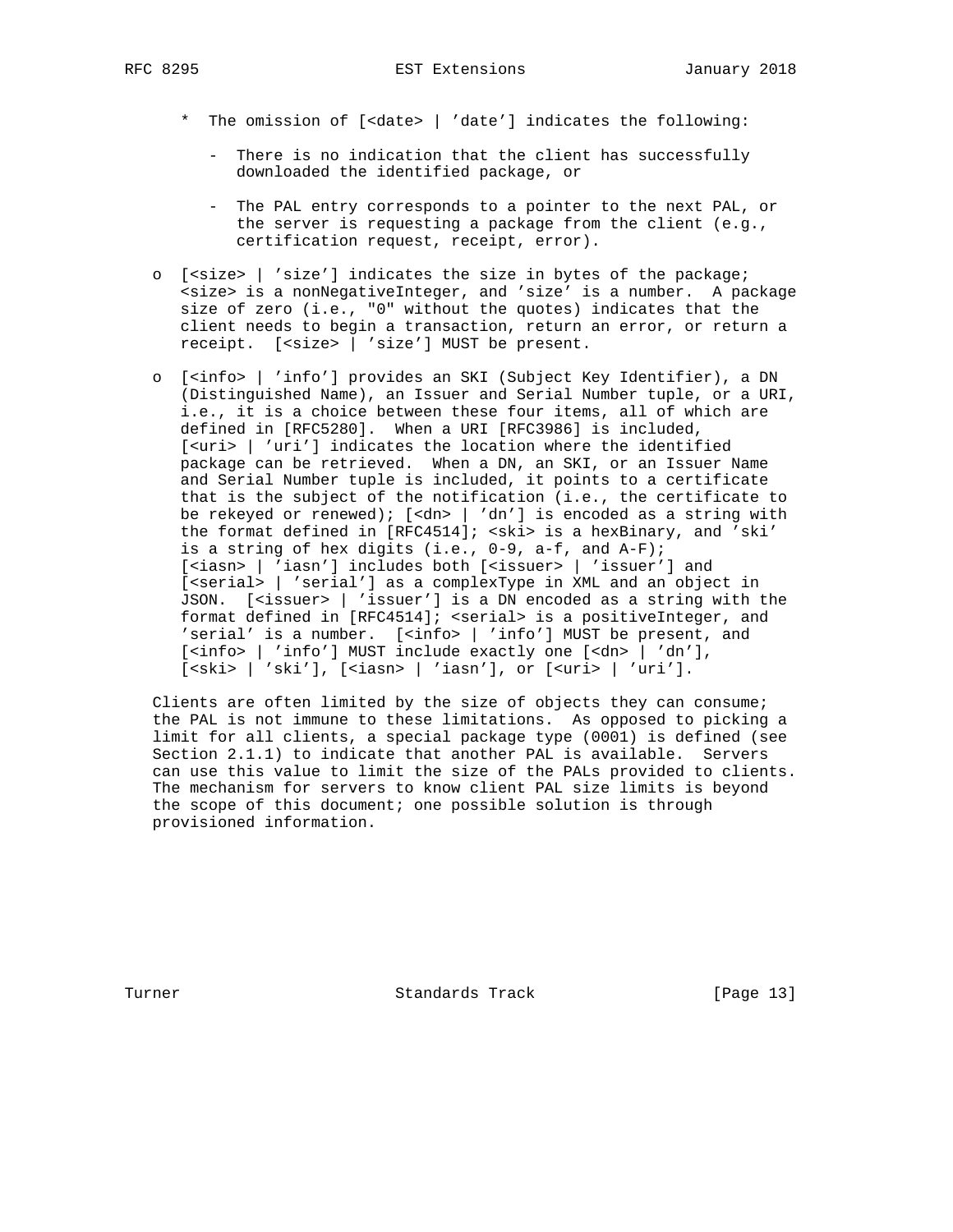* The omission of [<date> | 'date'] indicates the following:

  - There is no indication that the client has successfully downloaded the identified package, or

  - The PAL entry corresponds to a pointer to the next PAL, or the server is requesting a package from the client (e.g., certification request, receipt, error).

- [<size> | 'size'] indicates the size in bytes of the package; <size> is a nonNegativeInteger, and 'size' is a number. A package size of zero (i.e., "0" without the quotes) indicates that the client needs to begin a transaction, return an error, or return a receipt. [<size> | 'size'] MUST be present.

- [<info> | 'info'] provides an SKI (Subject Key Identifier), a DN (Distinguished Name), an Issuer and Serial Number tuple, or a URI, i.e., it is a choice between these four items, all of which are defined in [RFC5280]. When a URI [RFC3986] is included, [<uri> | 'uri'] indicates the location where the identified package can be retrieved. When a DN, an SKI, or an Issuer Name and Serial Number tuple is included, it points to a certificate that is the subject of the notification (i.e., the certificate to be rekeyed or renewed); [<dn> | 'dn'] is encoded as a string with the format defined in [RFC4514]; <ski> is a hexBinary, and 'ski' is a string of hex digits (i.e., 0-9, a-f, and A-F); [<iasn> | 'iasn'] includes both [<issuer> | 'issuer'] and [<serial> | 'serial'] as a complexType in XML and an object in JSON. [<issuer> | 'issuer'] is a DN encoded as a string with the format defined in [RFC4514]; <serial> is a positiveInteger, and 'serial' is a number. [<info> | 'info'] MUST be present, and [<info> | 'info'] MUST include exactly one [<dn> | 'dn'], [<ski> | 'ski'], [<iasn> | 'iasn'], or [<uri> | 'uri'].

Clients are often limited by the size of objects they can consume; the PAL is not immune to these limitations. As opposed to picking a limit for all clients, a special package type (0001) is defined (see Section 2.1.1) to indicate that another PAL is available. Servers can use this value to limit the size of the PALs provided to clients. The mechanism for servers to know client PAL size limits is beyond the scope of this document; one possible solution is through provisioned information.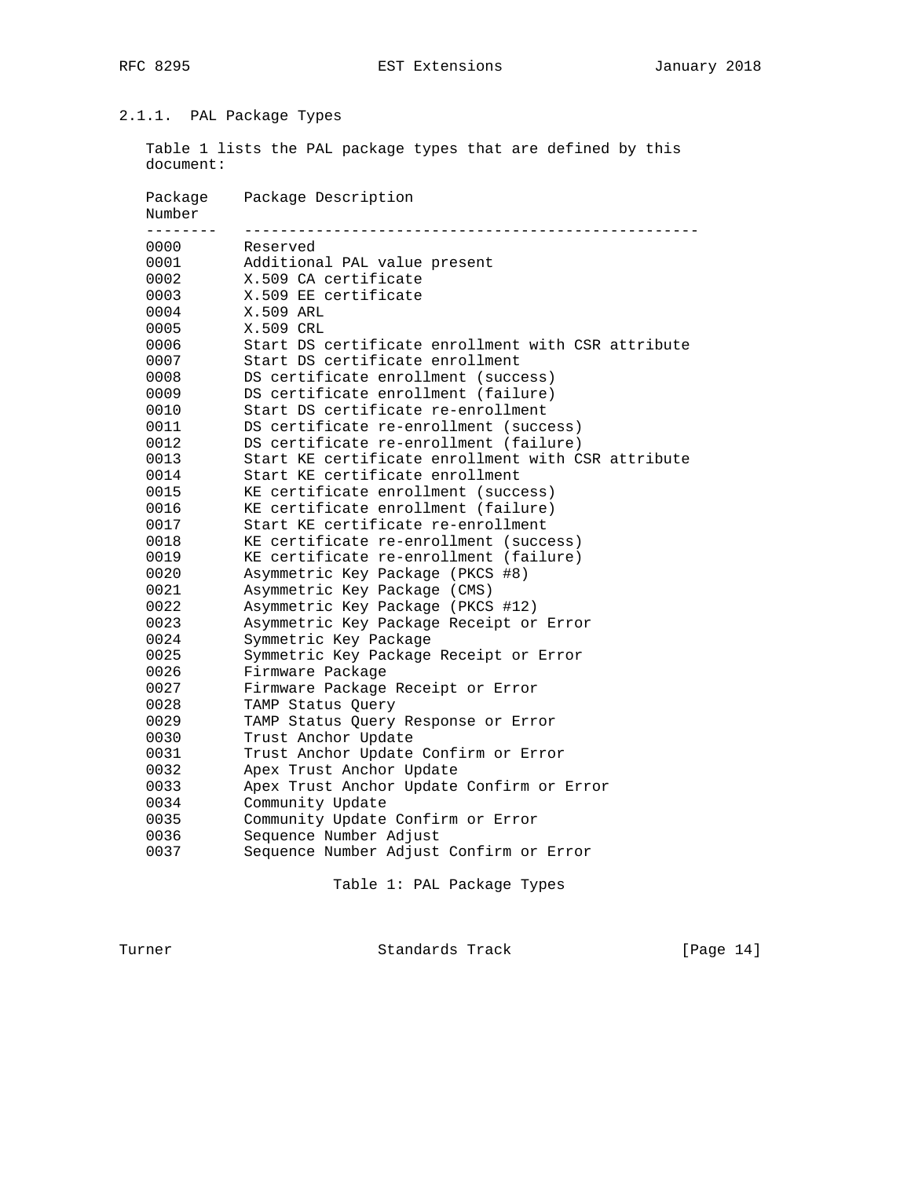### 2.1.1. PAL Package Types

Table 1 lists the PAL package types that are defined by this document:

| Package Number | Package Description |
| --- | --- |
| 0000 | Reserved |
| 0001 | Additional PAL value present |
| 0002 | X.509 CA certificate |
| 0003 | X.509 EE certificate |
| 0004 | X.509 ARL |
| 0005 | X.509 CRL |
| 0006 | Start DS certificate enrollment with CSR attribute |
| 0007 | Start DS certificate enrollment |
| 0008 | DS certificate enrollment (success) |
| 0009 | DS certificate enrollment (failure) |
| 0010 | Start DS certificate re-enrollment |
| 0011 | DS certificate re-enrollment (success) |
| 0012 | DS certificate re-enrollment (failure) |
| 0013 | Start KE certificate enrollment with CSR attribute |
| 0014 | Start KE certificate enrollment |
| 0015 | KE certificate enrollment (success) |
| 0016 | KE certificate enrollment (failure) |
| 0017 | Start KE certificate re-enrollment |
| 0018 | KE certificate re-enrollment (success) |
| 0019 | KE certificate re-enrollment (failure) |
| 0020 | Asymmetric Key Package (PKCS #8) |
| 0021 | Asymmetric Key Package (CMS) |
| 0022 | Asymmetric Key Package (PKCS #12) |
| 0023 | Asymmetric Key Package Receipt or Error |
| 0024 | Symmetric Key Package |
| 0025 | Symmetric Key Package Receipt or Error |
| 0026 | Firmware Package |
| 0027 | Firmware Package Receipt or Error |
| 0028 | TAMP Status Query |
| 0029 | TAMP Status Query Response or Error |
| 0030 | Trust Anchor Update |
| 0031 | Trust Anchor Update Confirm or Error |
| 0032 | Apex Trust Anchor Update |
| 0033 | Apex Trust Anchor Update Confirm or Error |
| 0034 | Community Update |
| 0035 | Community Update Confirm or Error |
| 0036 | Sequence Number Adjust |
| 0037 | Sequence Number Adjust Confirm or Error |

Table 1: PAL Package Types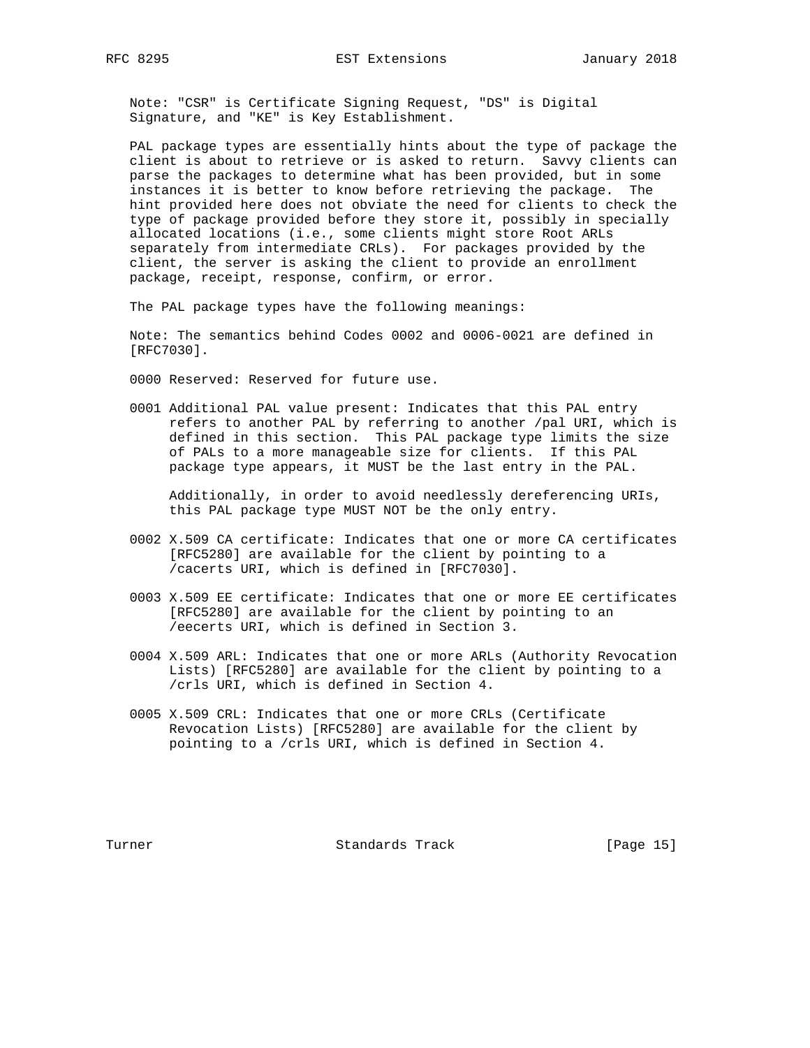Note: "CSR" is Certificate Signing Request, "DS" is Digital Signature, and "KE" is Key Establishment.

PAL package types are essentially hints about the type of package the client is about to retrieve or is asked to return. Savvy clients can parse the packages to determine what has been provided, but in some instances it is better to know before retrieving the package. The hint provided here does not obviate the need for clients to check the type of package provided before they store it, possibly in specially allocated locations (i.e., some clients might store Root ARLs separately from intermediate CRLs). For packages provided by the client, the server is asking the client to provide an enrollment package, receipt, response, confirm, or error.

The PAL package types have the following meanings:

Note: The semantics behind Codes 0002 and 0006-0021 are defined in [RFC7030].

0000 Reserved: Reserved for future use.

0001 Additional PAL value present: Indicates that this PAL entry refers to another PAL by referring to another /pal URI, which is defined in this section. This PAL package type limits the size of PALs to a more manageable size for clients. If this PAL package type appears, it MUST be the last entry in the PAL.

Additionally, in order to avoid needlessly dereferencing URIs, this PAL package type MUST NOT be the only entry.

0002 X.509 CA certificate: Indicates that one or more CA certificates [RFC5280] are available for the client by pointing to a /cacerts URI, which is defined in [RFC7030].

0003 X.509 EE certificate: Indicates that one or more EE certificates [RFC5280] are available for the client by pointing to an /eecerts URI, which is defined in Section 3.

0004 X.509 ARL: Indicates that one or more ARLs (Authority Revocation Lists) [RFC5280] are available for the client by pointing to a /crls URI, which is defined in Section 4.

0005 X.509 CRL: Indicates that one or more CRLs (Certificate Revocation Lists) [RFC5280] are available for the client by pointing to a /crls URI, which is defined in Section 4.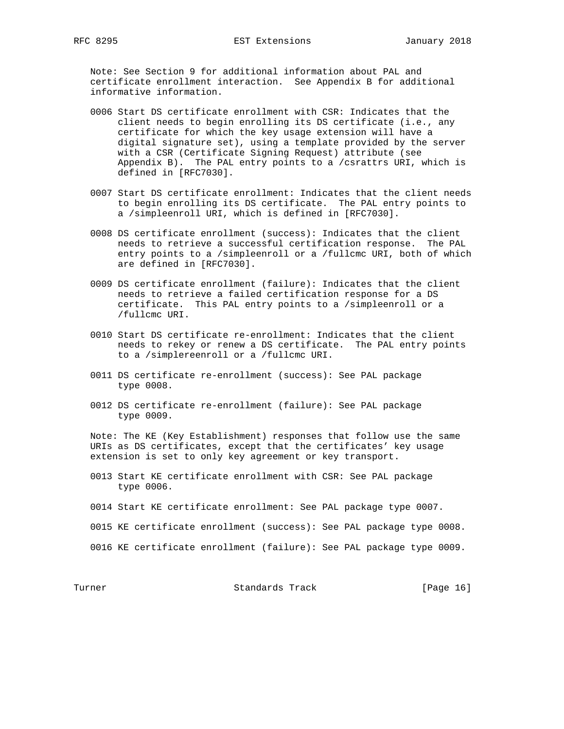Note: See Section 9 for additional information about PAL and certificate enrollment interaction. See Appendix B for additional informative information.

0006 Start DS certificate enrollment with CSR: Indicates that the client needs to begin enrolling its DS certificate (i.e., any certificate for which the key usage extension will have a digital signature set), using a template provided by the server with a CSR (Certificate Signing Request) attribute (see Appendix B). The PAL entry points to a /csrattrs URI, which is defined in [RFC7030].

0007 Start DS certificate enrollment: Indicates that the client needs to begin enrolling its DS certificate. The PAL entry points to a /simpleenroll URI, which is defined in [RFC7030].

0008 DS certificate enrollment (success): Indicates that the client needs to retrieve a successful certification response. The PAL entry points to a /simpleenroll or a /fullcmc URI, both of which are defined in [RFC7030].

0009 DS certificate enrollment (failure): Indicates that the client needs to retrieve a failed certification response for a DS certificate. This PAL entry points to a /simpleenroll or a /fullcmc URI.

0010 Start DS certificate re-enrollment: Indicates that the client needs to rekey or renew a DS certificate. The PAL entry points to a /simplereenroll or a /fullcmc URI.

0011 DS certificate re-enrollment (success): See PAL package type 0008.

0012 DS certificate re-enrollment (failure): See PAL package type 0009.

Note: The KE (Key Establishment) responses that follow use the same URIs as DS certificates, except that the certificates' key usage extension is set to only key agreement or key transport.

0013 Start KE certificate enrollment with CSR: See PAL package type 0006.

0014 Start KE certificate enrollment: See PAL package type 0007.

0015 KE certificate enrollment (success): See PAL package type 0008.

0016 KE certificate enrollment (failure): See PAL package type 0009.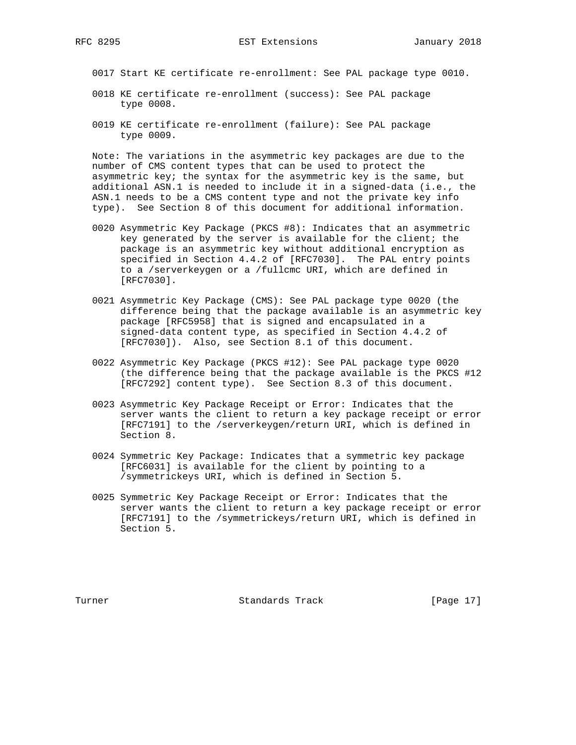0017 Start KE certificate re-enrollment: See PAL package type 0010.

0018 KE certificate re-enrollment (success): See PAL package type 0008.

0019 KE certificate re-enrollment (failure): See PAL package type 0009.

Note: The variations in the asymmetric key packages are due to the number of CMS content types that can be used to protect the asymmetric key; the syntax for the asymmetric key is the same, but additional ASN.1 is needed to include it in a signed-data (i.e., the ASN.1 needs to be a CMS content type and not the private key info type). See Section 8 of this document for additional information.

0020 Asymmetric Key Package (PKCS #8): Indicates that an asymmetric key generated by the server is available for the client; the package is an asymmetric key without additional encryption as specified in Section 4.4.2 of [RFC7030]. The PAL entry points to a /serverkeygen or a /fullcmc URI, which are defined in [RFC7030].

0021 Asymmetric Key Package (CMS): See PAL package type 0020 (the difference being that the package available is an asymmetric key package [RFC5958] that is signed and encapsulated in a signed-data content type, as specified in Section 4.4.2 of [RFC7030]). Also, see Section 8.1 of this document.

0022 Asymmetric Key Package (PKCS #12): See PAL package type 0020 (the difference being that the package available is the PKCS #12 [RFC7292] content type). See Section 8.3 of this document.

0023 Asymmetric Key Package Receipt or Error: Indicates that the server wants the client to return a key package receipt or error [RFC7191] to the /serverkeygen/return URI, which is defined in Section 8.

0024 Symmetric Key Package: Indicates that a symmetric key package [RFC6031] is available for the client by pointing to a /symmetrickeys URI, which is defined in Section 5.

0025 Symmetric Key Package Receipt or Error: Indicates that the server wants the client to return a key package receipt or error [RFC7191] to the /symmetrickeys/return URI, which is defined in Section 5.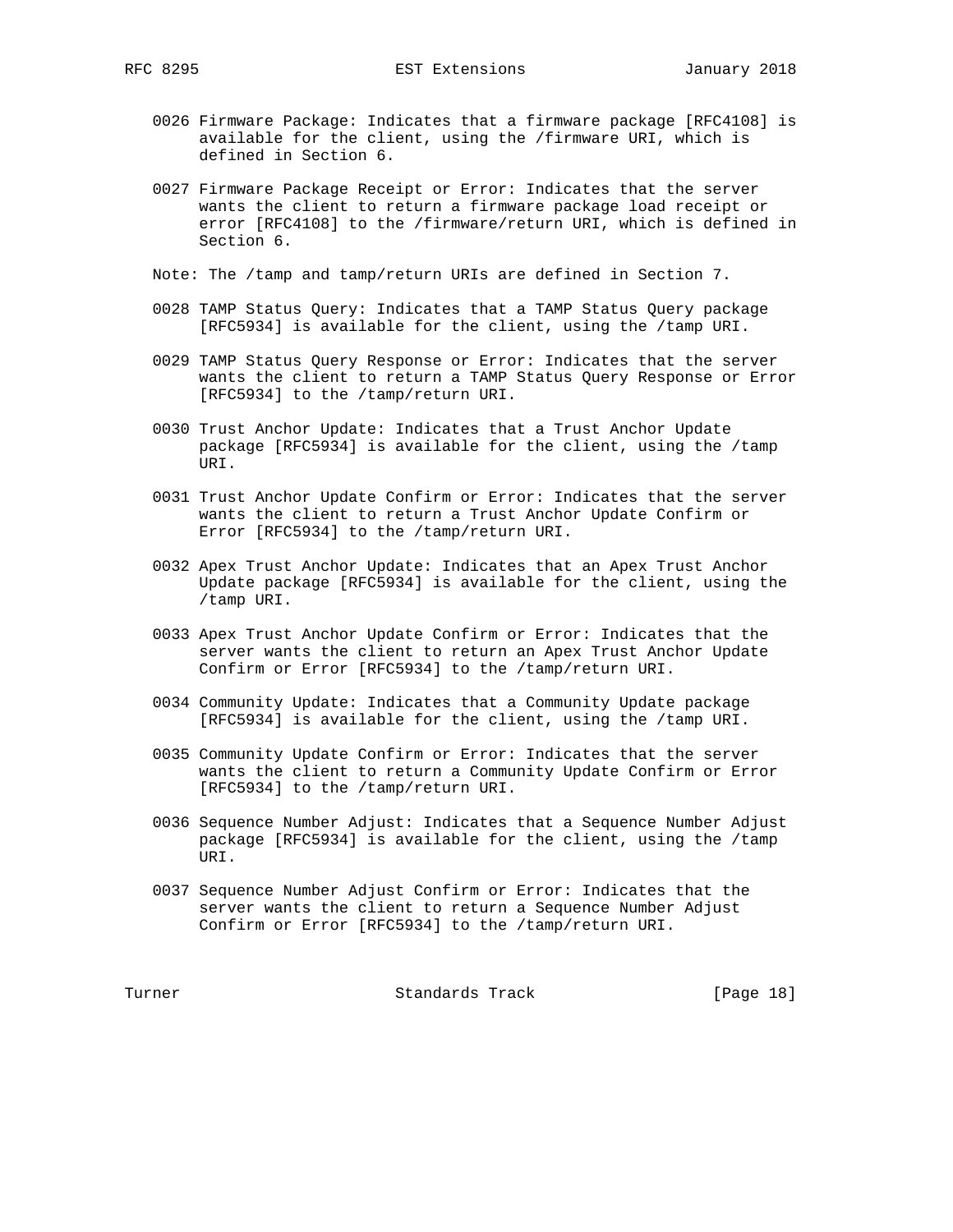0026 Firmware Package: Indicates that a firmware package [RFC4108] is available for the client, using the /firmware URI, which is defined in Section 6.

0027 Firmware Package Receipt or Error: Indicates that the server wants the client to return a firmware package load receipt or error [RFC4108] to the /firmware/return URI, which is defined in Section 6.

Note: The /tamp and tamp/return URIs are defined in Section 7.

0028 TAMP Status Query: Indicates that a TAMP Status Query package [RFC5934] is available for the client, using the /tamp URI.

0029 TAMP Status Query Response or Error: Indicates that the server wants the client to return a TAMP Status Query Response or Error [RFC5934] to the /tamp/return URI.

0030 Trust Anchor Update: Indicates that a Trust Anchor Update package [RFC5934] is available for the client, using the /tamp URI.

0031 Trust Anchor Update Confirm or Error: Indicates that the server wants the client to return a Trust Anchor Update Confirm or Error [RFC5934] to the /tamp/return URI.

0032 Apex Trust Anchor Update: Indicates that an Apex Trust Anchor Update package [RFC5934] is available for the client, using the /tamp URI.

0033 Apex Trust Anchor Update Confirm or Error: Indicates that the server wants the client to return an Apex Trust Anchor Update Confirm or Error [RFC5934] to the /tamp/return URI.

0034 Community Update: Indicates that a Community Update package [RFC5934] is available for the client, using the /tamp URI.

0035 Community Update Confirm or Error: Indicates that the server wants the client to return a Community Update Confirm or Error [RFC5934] to the /tamp/return URI.

0036 Sequence Number Adjust: Indicates that a Sequence Number Adjust package [RFC5934] is available for the client, using the /tamp URI.

0037 Sequence Number Adjust Confirm or Error: Indicates that the server wants the client to return a Sequence Number Adjust Confirm or Error [RFC5934] to the /tamp/return URI.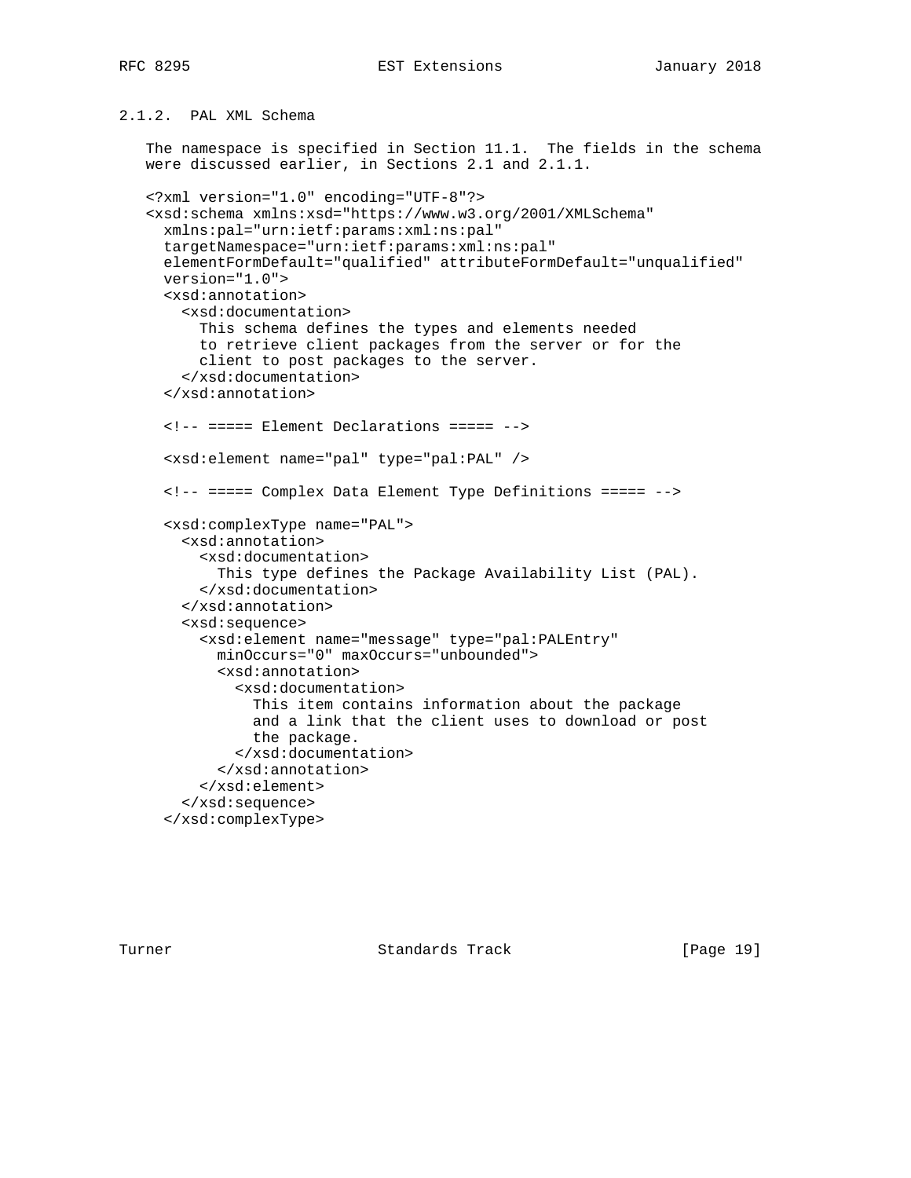### 2.1.2. PAL XML Schema

The namespace is specified in Section 11.1. The fields in the schema were discussed earlier, in Sections 2.1 and 2.1.1.

```
<?xml version="1.0" encoding="UTF-8"?>
<xsd:schema xmlns:xsd="https://www.w3.org/2001/XMLSchema"
  xmlns:pal="urn:ietf:params:xml:ns:pal"
  targetNamespace="urn:ietf:params:xml:ns:pal"
  elementFormDefault="qualified" attributeFormDefault="unqualified"
  version="1.0">
  <xsd:annotation>
    <xsd:documentation>
      This schema defines the types and elements needed
      to retrieve client packages from the server or for the
      client to post packages to the server.
    </xsd:documentation>
  </xsd:annotation>

  <!-- ===== Element Declarations ===== -->

  <xsd:element name="pal" type="pal:PAL" />

  <!-- ===== Complex Data Element Type Definitions ===== -->

  <xsd:complexType name="PAL">
    <xsd:annotation>
      <xsd:documentation>
        This type defines the Package Availability List (PAL).
      </xsd:documentation>
    </xsd:annotation>
    <xsd:sequence>
      <xsd:element name="message" type="pal:PALEntry"
        minOccurs="0" maxOccurs="unbounded">
        <xsd:annotation>
          <xsd:documentation>
            This item contains information about the package
            and a link that the client uses to download or post
            the package.
          </xsd:documentation>
        </xsd:annotation>
      </xsd:element>
    </xsd:sequence>
  </xsd:complexType>
```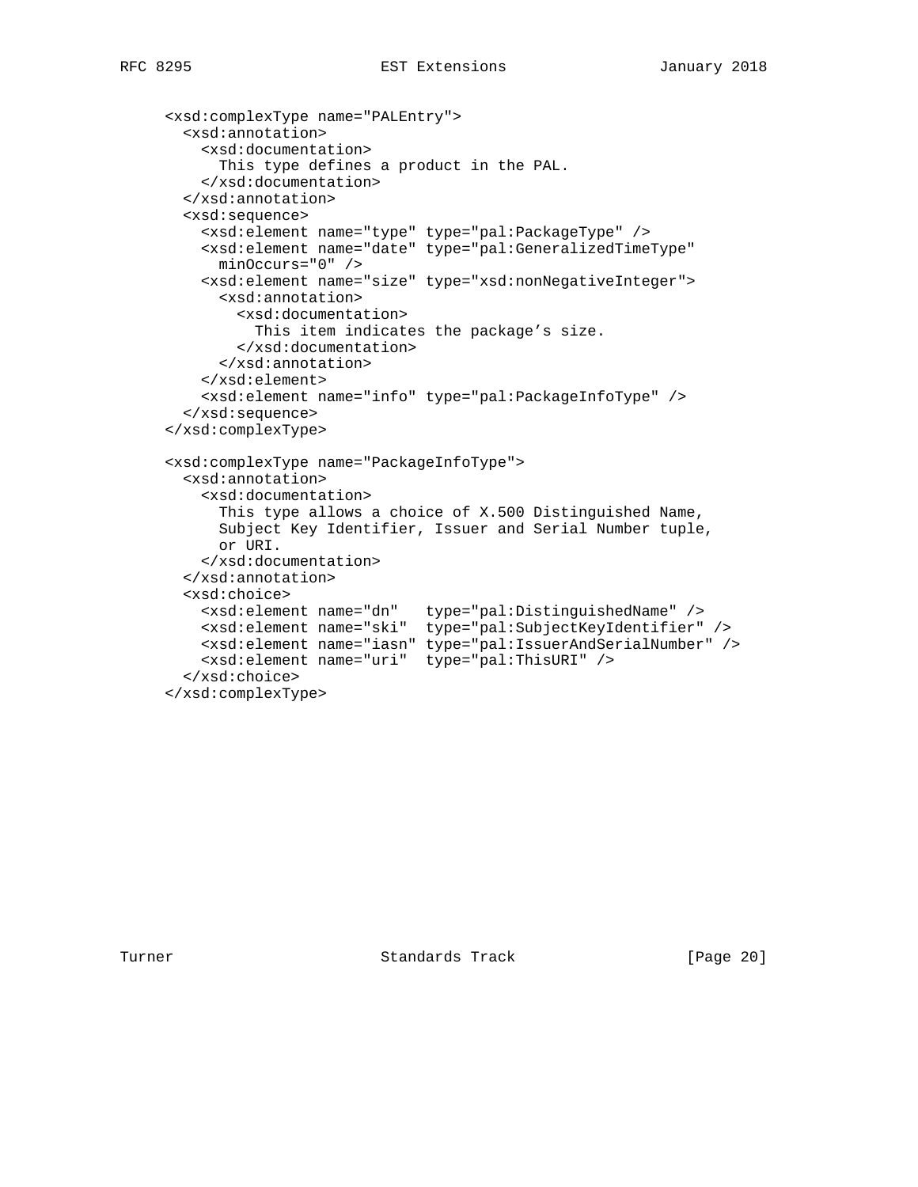```
<xsd:complexType name="PALEntry">
  <xsd:annotation>
    <xsd:documentation>
      This type defines a product in the PAL.
    </xsd:documentation>
  </xsd:annotation>
  <xsd:sequence>
    <xsd:element name="type" type="pal:PackageType" />
    <xsd:element name="date" type="pal:GeneralizedTimeType"
      minOccurs="0" />
    <xsd:element name="size" type="xsd:nonNegativeInteger">
      <xsd:annotation>
        <xsd:documentation>
          This item indicates the package’s size.
        </xsd:documentation>
      </xsd:annotation>
    </xsd:element>
    <xsd:element name="info" type="pal:PackageInfoType" />
  </xsd:sequence>
</xsd:complexType>

<xsd:complexType name="PackageInfoType">
  <xsd:annotation>
    <xsd:documentation>
      This type allows a choice of X.500 Distinguished Name,
      Subject Key Identifier, Issuer and Serial Number tuple,
      or URI.
    </xsd:documentation>
  </xsd:annotation>
  <xsd:choice>
    <xsd:element name="dn"   type="pal:DistinguishedName" />
    <xsd:element name="ski"  type="pal:SubjectKeyIdentifier" />
    <xsd:element name="iasn" type="pal:IssuerAndSerialNumber" />
    <xsd:element name="uri"  type="pal:ThisURI" />
  </xsd:choice>
</xsd:complexType>
```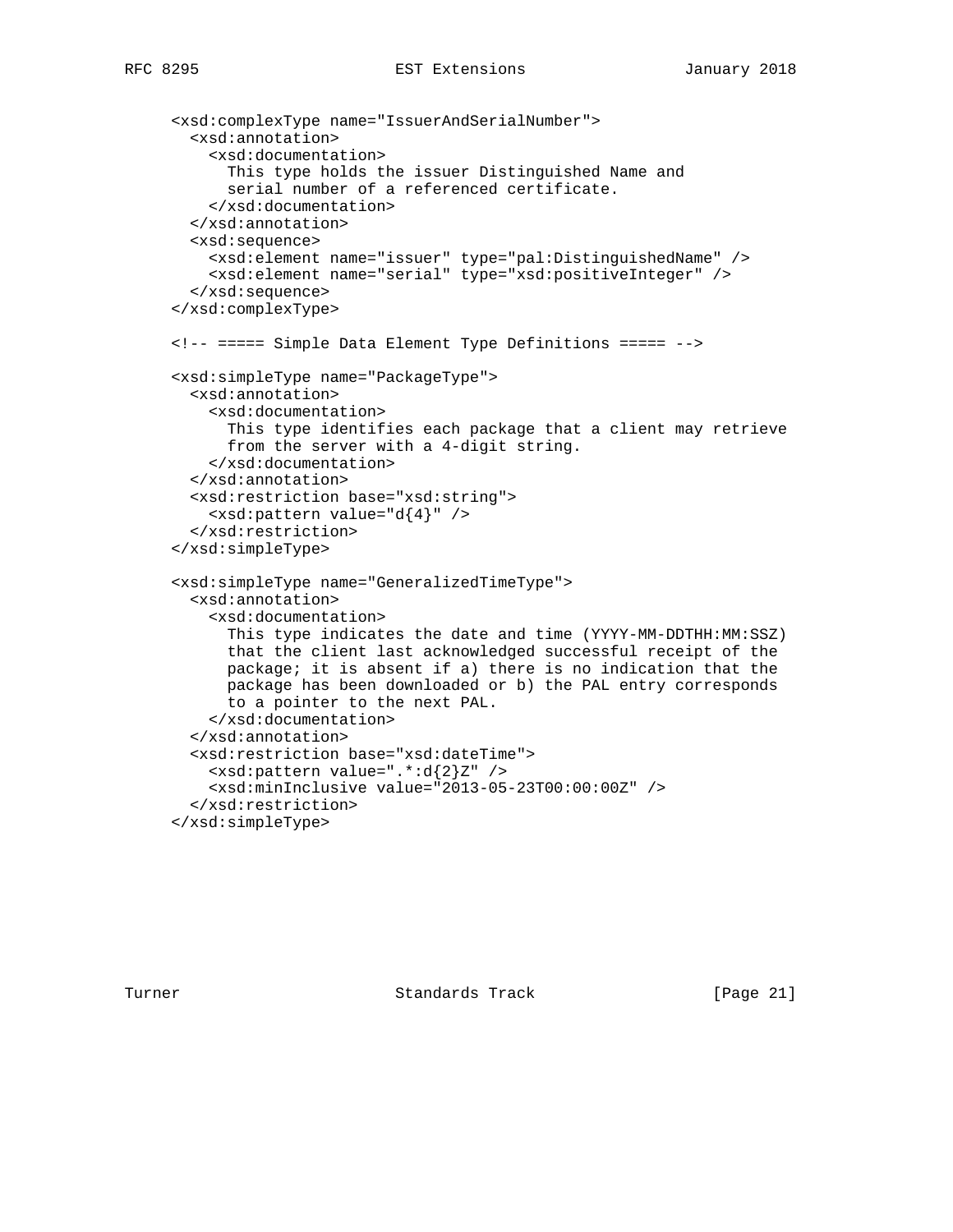```
<xsd:complexType name="IssuerAndSerialNumber">
  <xsd:annotation>
    <xsd:documentation>
      This type holds the issuer Distinguished Name and
      serial number of a referenced certificate.
    </xsd:documentation>
  </xsd:annotation>
  <xsd:sequence>
    <xsd:element name="issuer" type="pal:DistinguishedName" />
    <xsd:element name="serial" type="xsd:positiveInteger" />
  </xsd:sequence>
</xsd:complexType>

<!-- ===== Simple Data Element Type Definitions ===== -->

<xsd:simpleType name="PackageType">
  <xsd:annotation>
    <xsd:documentation>
      This type identifies each package that a client may retrieve
      from the server with a 4-digit string.
    </xsd:documentation>
  </xsd:annotation>
  <xsd:restriction base="xsd:string">
    <xsd:pattern value="d{4}" />
  </xsd:restriction>
</xsd:simpleType>

<xsd:simpleType name="GeneralizedTimeType">
  <xsd:annotation>
    <xsd:documentation>
      This type indicates the date and time (YYYY-MM-DDTHH:MM:SSZ)
      that the client last acknowledged successful receipt of the
      package; it is absent if a) there is no indication that the
      package has been downloaded or b) the PAL entry corresponds
      to a pointer to the next PAL.
    </xsd:documentation>
  </xsd:annotation>
  <xsd:restriction base="xsd:dateTime">
    <xsd:pattern value=".*:d{2}Z" />
    <xsd:minInclusive value="2013-05-23T00:00:00Z" />
  </xsd:restriction>
</xsd:simpleType>
```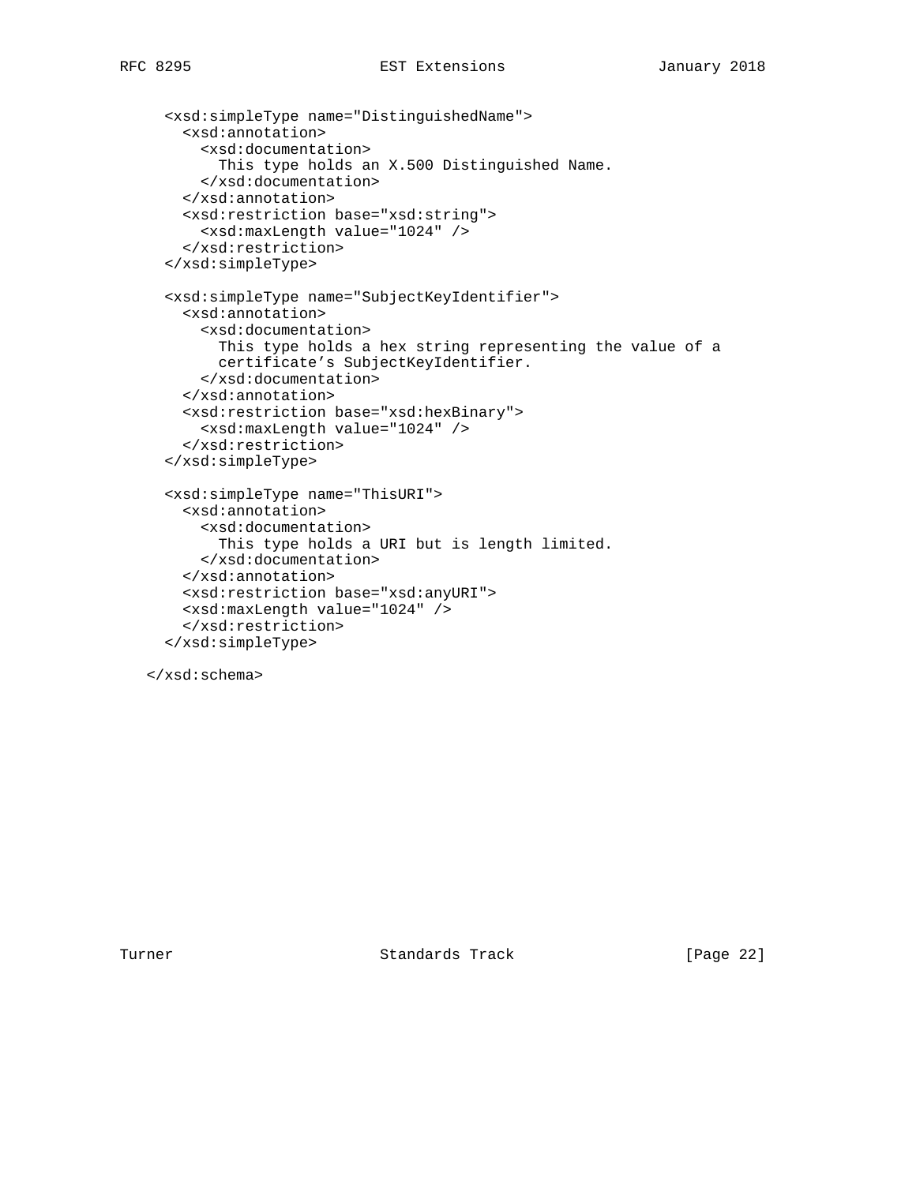```
     <xsd:simpleType name="DistinguishedName">
       <xsd:annotation>
         <xsd:documentation>
           This type holds an X.500 Distinguished Name.
         </xsd:documentation>
       </xsd:annotation>
       <xsd:restriction base="xsd:string">
         <xsd:maxLength value="1024" />
       </xsd:restriction>
     </xsd:simpleType>

     <xsd:simpleType name="SubjectKeyIdentifier">
       <xsd:annotation>
         <xsd:documentation>
           This type holds a hex string representing the value of a
           certificate’s SubjectKeyIdentifier.
         </xsd:documentation>
       </xsd:annotation>
       <xsd:restriction base="xsd:hexBinary">
         <xsd:maxLength value="1024" />
       </xsd:restriction>
     </xsd:simpleType>

     <xsd:simpleType name="ThisURI">
       <xsd:annotation>
         <xsd:documentation>
           This type holds a URI but is length limited.
         </xsd:documentation>
       </xsd:annotation>
       <xsd:restriction base="xsd:anyURI">
       <xsd:maxLength value="1024" />
       </xsd:restriction>
     </xsd:simpleType>

   </xsd:schema>
```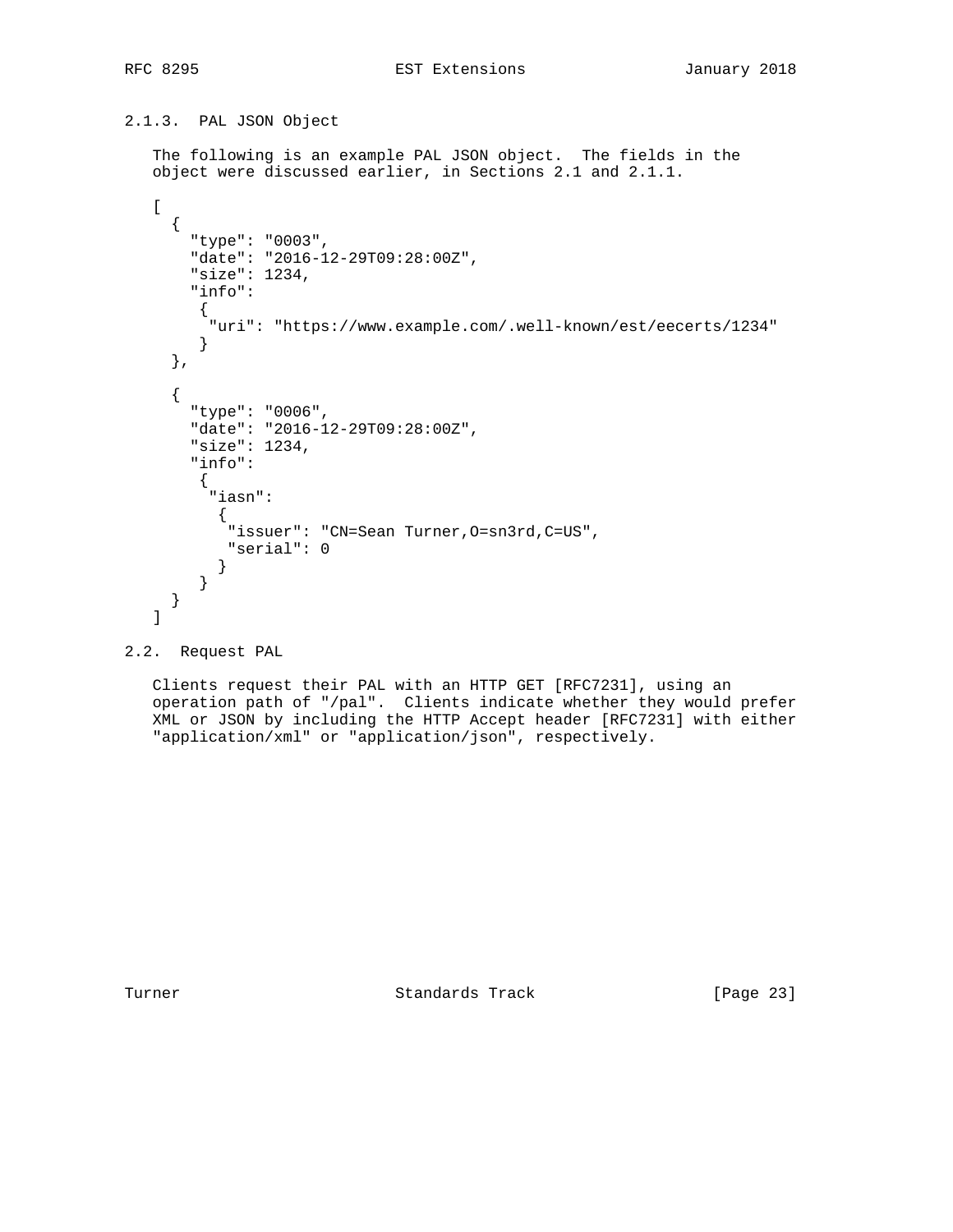### 2.1.3. PAL JSON Object

The following is an example PAL JSON object. The fields in the object were discussed earlier, in Sections 2.1 and 2.1.1.

```
[
  {
    "type": "0003",
    "date": "2016-12-29T09:28:00Z",
    "size": 1234,
    "info":
     {
      "uri": "https://www.example.com/.well-known/est/eecerts/1234"
     }
  },

  {
    "type": "0006",
    "date": "2016-12-29T09:28:00Z",
    "size": 1234,
    "info":
     {
      "iasn":
       {
        "issuer": "CN=Sean Turner,O=sn3rd,C=US",
        "serial": 0
       }
     }
  }
]
```

## 2.2. Request PAL

Clients request their PAL with an HTTP GET [RFC7231], using an operation path of "/pal". Clients indicate whether they would prefer XML or JSON by including the HTTP Accept header [RFC7231] with either "application/xml" or "application/json", respectively.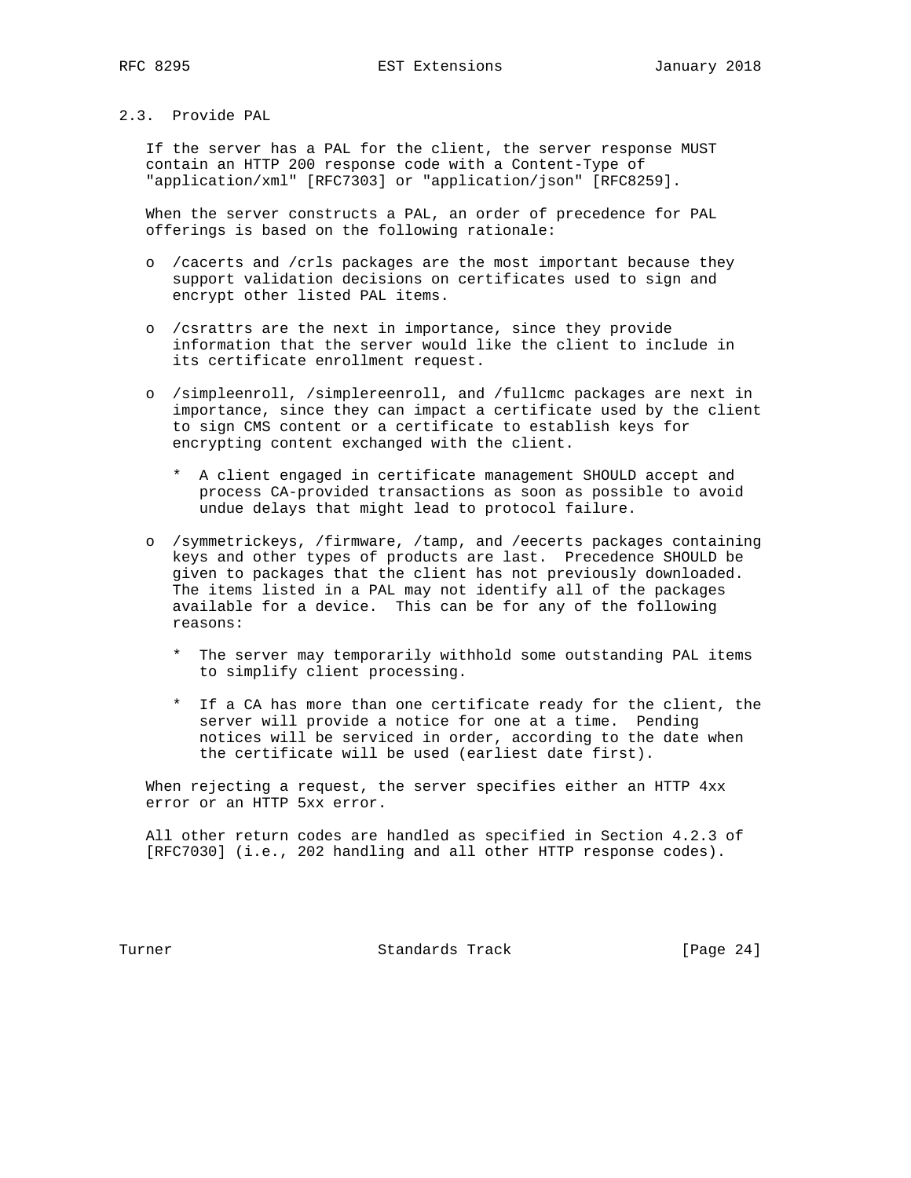## 2.3. Provide PAL

If the server has a PAL for the client, the server response MUST contain an HTTP 200 response code with a Content-Type of "application/xml" [RFC7303] or "application/json" [RFC8259].

When the server constructs a PAL, an order of precedence for PAL offerings is based on the following rationale:

- /cacerts and /crls packages are the most important because they support validation decisions on certificates used to sign and encrypt other listed PAL items.
- /csrattrs are the next in importance, since they provide information that the server would like the client to include in its certificate enrollment request.
- /simpleenroll, /simplereenroll, and /fullcmc packages are next in importance, since they can impact a certificate used by the client to sign CMS content or a certificate to establish keys for encrypting content exchanged with the client.
  - A client engaged in certificate management SHOULD accept and process CA-provided transactions as soon as possible to avoid undue delays that might lead to protocol failure.
- /symmetrickeys, /firmware, /tamp, and /eecerts packages containing keys and other types of products are last. Precedence SHOULD be given to packages that the client has not previously downloaded. The items listed in a PAL may not identify all of the packages available for a device. This can be for any of the following reasons:
  - The server may temporarily withhold some outstanding PAL items to simplify client processing.
  - If a CA has more than one certificate ready for the client, the server will provide a notice for one at a time. Pending notices will be serviced in order, according to the date when the certificate will be used (earliest date first).

When rejecting a request, the server specifies either an HTTP 4xx error or an HTTP 5xx error.

All other return codes are handled as specified in Section 4.2.3 of [RFC7030] (i.e., 202 handling and all other HTTP response codes).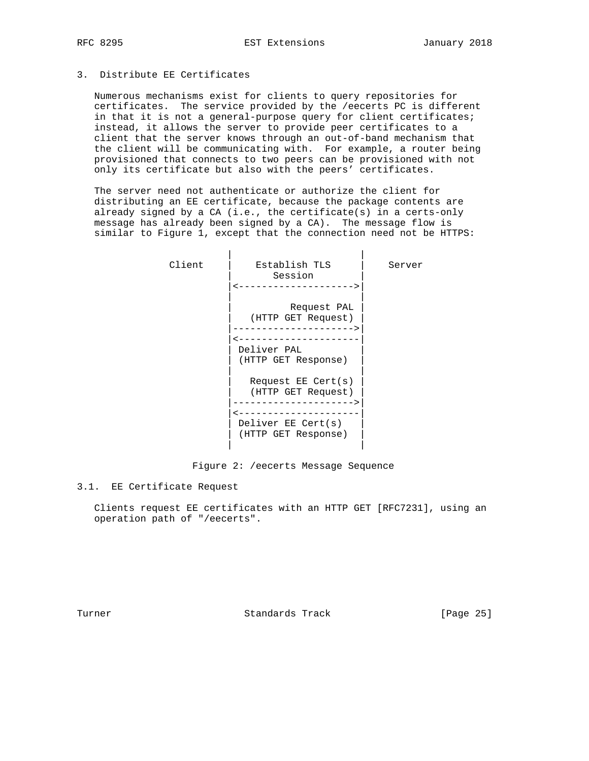## 3. Distribute EE Certificates

Numerous mechanisms exist for clients to query repositories for certificates. The service provided by the /eecerts PC is different in that it is not a general-purpose query for client certificates; instead, it allows the server to provide peer certificates to a client that the server knows through an out-of-band mechanism that the client will be communicating with. For example, a router being provisioned that connects to two peers can be provisioned with not only its certificate but also with the peers' certificates.

The server need not authenticate or authorize the client for distributing an EE certificate, because the package contents are already signed by a CA (i.e., the certificate(s) in a certs-only message has already been signed by a CA). The message flow is similar to Figure 1, except that the connection need not be HTTPS:

```
                  |                       |
         Client   |    Establish TLS      |    Server
                  |       Session         |
                  |<--------------------->|
                  |                       |
                  |          Request PAL  |
                  |   (HTTP GET Request)  |
                  |---------------------->|
                  |<----------------------|
                  | Deliver PAL           |
                  | (HTTP GET Response)   |
                  |                       |
                  |   Request EE Cert(s)  |
                  |   (HTTP GET Request)  |
                  |---------------------->|
                  |<----------------------|
                  | Deliver EE Cert(s)    |
                  | (HTTP GET Response)   |
                  |                       |
```

Figure 2: /eecerts Message Sequence

### 3.1. EE Certificate Request

Clients request EE certificates with an HTTP GET [RFC7231], using an operation path of "/eecerts".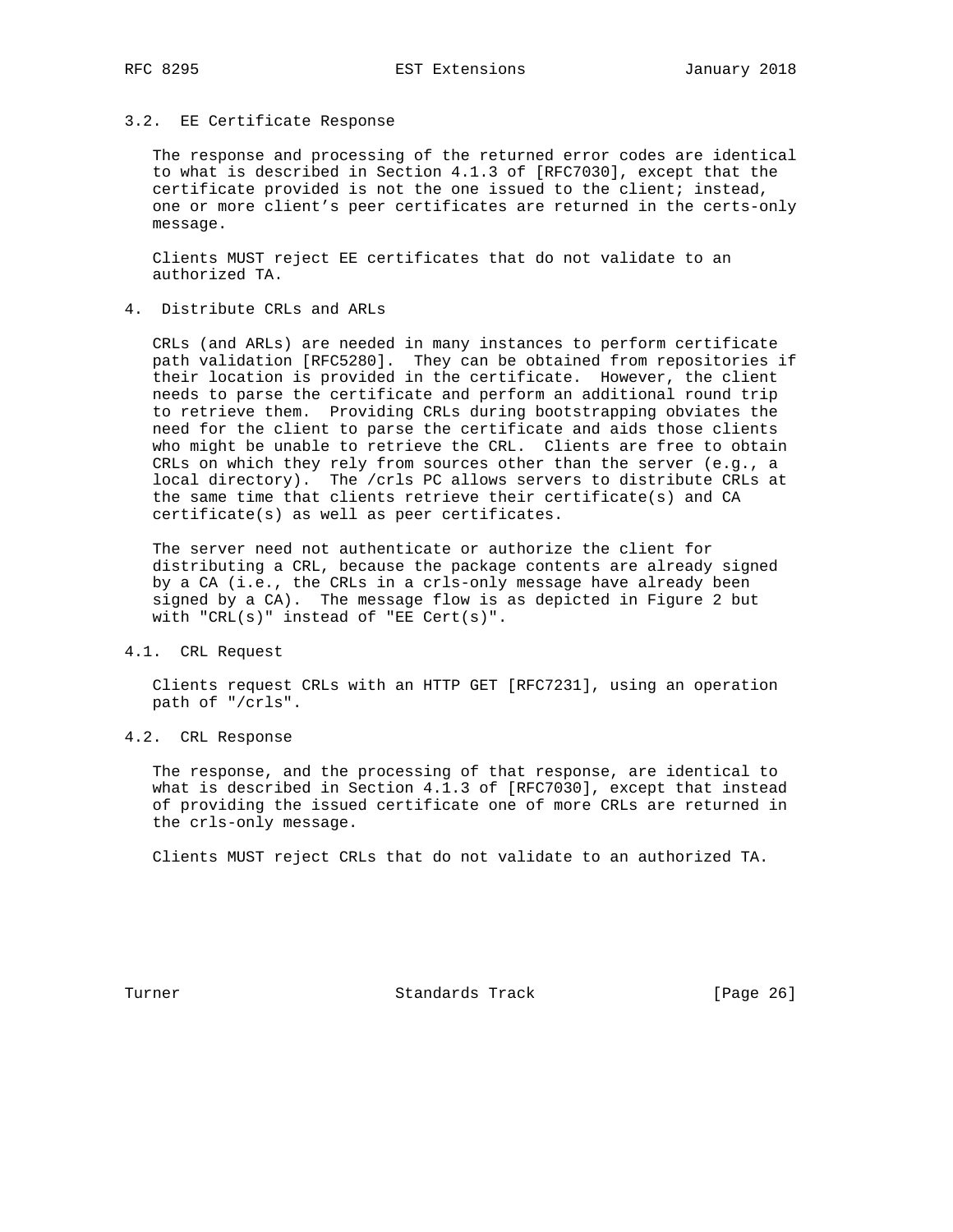### 3.2. EE Certificate Response

The response and processing of the returned error codes are identical to what is described in Section 4.1.3 of [RFC7030], except that the certificate provided is not the one issued to the client; instead, one or more client's peer certificates are returned in the certs-only message.

Clients MUST reject EE certificates that do not validate to an authorized TA.

## 4. Distribute CRLs and ARLs

CRLs (and ARLs) are needed in many instances to perform certificate path validation [RFC5280]. They can be obtained from repositories if their location is provided in the certificate. However, the client needs to parse the certificate and perform an additional round trip to retrieve them. Providing CRLs during bootstrapping obviates the need for the client to parse the certificate and aids those clients who might be unable to retrieve the CRL. Clients are free to obtain CRLs on which they rely from sources other than the server (e.g., a local directory). The /crls PC allows servers to distribute CRLs at the same time that clients retrieve their certificate(s) and CA certificate(s) as well as peer certificates.

The server need not authenticate or authorize the client for distributing a CRL, because the package contents are already signed by a CA (i.e., the CRLs in a crls-only message have already been signed by a CA). The message flow is as depicted in Figure 2 but with "CRL(s)" instead of "EE Cert(s)".

### 4.1. CRL Request

Clients request CRLs with an HTTP GET [RFC7231], using an operation path of "/crls".

### 4.2. CRL Response

The response, and the processing of that response, are identical to what is described in Section 4.1.3 of [RFC7030], except that instead of providing the issued certificate one of more CRLs are returned in the crls-only message.

Clients MUST reject CRLs that do not validate to an authorized TA.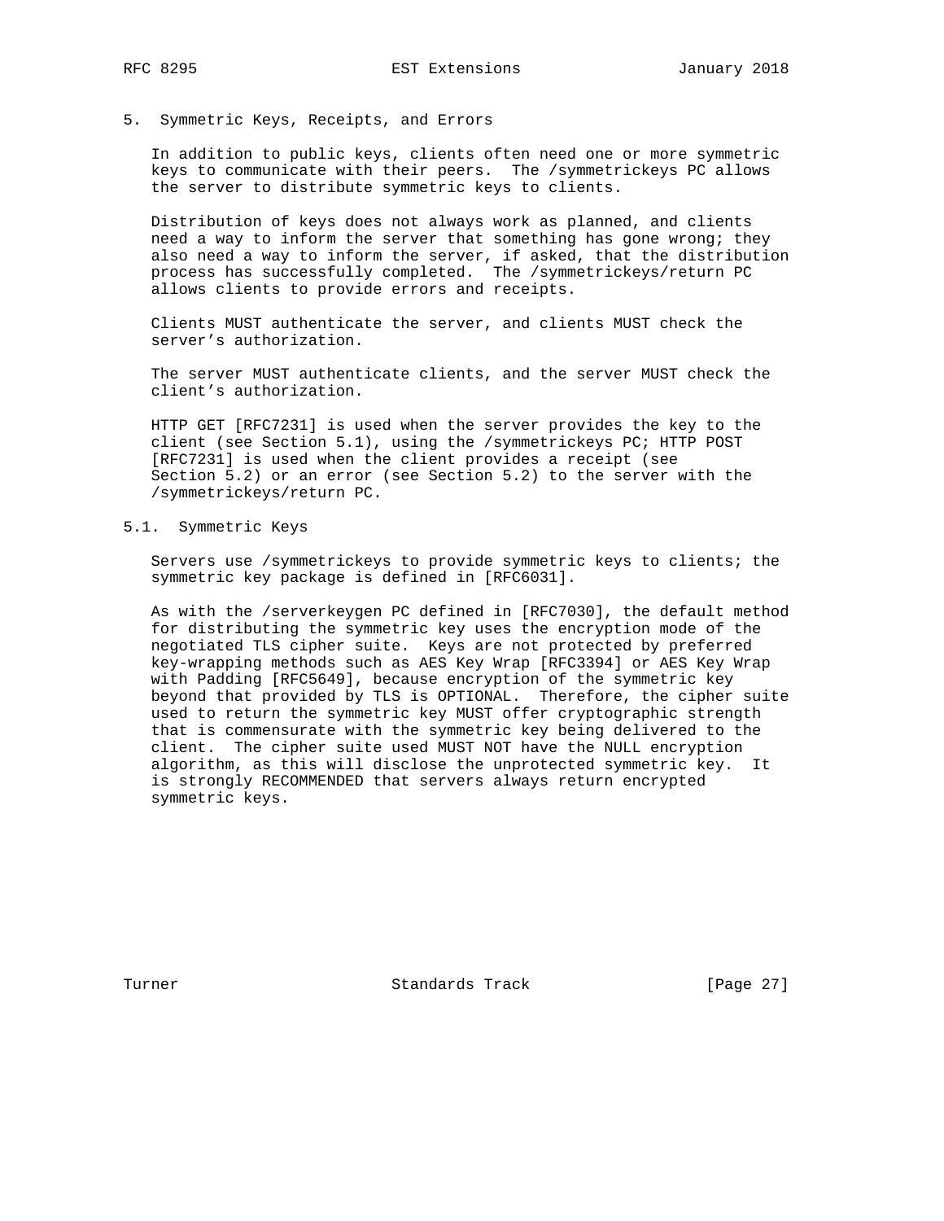## 5. Symmetric Keys, Receipts, and Errors

In addition to public keys, clients often need one or more symmetric keys to communicate with their peers. The /symmetrickeys PC allows the server to distribute symmetric keys to clients.

Distribution of keys does not always work as planned, and clients need a way to inform the server that something has gone wrong; they also need a way to inform the server, if asked, that the distribution process has successfully completed. The /symmetrickeys/return PC allows clients to provide errors and receipts.

Clients MUST authenticate the server, and clients MUST check the server's authorization.

The server MUST authenticate clients, and the server MUST check the client's authorization.

HTTP GET [RFC7231] is used when the server provides the key to the client (see Section 5.1), using the /symmetrickeys PC; HTTP POST [RFC7231] is used when the client provides a receipt (see Section 5.2) or an error (see Section 5.2) to the server with the /symmetrickeys/return PC.

### 5.1. Symmetric Keys

Servers use /symmetrickeys to provide symmetric keys to clients; the symmetric key package is defined in [RFC6031].

As with the /serverkeygen PC defined in [RFC7030], the default method for distributing the symmetric key uses the encryption mode of the negotiated TLS cipher suite. Keys are not protected by preferred key-wrapping methods such as AES Key Wrap [RFC3394] or AES Key Wrap with Padding [RFC5649], because encryption of the symmetric key beyond that provided by TLS is OPTIONAL. Therefore, the cipher suite used to return the symmetric key MUST offer cryptographic strength that is commensurate with the symmetric key being delivered to the client. The cipher suite used MUST NOT have the NULL encryption algorithm, as this will disclose the unprotected symmetric key. It is strongly RECOMMENDED that servers always return encrypted symmetric keys.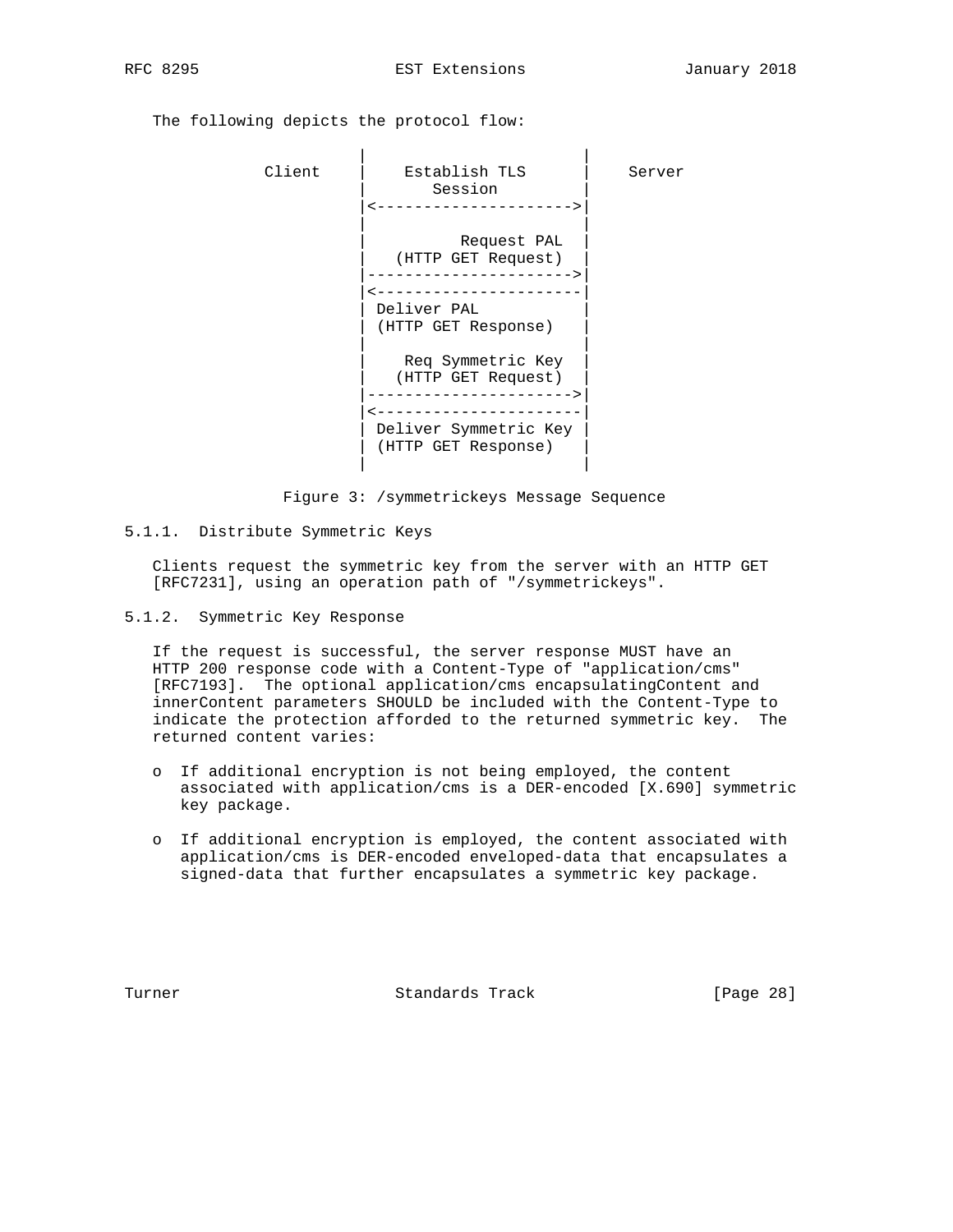The following depicts the protocol flow:

```
                    |                      |
         Client     |    Establish TLS     |    Server
                    |       Session        |
                    |<-------------------->|
                    |                      |
                    |          Request PAL |
                    |   (HTTP GET Request) |
                    |--------------------->|
                    |<---------------------|
                    | Deliver PAL          |
                    | (HTTP GET Response)  |
                    |                      |
                    |    Req Symmetric Key |
                    |   (HTTP GET Request) |
                    |--------------------->|
                    |<---------------------|
                    | Deliver Symmetric Key |
                    | (HTTP GET Response)  |
                    |                      |
```

Figure 3: /symmetrickeys Message Sequence

### 5.1.1. Distribute Symmetric Keys

Clients request the symmetric key from the server with an HTTP GET [RFC7231], using an operation path of "/symmetrickeys".

### 5.1.2. Symmetric Key Response

If the request is successful, the server response MUST have an HTTP 200 response code with a Content-Type of "application/cms" [RFC7193]. The optional application/cms encapsulatingContent and innerContent parameters SHOULD be included with the Content-Type to indicate the protection afforded to the returned symmetric key. The returned content varies:

- If additional encryption is not being employed, the content associated with application/cms is a DER-encoded [X.690] symmetric key package.

- If additional encryption is employed, the content associated with application/cms is DER-encoded enveloped-data that encapsulates a signed-data that further encapsulates a symmetric key package.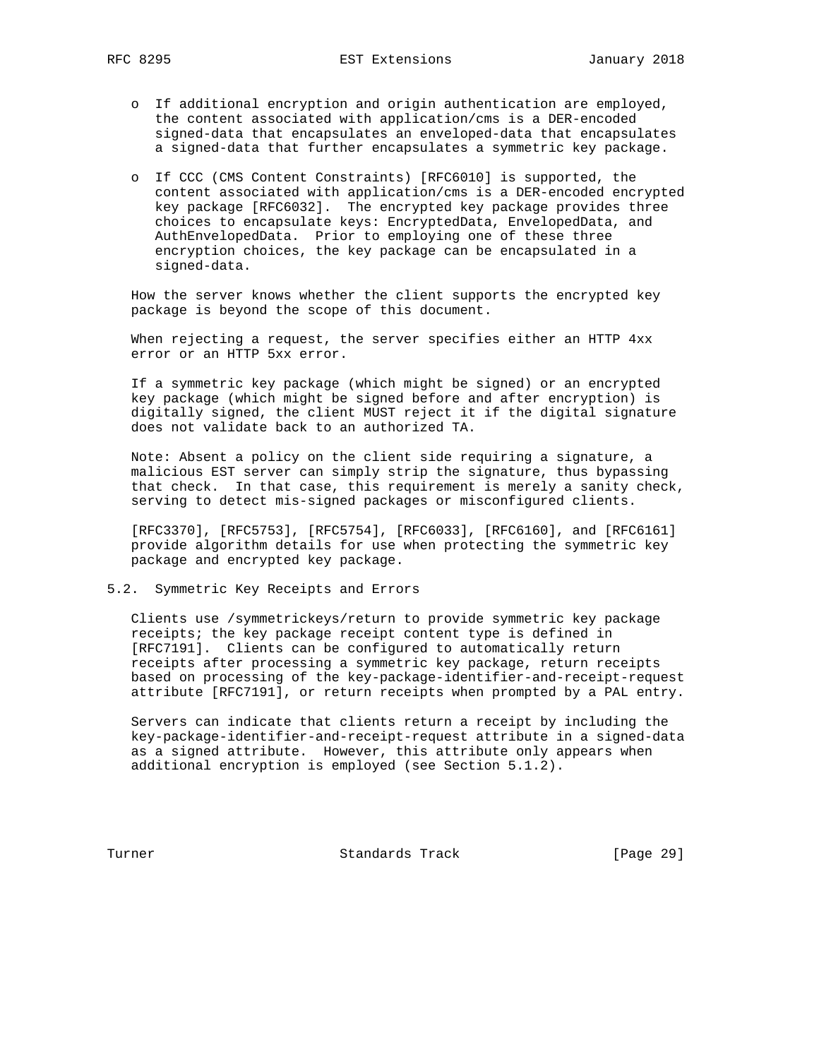- If additional encryption and origin authentication are employed, the content associated with application/cms is a DER-encoded signed-data that encapsulates an enveloped-data that encapsulates a signed-data that further encapsulates a symmetric key package.

- If CCC (CMS Content Constraints) [RFC6010] is supported, the content associated with application/cms is a DER-encoded encrypted key package [RFC6032]. The encrypted key package provides three choices to encapsulate keys: EncryptedData, EnvelopedData, and AuthEnvelopedData. Prior to employing one of these three encryption choices, the key package can be encapsulated in a signed-data.

How the server knows whether the client supports the encrypted key package is beyond the scope of this document.

When rejecting a request, the server specifies either an HTTP 4xx error or an HTTP 5xx error.

If a symmetric key package (which might be signed) or an encrypted key package (which might be signed before and after encryption) is digitally signed, the client MUST reject it if the digital signature does not validate back to an authorized TA.

Note: Absent a policy on the client side requiring a signature, a malicious EST server can simply strip the signature, thus bypassing that check. In that case, this requirement is merely a sanity check, serving to detect mis-signed packages or misconfigured clients.

[RFC3370], [RFC5753], [RFC5754], [RFC6033], [RFC6160], and [RFC6161] provide algorithm details for use when protecting the symmetric key package and encrypted key package.

## 5.2. Symmetric Key Receipts and Errors

Clients use /symmetrickeys/return to provide symmetric key package receipts; the key package receipt content type is defined in [RFC7191]. Clients can be configured to automatically return receipts after processing a symmetric key package, return receipts based on processing of the key-package-identifier-and-receipt-request attribute [RFC7191], or return receipts when prompted by a PAL entry.

Servers can indicate that clients return a receipt by including the key-package-identifier-and-receipt-request attribute in a signed-data as a signed attribute. However, this attribute only appears when additional encryption is employed (see Section 5.1.2).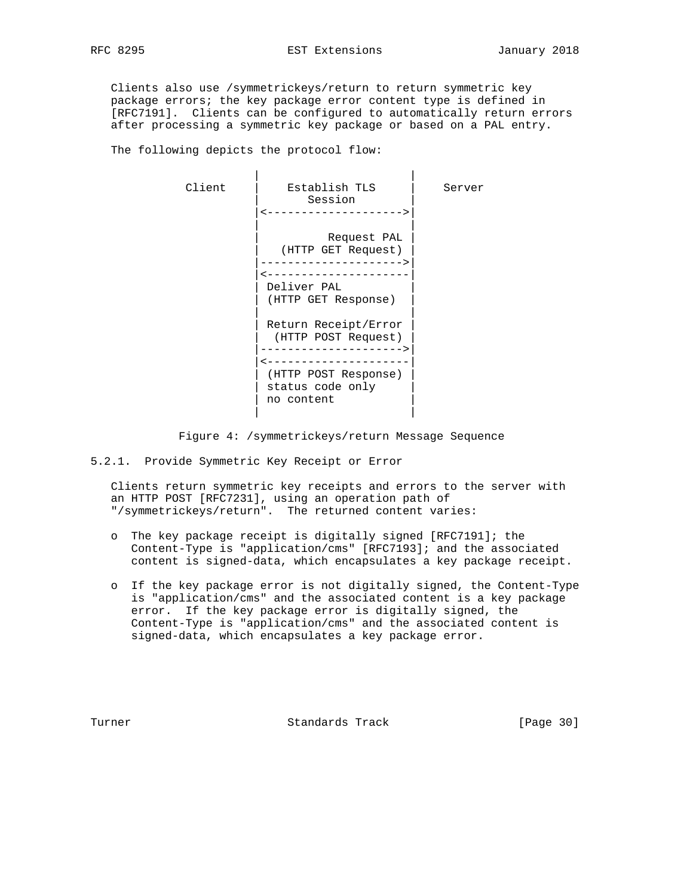Clients also use /symmetrickeys/return to return symmetric key package errors; the key package error content type is defined in [RFC7191]. Clients can be configured to automatically return errors after processing a symmetric key package or based on a PAL entry.

The following depicts the protocol flow:

```
                       |                     |
           Client      |    Establish TLS    |    Server
                       |       Session       |
                       |<------------------->|
                       |                     |
                       |         Request PAL |
                       |   (HTTP GET Request) |
                       |-------------------->|
                       |<--------------------|
                       | Deliver PAL         |
                       | (HTTP GET Response) |
                       |                     |
                       | Return Receipt/Error |
                       |  (HTTP POST Request) |
                       |-------------------->|
                       |<--------------------|
                       | (HTTP POST Response) |
                       | status code only    |
                       | no content          |
                       |                     |
```

Figure 4: /symmetrickeys/return Message Sequence

### 5.2.1. Provide Symmetric Key Receipt or Error

Clients return symmetric key receipts and errors to the server with an HTTP POST [RFC7231], using an operation path of "/symmetrickeys/return". The returned content varies:

- The key package receipt is digitally signed [RFC7191]; the Content-Type is "application/cms" [RFC7193]; and the associated content is signed-data, which encapsulates a key package receipt.

- If the key package error is not digitally signed, the Content-Type is "application/cms" and the associated content is a key package error. If the key package error is digitally signed, the Content-Type is "application/cms" and the associated content is signed-data, which encapsulates a key package error.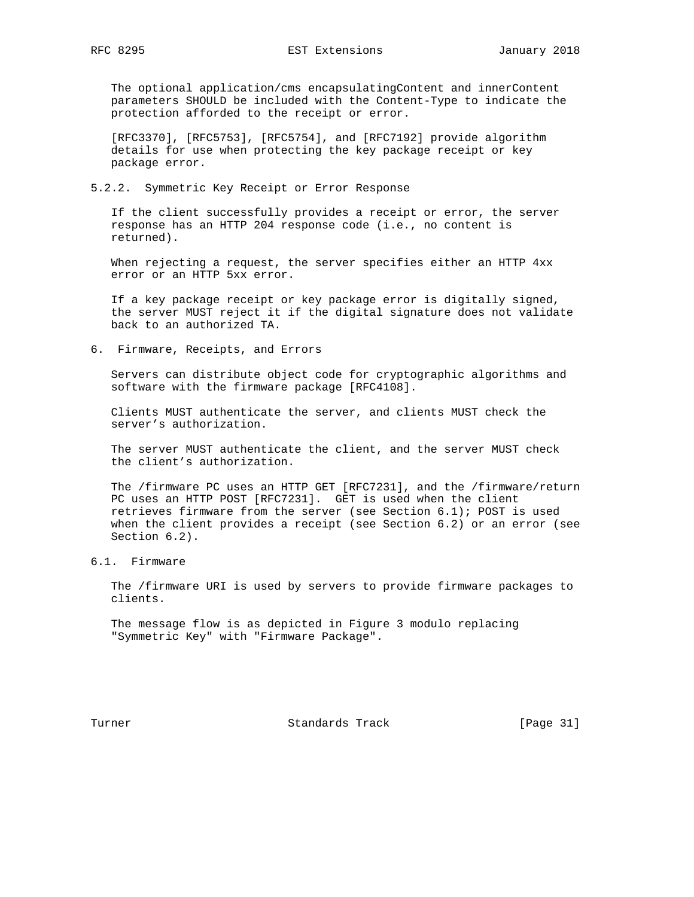The optional application/cms encapsulatingContent and innerContent parameters SHOULD be included with the Content-Type to indicate the protection afforded to the receipt or error.

[RFC3370], [RFC5753], [RFC5754], and [RFC7192] provide algorithm details for use when protecting the key package receipt or key package error.

### 5.2.2. Symmetric Key Receipt or Error Response

If the client successfully provides a receipt or error, the server response has an HTTP 204 response code (i.e., no content is returned).

When rejecting a request, the server specifies either an HTTP 4xx error or an HTTP 5xx error.

If a key package receipt or key package error is digitally signed, the server MUST reject it if the digital signature does not validate back to an authorized TA.

## 6. Firmware, Receipts, and Errors

Servers can distribute object code for cryptographic algorithms and software with the firmware package [RFC4108].

Clients MUST authenticate the server, and clients MUST check the server's authorization.

The server MUST authenticate the client, and the server MUST check the client's authorization.

The /firmware PC uses an HTTP GET [RFC7231], and the /firmware/return PC uses an HTTP POST [RFC7231]. GET is used when the client retrieves firmware from the server (see Section 6.1); POST is used when the client provides a receipt (see Section 6.2) or an error (see Section 6.2).

### 6.1. Firmware

The /firmware URI is used by servers to provide firmware packages to clients.

The message flow is as depicted in Figure 3 modulo replacing "Symmetric Key" with "Firmware Package".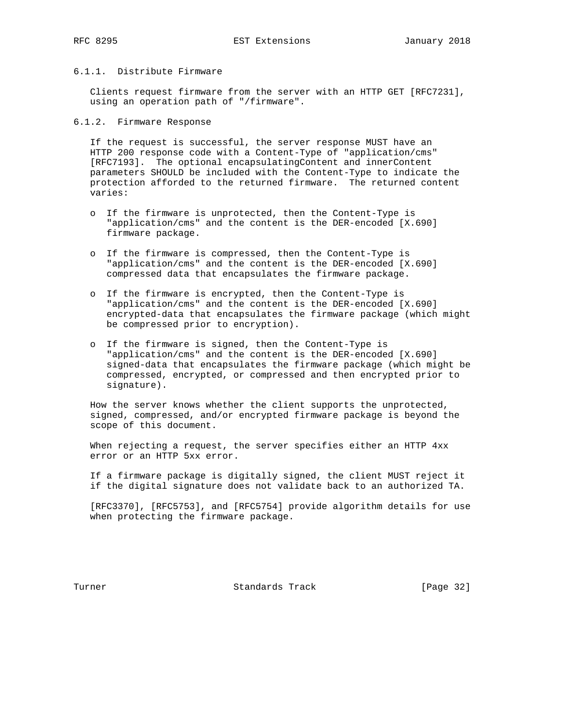#### 6.1.1. Distribute Firmware

Clients request firmware from the server with an HTTP GET [RFC7231], using an operation path of "/firmware".

#### 6.1.2. Firmware Response

If the request is successful, the server response MUST have an HTTP 200 response code with a Content-Type of "application/cms" [RFC7193]. The optional encapsulatingContent and innerContent parameters SHOULD be included with the Content-Type to indicate the protection afforded to the returned firmware. The returned content varies:

- If the firmware is unprotected, then the Content-Type is "application/cms" and the content is the DER-encoded [X.690] firmware package.

- If the firmware is compressed, then the Content-Type is "application/cms" and the content is the DER-encoded [X.690] compressed data that encapsulates the firmware package.

- If the firmware is encrypted, then the Content-Type is "application/cms" and the content is the DER-encoded [X.690] encrypted-data that encapsulates the firmware package (which might be compressed prior to encryption).

- If the firmware is signed, then the Content-Type is "application/cms" and the content is the DER-encoded [X.690] signed-data that encapsulates the firmware package (which might be compressed, encrypted, or compressed and then encrypted prior to signature).

How the server knows whether the client supports the unprotected, signed, compressed, and/or encrypted firmware package is beyond the scope of this document.

When rejecting a request, the server specifies either an HTTP 4xx error or an HTTP 5xx error.

If a firmware package is digitally signed, the client MUST reject it if the digital signature does not validate back to an authorized TA.

[RFC3370], [RFC5753], and [RFC5754] provide algorithm details for use when protecting the firmware package.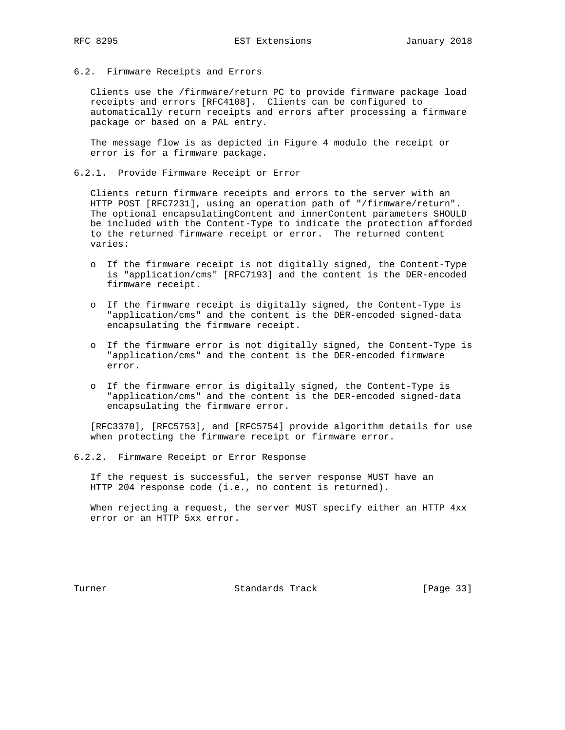### 6.2. Firmware Receipts and Errors

Clients use the /firmware/return PC to provide firmware package load receipts and errors [RFC4108]. Clients can be configured to automatically return receipts and errors after processing a firmware package or based on a PAL entry.

The message flow is as depicted in Figure 4 modulo the receipt or error is for a firmware package.

#### 6.2.1. Provide Firmware Receipt or Error

Clients return firmware receipts and errors to the server with an HTTP POST [RFC7231], using an operation path of "/firmware/return". The optional encapsulatingContent and innerContent parameters SHOULD be included with the Content-Type to indicate the protection afforded to the returned firmware receipt or error. The returned content varies:

- If the firmware receipt is not digitally signed, the Content-Type is "application/cms" [RFC7193] and the content is the DER-encoded firmware receipt.
- If the firmware receipt is digitally signed, the Content-Type is "application/cms" and the content is the DER-encoded signed-data encapsulating the firmware receipt.
- If the firmware error is not digitally signed, the Content-Type is "application/cms" and the content is the DER-encoded firmware error.
- If the firmware error is digitally signed, the Content-Type is "application/cms" and the content is the DER-encoded signed-data encapsulating the firmware error.

[RFC3370], [RFC5753], and [RFC5754] provide algorithm details for use when protecting the firmware receipt or firmware error.

#### 6.2.2. Firmware Receipt or Error Response

If the request is successful, the server response MUST have an HTTP 204 response code (i.e., no content is returned).

When rejecting a request, the server MUST specify either an HTTP 4xx error or an HTTP 5xx error.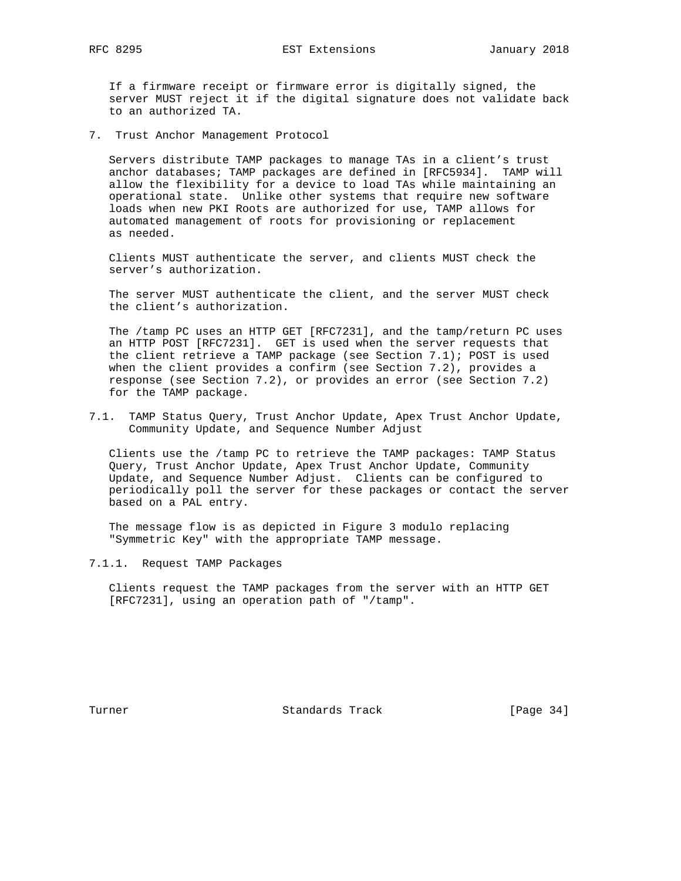If a firmware receipt or firmware error is digitally signed, the server MUST reject it if the digital signature does not validate back to an authorized TA.

## 7. Trust Anchor Management Protocol

Servers distribute TAMP packages to manage TAs in a client's trust anchor databases; TAMP packages are defined in [RFC5934]. TAMP will allow the flexibility for a device to load TAs while maintaining an operational state. Unlike other systems that require new software loads when new PKI Roots are authorized for use, TAMP allows for automated management of roots for provisioning or replacement as needed.

Clients MUST authenticate the server, and clients MUST check the server's authorization.

The server MUST authenticate the client, and the server MUST check the client's authorization.

The /tamp PC uses an HTTP GET [RFC7231], and the tamp/return PC uses an HTTP POST [RFC7231]. GET is used when the server requests that the client retrieve a TAMP package (see Section 7.1); POST is used when the client provides a confirm (see Section 7.2), provides a response (see Section 7.2), or provides an error (see Section 7.2) for the TAMP package.

### 7.1. TAMP Status Query, Trust Anchor Update, Apex Trust Anchor Update, Community Update, and Sequence Number Adjust

Clients use the /tamp PC to retrieve the TAMP packages: TAMP Status Query, Trust Anchor Update, Apex Trust Anchor Update, Community Update, and Sequence Number Adjust. Clients can be configured to periodically poll the server for these packages or contact the server based on a PAL entry.

The message flow is as depicted in Figure 3 modulo replacing "Symmetric Key" with the appropriate TAMP message.

#### 7.1.1. Request TAMP Packages

Clients request the TAMP packages from the server with an HTTP GET [RFC7231], using an operation path of "/tamp".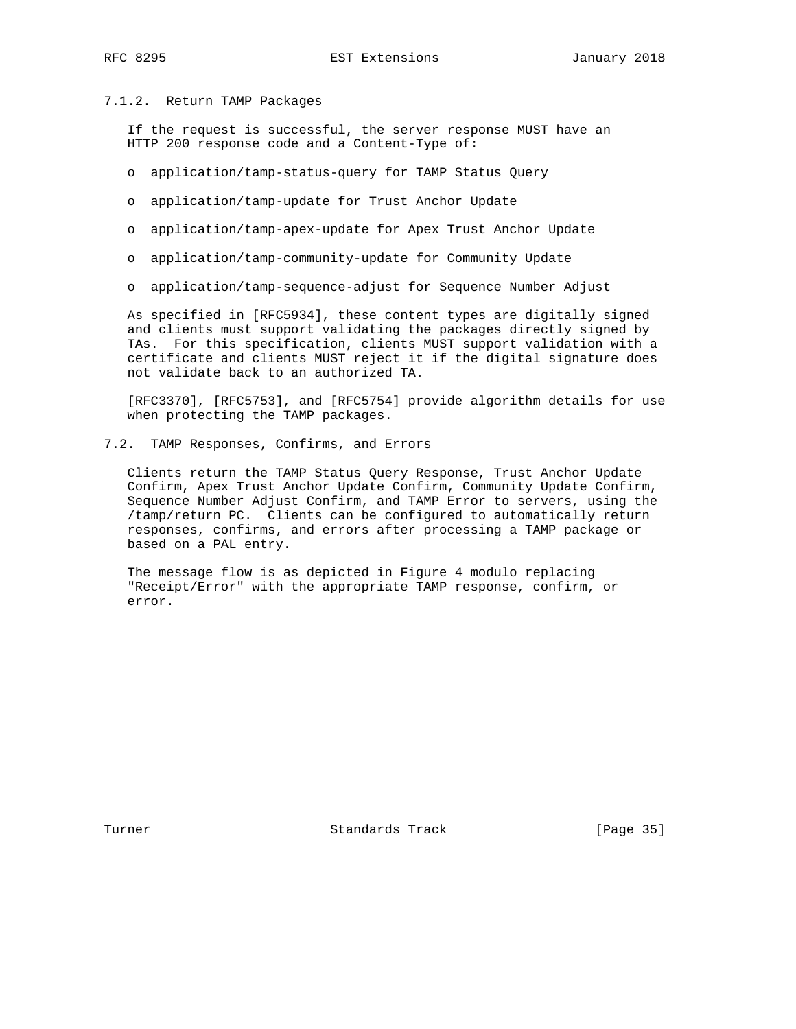#### 7.1.2. Return TAMP Packages

If the request is successful, the server response MUST have an HTTP 200 response code and a Content-Type of:

- application/tamp-status-query for TAMP Status Query
- application/tamp-update for Trust Anchor Update
- application/tamp-apex-update for Apex Trust Anchor Update
- application/tamp-community-update for Community Update
- application/tamp-sequence-adjust for Sequence Number Adjust

As specified in [RFC5934], these content types are digitally signed and clients must support validating the packages directly signed by TAs. For this specification, clients MUST support validation with a certificate and clients MUST reject it if the digital signature does not validate back to an authorized TA.

[RFC3370], [RFC5753], and [RFC5754] provide algorithm details for use when protecting the TAMP packages.

### 7.2. TAMP Responses, Confirms, and Errors

Clients return the TAMP Status Query Response, Trust Anchor Update Confirm, Apex Trust Anchor Update Confirm, Community Update Confirm, Sequence Number Adjust Confirm, and TAMP Error to servers, using the /tamp/return PC. Clients can be configured to automatically return responses, confirms, and errors after processing a TAMP package or based on a PAL entry.

The message flow is as depicted in Figure 4 modulo replacing "Receipt/Error" with the appropriate TAMP response, confirm, or error.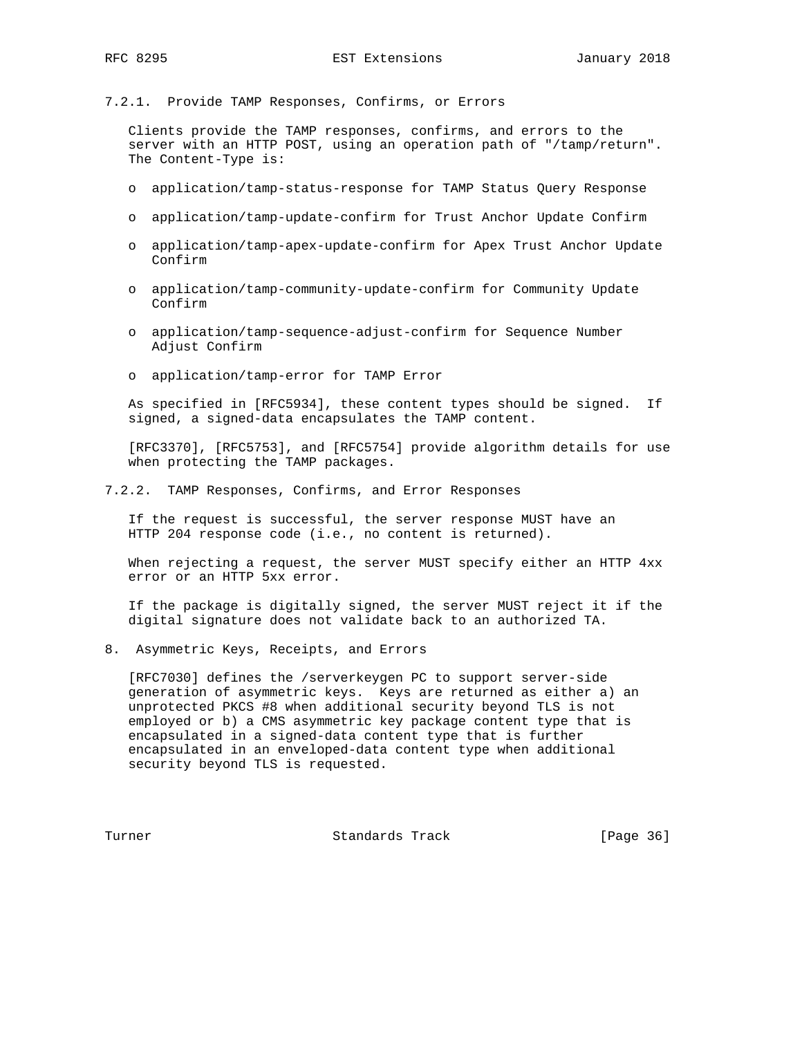#### 7.2.1. Provide TAMP Responses, Confirms, or Errors

Clients provide the TAMP responses, confirms, and errors to the server with an HTTP POST, using an operation path of "/tamp/return". The Content-Type is:

- application/tamp-status-response for TAMP Status Query Response
- application/tamp-update-confirm for Trust Anchor Update Confirm
- application/tamp-apex-update-confirm for Apex Trust Anchor Update Confirm
- application/tamp-community-update-confirm for Community Update Confirm
- application/tamp-sequence-adjust-confirm for Sequence Number Adjust Confirm
- application/tamp-error for TAMP Error

As specified in [RFC5934], these content types should be signed. If signed, a signed-data encapsulates the TAMP content.

[RFC3370], [RFC5753], and [RFC5754] provide algorithm details for use when protecting the TAMP packages.

#### 7.2.2. TAMP Responses, Confirms, and Error Responses

If the request is successful, the server response MUST have an HTTP 204 response code (i.e., no content is returned).

When rejecting a request, the server MUST specify either an HTTP 4xx error or an HTTP 5xx error.

If the package is digitally signed, the server MUST reject it if the digital signature does not validate back to an authorized TA.

## 8. Asymmetric Keys, Receipts, and Errors

[RFC7030] defines the /serverkeygen PC to support server-side generation of asymmetric keys. Keys are returned as either a) an unprotected PKCS #8 when additional security beyond TLS is not employed or b) a CMS asymmetric key package content type that is encapsulated in a signed-data content type that is further encapsulated in an enveloped-data content type when additional security beyond TLS is requested.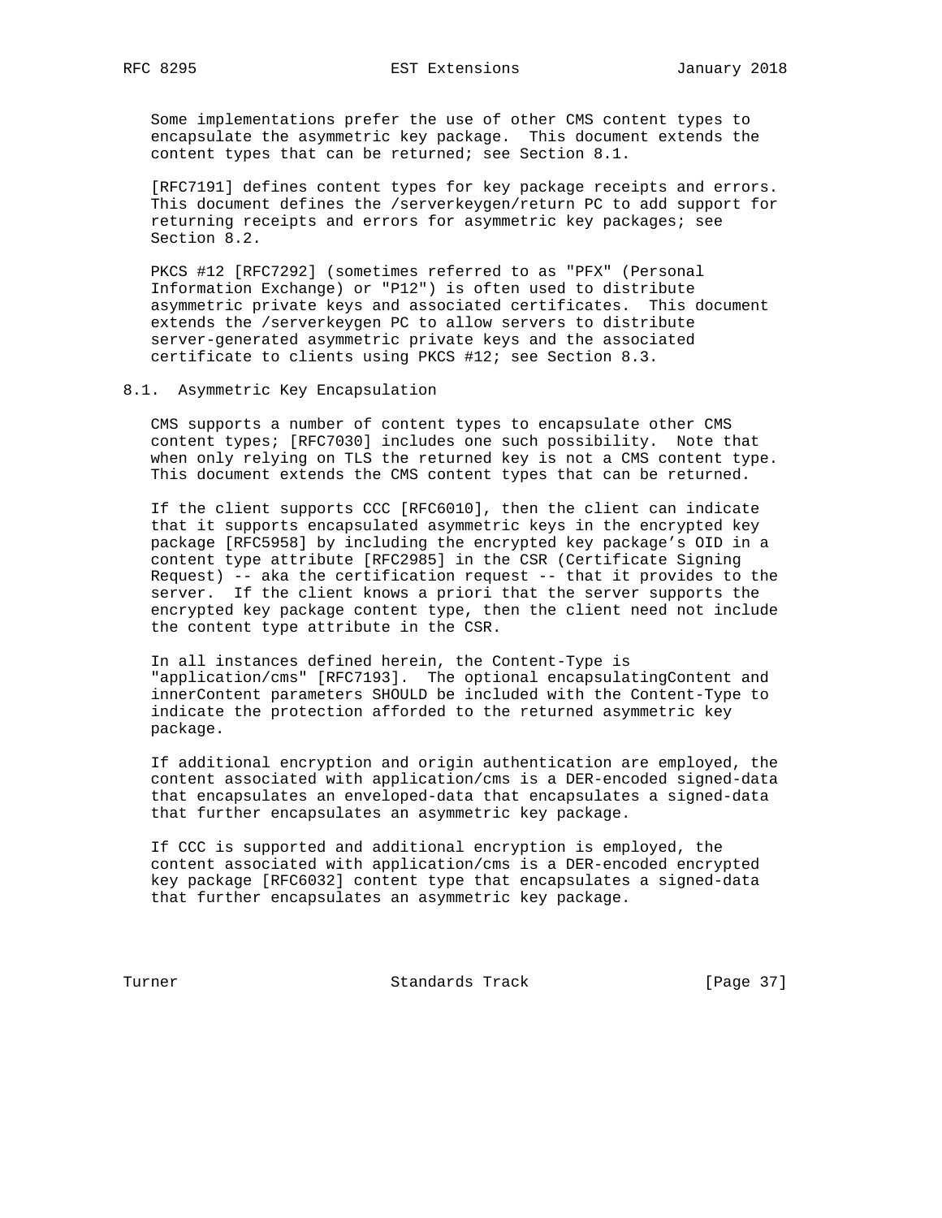Some implementations prefer the use of other CMS content types to encapsulate the asymmetric key package. This document extends the content types that can be returned; see Section 8.1.

[RFC7191] defines content types for key package receipts and errors. This document defines the /serverkeygen/return PC to add support for returning receipts and errors for asymmetric key packages; see Section 8.2.

PKCS #12 [RFC7292] (sometimes referred to as "PFX" (Personal Information Exchange) or "P12") is often used to distribute asymmetric private keys and associated certificates. This document extends the /serverkeygen PC to allow servers to distribute server-generated asymmetric private keys and the associated certificate to clients using PKCS #12; see Section 8.3.

## 8.1. Asymmetric Key Encapsulation

CMS supports a number of content types to encapsulate other CMS content types; [RFC7030] includes one such possibility. Note that when only relying on TLS the returned key is not a CMS content type. This document extends the CMS content types that can be returned.

If the client supports CCC [RFC6010], then the client can indicate that it supports encapsulated asymmetric keys in the encrypted key package [RFC5958] by including the encrypted key package's OID in a content type attribute [RFC2985] in the CSR (Certificate Signing Request) -- aka the certification request -- that it provides to the server. If the client knows a priori that the server supports the encrypted key package content type, then the client need not include the content type attribute in the CSR.

In all instances defined herein, the Content-Type is "application/cms" [RFC7193]. The optional encapsulatingContent and innerContent parameters SHOULD be included with the Content-Type to indicate the protection afforded to the returned asymmetric key package.

If additional encryption and origin authentication are employed, the content associated with application/cms is a DER-encoded signed-data that encapsulates an enveloped-data that encapsulates a signed-data that further encapsulates an asymmetric key package.

If CCC is supported and additional encryption is employed, the content associated with application/cms is a DER-encoded encrypted key package [RFC6032] content type that encapsulates a signed-data that further encapsulates an asymmetric key package.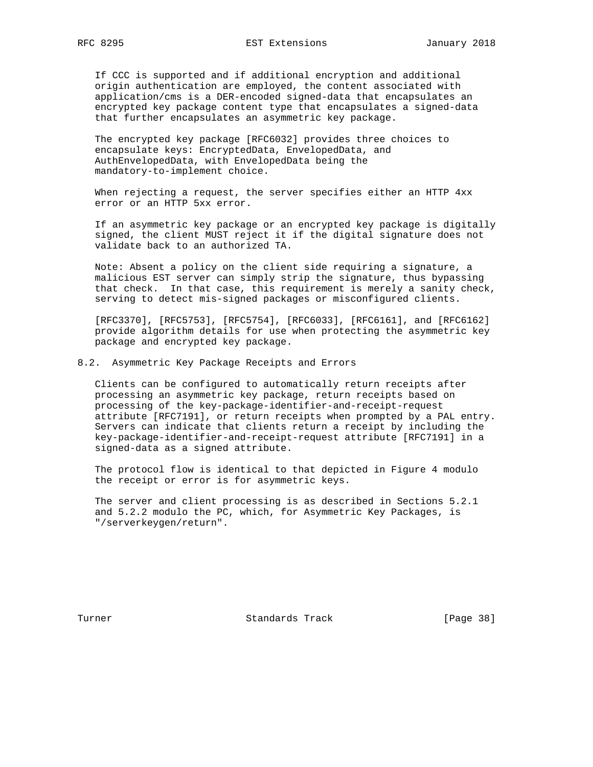If CCC is supported and if additional encryption and additional origin authentication are employed, the content associated with application/cms is a DER-encoded signed-data that encapsulates an encrypted key package content type that encapsulates a signed-data that further encapsulates an asymmetric key package.

The encrypted key package [RFC6032] provides three choices to encapsulate keys: EncryptedData, EnvelopedData, and AuthEnvelopedData, with EnvelopedData being the mandatory-to-implement choice.

When rejecting a request, the server specifies either an HTTP 4xx error or an HTTP 5xx error.

If an asymmetric key package or an encrypted key package is digitally signed, the client MUST reject it if the digital signature does not validate back to an authorized TA.

Note: Absent a policy on the client side requiring a signature, a malicious EST server can simply strip the signature, thus bypassing that check. In that case, this requirement is merely a sanity check, serving to detect mis-signed packages or misconfigured clients.

[RFC3370], [RFC5753], [RFC5754], [RFC6033], [RFC6161], and [RFC6162] provide algorithm details for use when protecting the asymmetric key package and encrypted key package.

## 8.2. Asymmetric Key Package Receipts and Errors

Clients can be configured to automatically return receipts after processing an asymmetric key package, return receipts based on processing of the key-package-identifier-and-receipt-request attribute [RFC7191], or return receipts when prompted by a PAL entry. Servers can indicate that clients return a receipt by including the key-package-identifier-and-receipt-request attribute [RFC7191] in a signed-data as a signed attribute.

The protocol flow is identical to that depicted in Figure 4 modulo the receipt or error is for asymmetric keys.

The server and client processing is as described in Sections 5.2.1 and 5.2.2 modulo the PC, which, for Asymmetric Key Packages, is "/serverkeygen/return".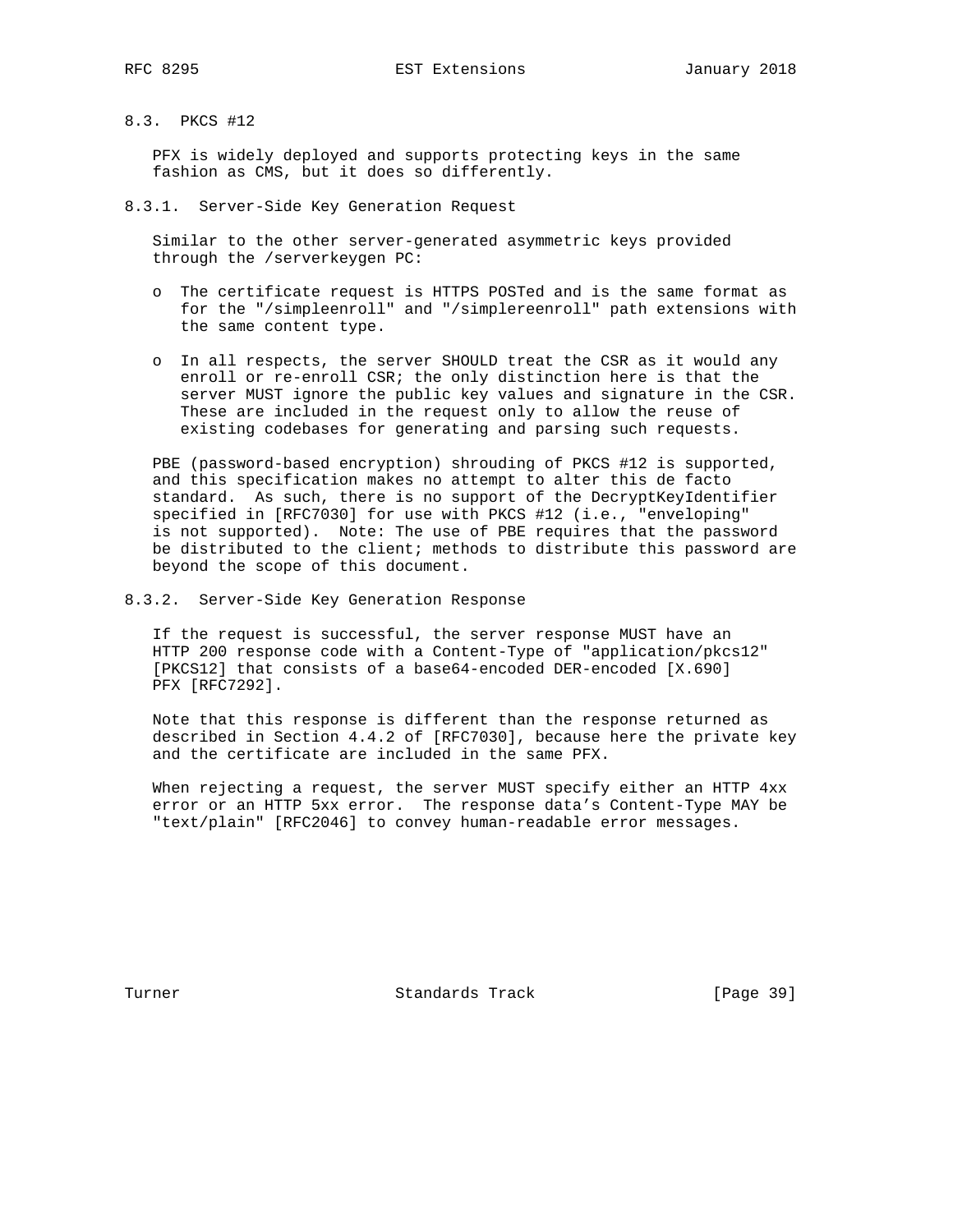### 8.3. PKCS #12

PFX is widely deployed and supports protecting keys in the same fashion as CMS, but it does so differently.

#### 8.3.1. Server-Side Key Generation Request

Similar to the other server-generated asymmetric keys provided through the /serverkeygen PC:

- The certificate request is HTTPS POSTed and is the same format as for the "/simpleenroll" and "/simplereenroll" path extensions with the same content type.
- In all respects, the server SHOULD treat the CSR as it would any enroll or re-enroll CSR; the only distinction here is that the server MUST ignore the public key values and signature in the CSR. These are included in the request only to allow the reuse of existing codebases for generating and parsing such requests.

PBE (password-based encryption) shrouding of PKCS #12 is supported, and this specification makes no attempt to alter this de facto standard. As such, there is no support of the DecryptKeyIdentifier specified in [RFC7030] for use with PKCS #12 (i.e., "enveloping" is not supported). Note: The use of PBE requires that the password be distributed to the client; methods to distribute this password are beyond the scope of this document.

#### 8.3.2. Server-Side Key Generation Response

If the request is successful, the server response MUST have an HTTP 200 response code with a Content-Type of "application/pkcs12" [PKCS12] that consists of a base64-encoded DER-encoded [X.690] PFX [RFC7292].

Note that this response is different than the response returned as described in Section 4.4.2 of [RFC7030], because here the private key and the certificate are included in the same PFX.

When rejecting a request, the server MUST specify either an HTTP 4xx error or an HTTP 5xx error. The response data’s Content-Type MAY be "text/plain" [RFC2046] to convey human-readable error messages.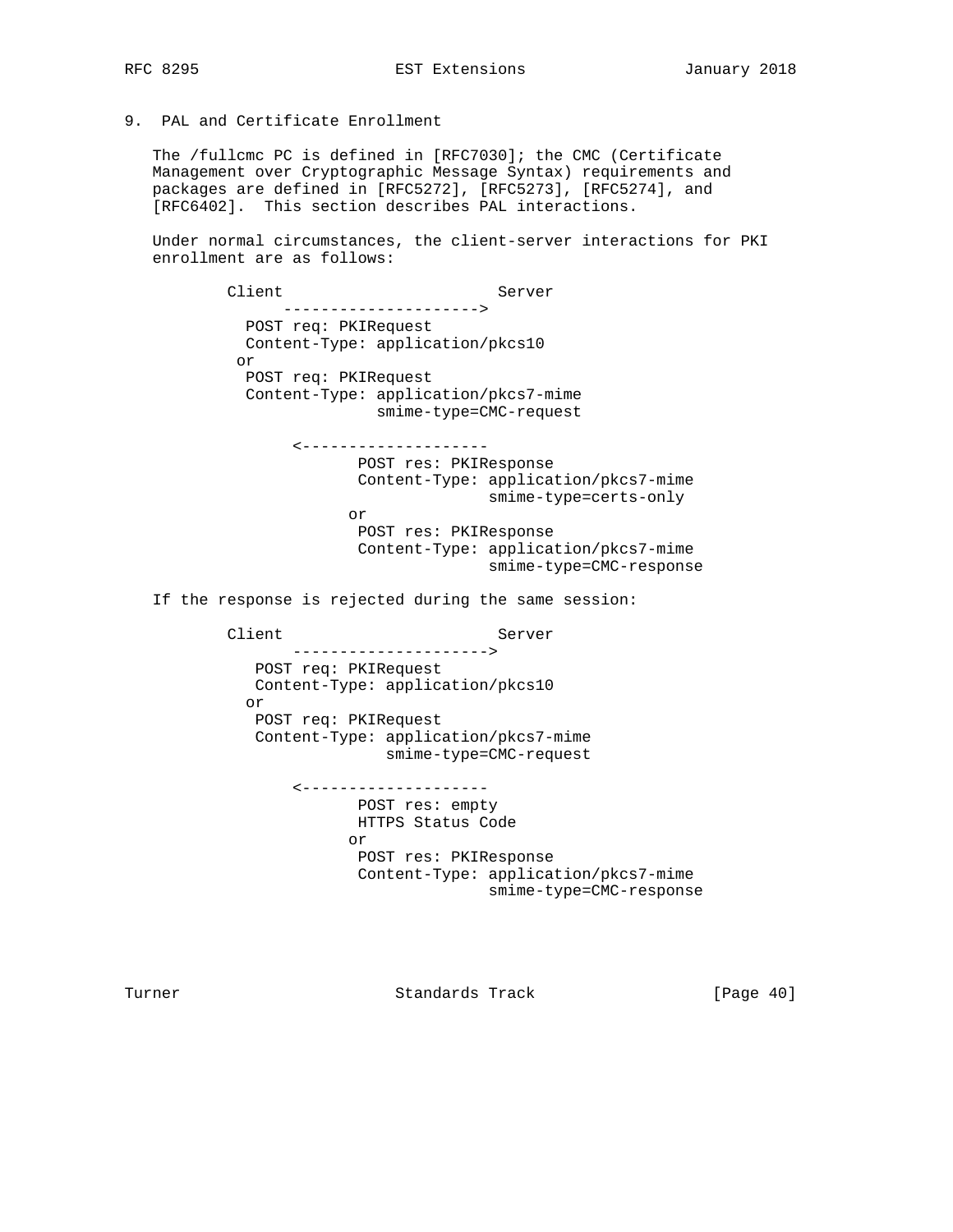## 9. PAL and Certificate Enrollment

The /fullcmc PC is defined in [RFC7030]; the CMC (Certificate Management over Cryptographic Message Syntax) requirements and packages are defined in [RFC5272], [RFC5273], [RFC5274], and [RFC6402]. This section describes PAL interactions.

Under normal circumstances, the client-server interactions for PKI enrollment are as follows:

```
      Client                        Server
            --------------------->
        POST req: PKIRequest
        Content-Type: application/pkcs10
       or
        POST req: PKIRequest
        Content-Type: application/pkcs7-mime
                      smime-type=CMC-request

            <--------------------
                    POST res: PKIResponse
                    Content-Type: application/pkcs7-mime
                                  smime-type=certs-only
                   or
                    POST res: PKIResponse
                    Content-Type: application/pkcs7-mime
                                  smime-type=CMC-response
```

If the response is rejected during the same session:

```
      Client                        Server
            --------------------->
        POST req: PKIRequest
        Content-Type: application/pkcs10
       or
        POST req: PKIRequest
        Content-Type: application/pkcs7-mime
                      smime-type=CMC-request

            <--------------------
                    POST res: empty
                    HTTPS Status Code
                   or
                    POST res: PKIResponse
                    Content-Type: application/pkcs7-mime
                                  smime-type=CMC-response
```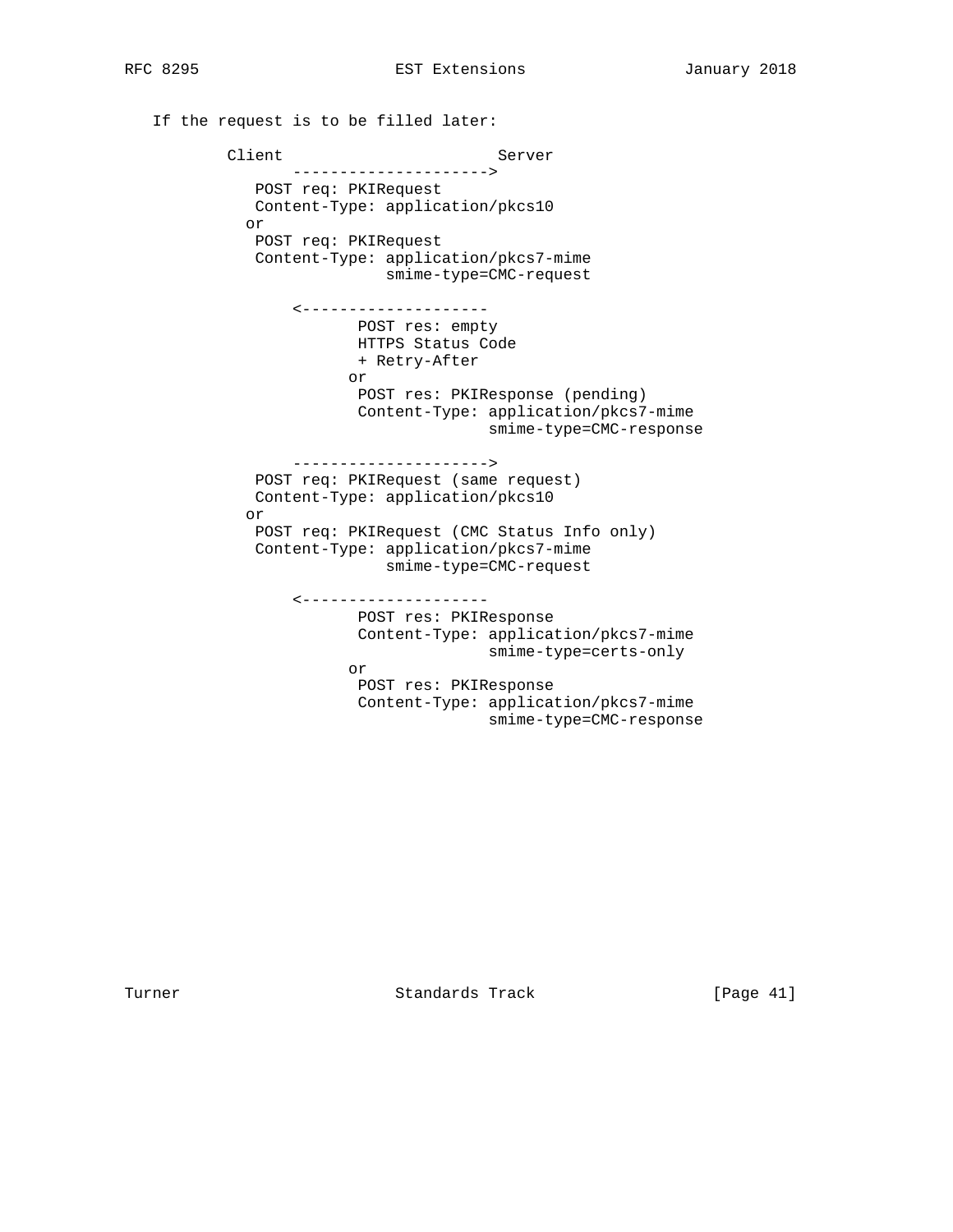If the request is to be filled later:

```
         Client                        Server
               --------------------->
            POST req: PKIRequest
            Content-Type: application/pkcs10
           or
            POST req: PKIRequest
            Content-Type: application/pkcs7-mime
                          smime-type=CMC-request

               <--------------------
                       POST res: empty
                       HTTPS Status Code
                       + Retry-After
                      or
                       POST res: PKIResponse (pending)
                       Content-Type: application/pkcs7-mime
                                     smime-type=CMC-response

               --------------------->
            POST req: PKIRequest (same request)
            Content-Type: application/pkcs10
           or
            POST req: PKIRequest (CMC Status Info only)
            Content-Type: application/pkcs7-mime
                          smime-type=CMC-request

               <--------------------
                       POST res: PKIResponse
                       Content-Type: application/pkcs7-mime
                                     smime-type=certs-only
                      or
                       POST res: PKIResponse
                       Content-Type: application/pkcs7-mime
                                     smime-type=CMC-response
```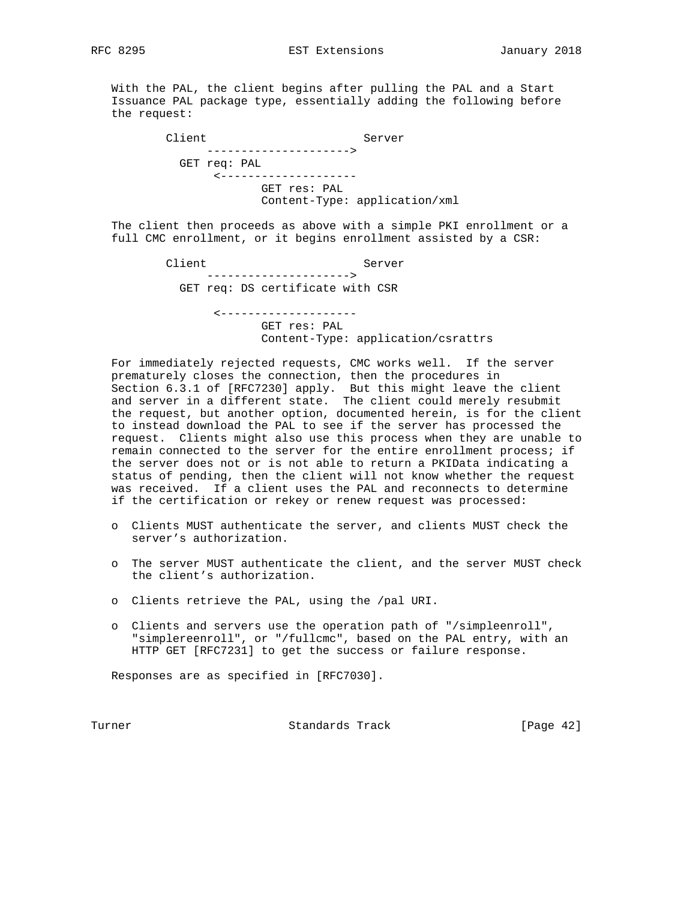With the PAL, the client begins after pulling the PAL and a Start Issuance PAL package type, essentially adding the following before the request:

```
        Client                        Server
              --------------------->
          GET req: PAL
               <--------------------
                        GET res: PAL
                        Content-Type: application/xml
```

The client then proceeds as above with a simple PKI enrollment or a full CMC enrollment, or it begins enrollment assisted by a CSR:

```
        Client                        Server
              --------------------->
          GET req: DS certificate with CSR

               <--------------------
                        GET res: PAL
                        Content-Type: application/csrattrs
```

For immediately rejected requests, CMC works well. If the server prematurely closes the connection, then the procedures in Section 6.3.1 of [RFC7230] apply. But this might leave the client and server in a different state. The client could merely resubmit the request, but another option, documented herein, is for the client to instead download the PAL to see if the server has processed the request. Clients might also use this process when they are unable to remain connected to the server for the entire enrollment process; if the server does not or is not able to return a PKIData indicating a status of pending, then the client will not know whether the request was received. If a client uses the PAL and reconnects to determine if the certification or rekey or renew request was processed:

- Clients MUST authenticate the server, and clients MUST check the server's authorization.
- The server MUST authenticate the client, and the server MUST check the client's authorization.
- Clients retrieve the PAL, using the /pal URI.
- Clients and servers use the operation path of "/simpleenroll", "simplereenroll", or "/fullcmc", based on the PAL entry, with an HTTP GET [RFC7231] to get the success or failure response.

Responses are as specified in [RFC7030].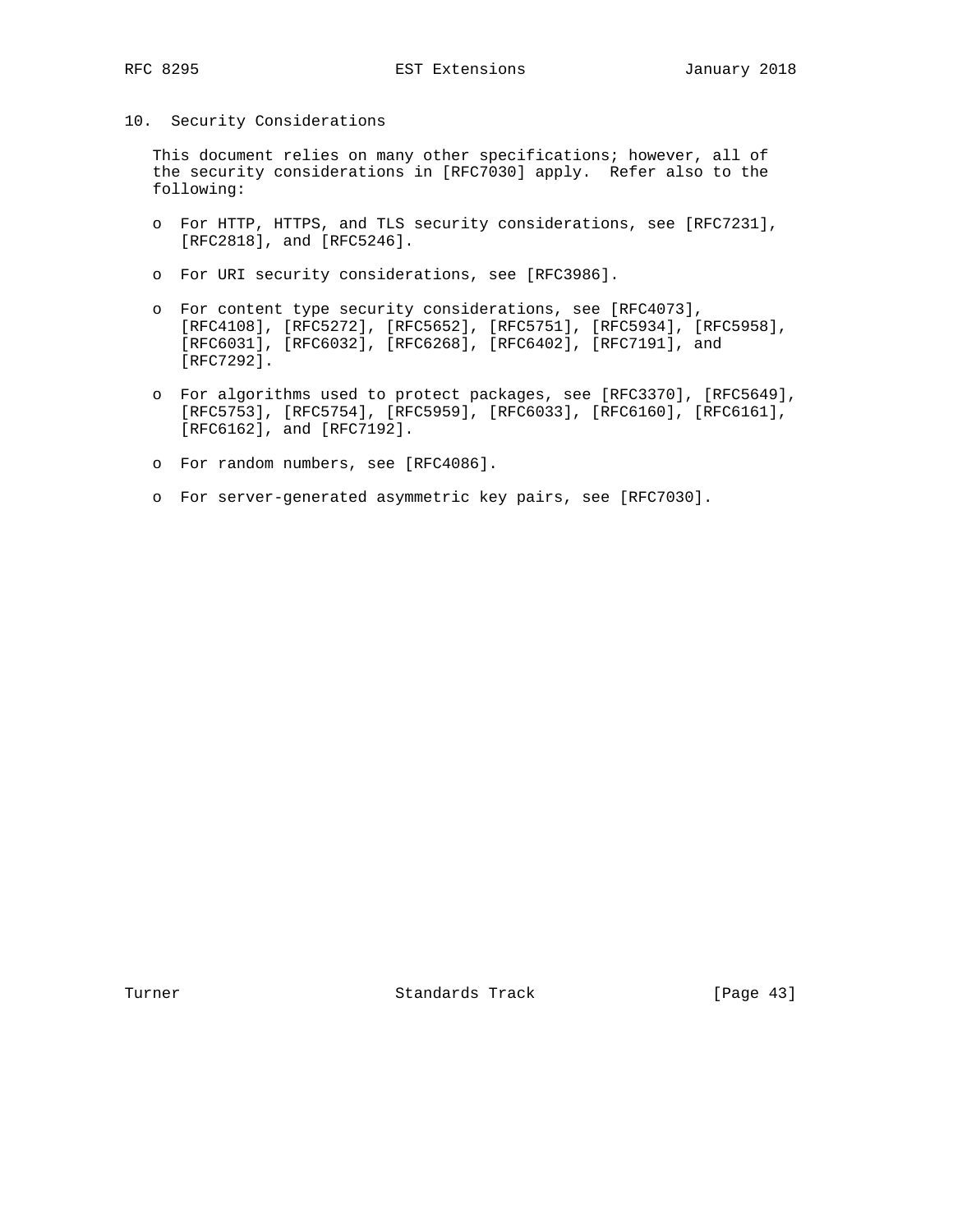## 10. Security Considerations

This document relies on many other specifications; however, all of the security considerations in [RFC7030] apply. Refer also to the following:

- For HTTP, HTTPS, and TLS security considerations, see [RFC7231], [RFC2818], and [RFC5246].

- For URI security considerations, see [RFC3986].

- For content type security considerations, see [RFC4073], [RFC4108], [RFC5272], [RFC5652], [RFC5751], [RFC5934], [RFC5958], [RFC6031], [RFC6032], [RFC6268], [RFC6402], [RFC7191], and [RFC7292].

- For algorithms used to protect packages, see [RFC3370], [RFC5649], [RFC5753], [RFC5754], [RFC5959], [RFC6033], [RFC6160], [RFC6161], [RFC6162], and [RFC7192].

- For random numbers, see [RFC4086].

- For server-generated asymmetric key pairs, see [RFC7030].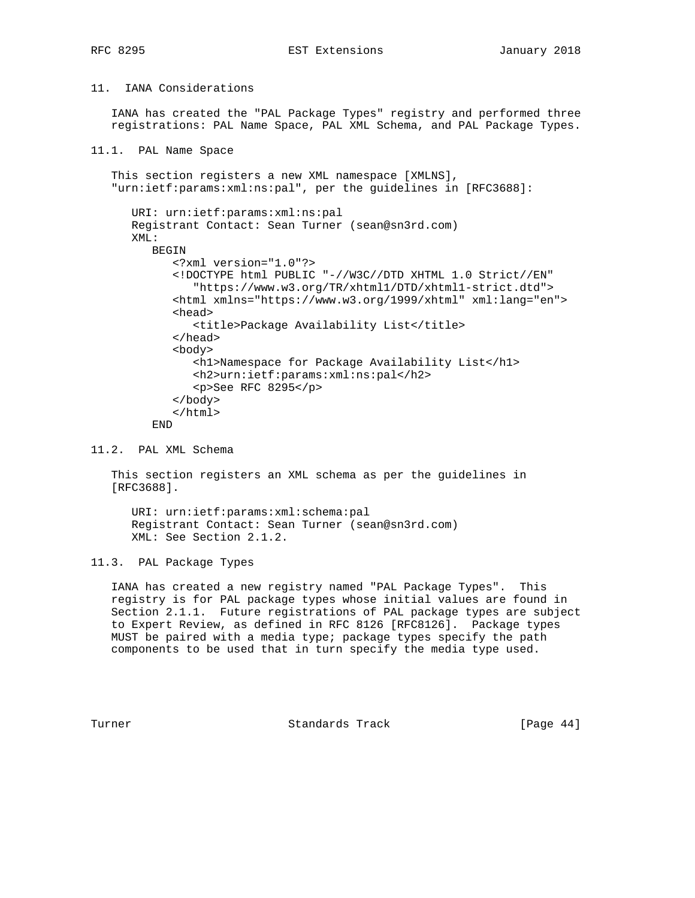## 11. IANA Considerations

IANA has created the "PAL Package Types" registry and performed three registrations: PAL Name Space, PAL XML Schema, and PAL Package Types.

### 11.1. PAL Name Space

This section registers a new XML namespace [XMLNS], "urn:ietf:params:xml:ns:pal", per the guidelines in [RFC3688]:

```
URI: urn:ietf:params:xml:ns:pal
Registrant Contact: Sean Turner (sean@sn3rd.com)
XML:
   BEGIN
      <?xml version="1.0"?>
      <!DOCTYPE html PUBLIC "-//W3C//DTD XHTML 1.0 Strict//EN"
         "https://www.w3.org/TR/xhtml1/DTD/xhtml1-strict.dtd">
      <html xmlns="https://www.w3.org/1999/xhtml" xml:lang="en">
      <head>
         <title>Package Availability List</title>
      </head>
      <body>
         <h1>Namespace for Package Availability List</h1>
         <h2>urn:ietf:params:xml:ns:pal</h2>
         <p>See RFC 8295</p>
      </body>
      </html>
   END
```

### 11.2. PAL XML Schema

This section registers an XML schema as per the guidelines in [RFC3688].

```
URI: urn:ietf:params:xml:schema:pal
Registrant Contact: Sean Turner (sean@sn3rd.com)
XML: See Section 2.1.2.
```

### 11.3. PAL Package Types

IANA has created a new registry named "PAL Package Types". This registry is for PAL package types whose initial values are found in Section 2.1.1. Future registrations of PAL package types are subject to Expert Review, as defined in RFC 8126 [RFC8126]. Package types MUST be paired with a media type; package types specify the path components to be used that in turn specify the media type used.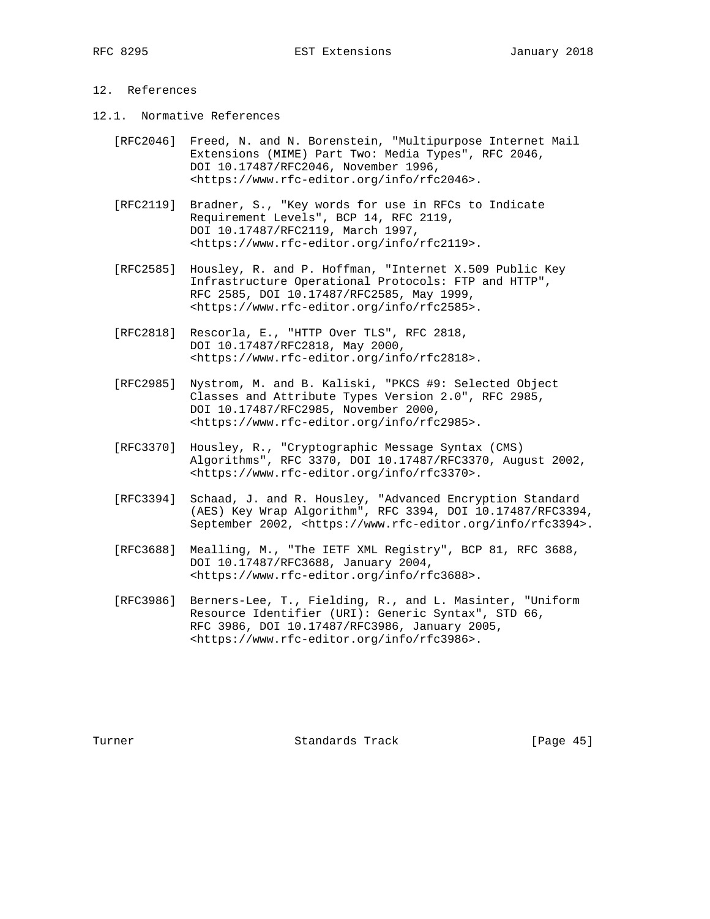## 12. References

### 12.1. Normative References

[RFC2046] Freed, N. and N. Borenstein, "Multipurpose Internet Mail Extensions (MIME) Part Two: Media Types", RFC 2046, DOI 10.17487/RFC2046, November 1996, <https://www.rfc-editor.org/info/rfc2046>.

[RFC2119] Bradner, S., "Key words for use in RFCs to Indicate Requirement Levels", BCP 14, RFC 2119, DOI 10.17487/RFC2119, March 1997, <https://www.rfc-editor.org/info/rfc2119>.

[RFC2585] Housley, R. and P. Hoffman, "Internet X.509 Public Key Infrastructure Operational Protocols: FTP and HTTP", RFC 2585, DOI 10.17487/RFC2585, May 1999, <https://www.rfc-editor.org/info/rfc2585>.

[RFC2818] Rescorla, E., "HTTP Over TLS", RFC 2818, DOI 10.17487/RFC2818, May 2000, <https://www.rfc-editor.org/info/rfc2818>.

[RFC2985] Nystrom, M. and B. Kaliski, "PKCS #9: Selected Object Classes and Attribute Types Version 2.0", RFC 2985, DOI 10.17487/RFC2985, November 2000, <https://www.rfc-editor.org/info/rfc2985>.

[RFC3370] Housley, R., "Cryptographic Message Syntax (CMS) Algorithms", RFC 3370, DOI 10.17487/RFC3370, August 2002, <https://www.rfc-editor.org/info/rfc3370>.

[RFC3394] Schaad, J. and R. Housley, "Advanced Encryption Standard (AES) Key Wrap Algorithm", RFC 3394, DOI 10.17487/RFC3394, September 2002, <https://www.rfc-editor.org/info/rfc3394>.

[RFC3688] Mealling, M., "The IETF XML Registry", BCP 81, RFC 3688, DOI 10.17487/RFC3688, January 2004, <https://www.rfc-editor.org/info/rfc3688>.

[RFC3986] Berners-Lee, T., Fielding, R., and L. Masinter, "Uniform Resource Identifier (URI): Generic Syntax", STD 66, RFC 3986, DOI 10.17487/RFC3986, January 2005, <https://www.rfc-editor.org/info/rfc3986>.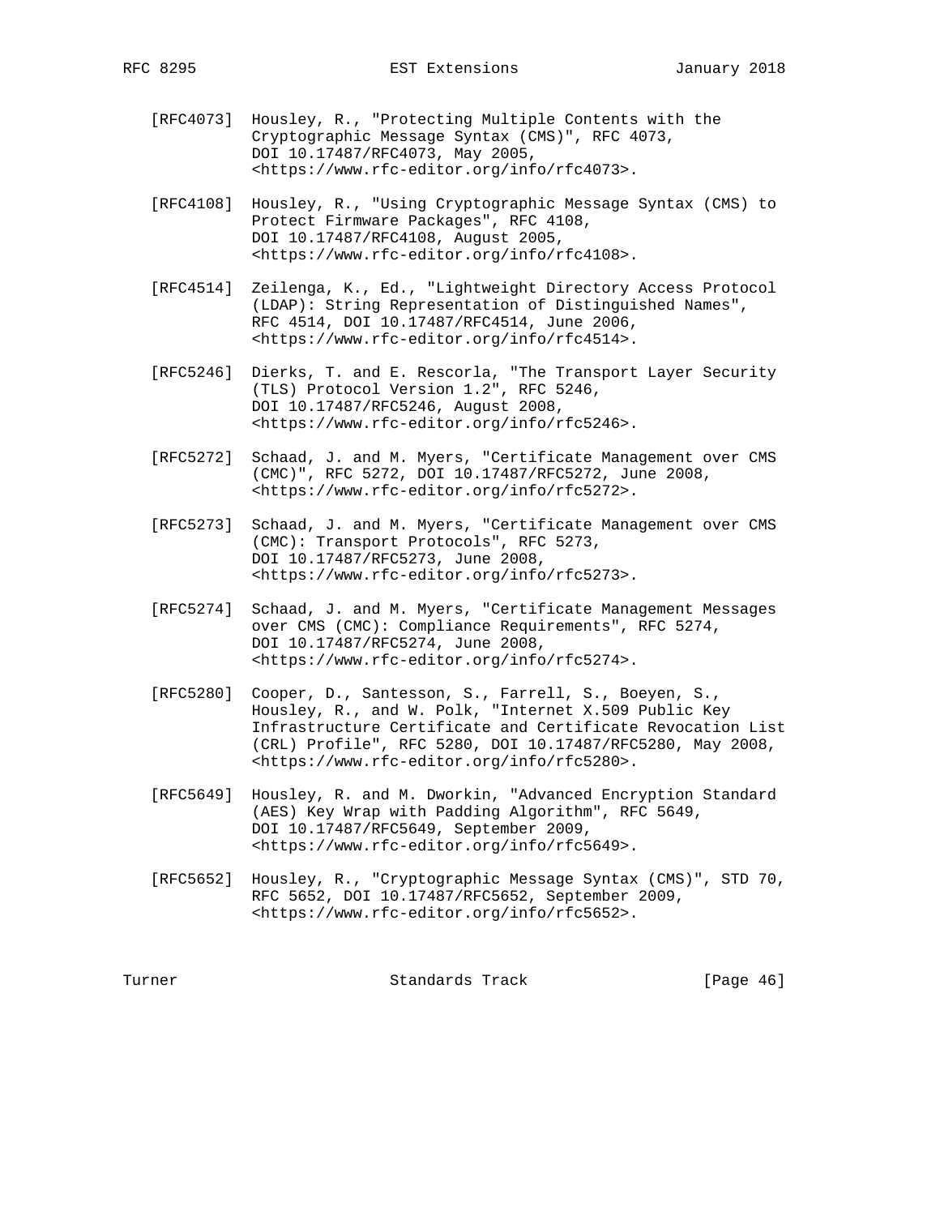[RFC4073] Housley, R., "Protecting Multiple Contents with the Cryptographic Message Syntax (CMS)", RFC 4073, DOI 10.17487/RFC4073, May 2005, <https://www.rfc-editor.org/info/rfc4073>.

[RFC4108] Housley, R., "Using Cryptographic Message Syntax (CMS) to Protect Firmware Packages", RFC 4108, DOI 10.17487/RFC4108, August 2005, <https://www.rfc-editor.org/info/rfc4108>.

[RFC4514] Zeilenga, K., Ed., "Lightweight Directory Access Protocol (LDAP): String Representation of Distinguished Names", RFC 4514, DOI 10.17487/RFC4514, June 2006, <https://www.rfc-editor.org/info/rfc4514>.

[RFC5246] Dierks, T. and E. Rescorla, "The Transport Layer Security (TLS) Protocol Version 1.2", RFC 5246, DOI 10.17487/RFC5246, August 2008, <https://www.rfc-editor.org/info/rfc5246>.

[RFC5272] Schaad, J. and M. Myers, "Certificate Management over CMS (CMC)", RFC 5272, DOI 10.17487/RFC5272, June 2008, <https://www.rfc-editor.org/info/rfc5272>.

[RFC5273] Schaad, J. and M. Myers, "Certificate Management over CMS (CMC): Transport Protocols", RFC 5273, DOI 10.17487/RFC5273, June 2008, <https://www.rfc-editor.org/info/rfc5273>.

[RFC5274] Schaad, J. and M. Myers, "Certificate Management Messages over CMS (CMC): Compliance Requirements", RFC 5274, DOI 10.17487/RFC5274, June 2008, <https://www.rfc-editor.org/info/rfc5274>.

[RFC5280] Cooper, D., Santesson, S., Farrell, S., Boeyen, S., Housley, R., and W. Polk, "Internet X.509 Public Key Infrastructure Certificate and Certificate Revocation List (CRL) Profile", RFC 5280, DOI 10.17487/RFC5280, May 2008, <https://www.rfc-editor.org/info/rfc5280>.

[RFC5649] Housley, R. and M. Dworkin, "Advanced Encryption Standard (AES) Key Wrap with Padding Algorithm", RFC 5649, DOI 10.17487/RFC5649, September 2009, <https://www.rfc-editor.org/info/rfc5649>.

[RFC5652] Housley, R., "Cryptographic Message Syntax (CMS)", STD 70, RFC 5652, DOI 10.17487/RFC5652, September 2009, <https://www.rfc-editor.org/info/rfc5652>.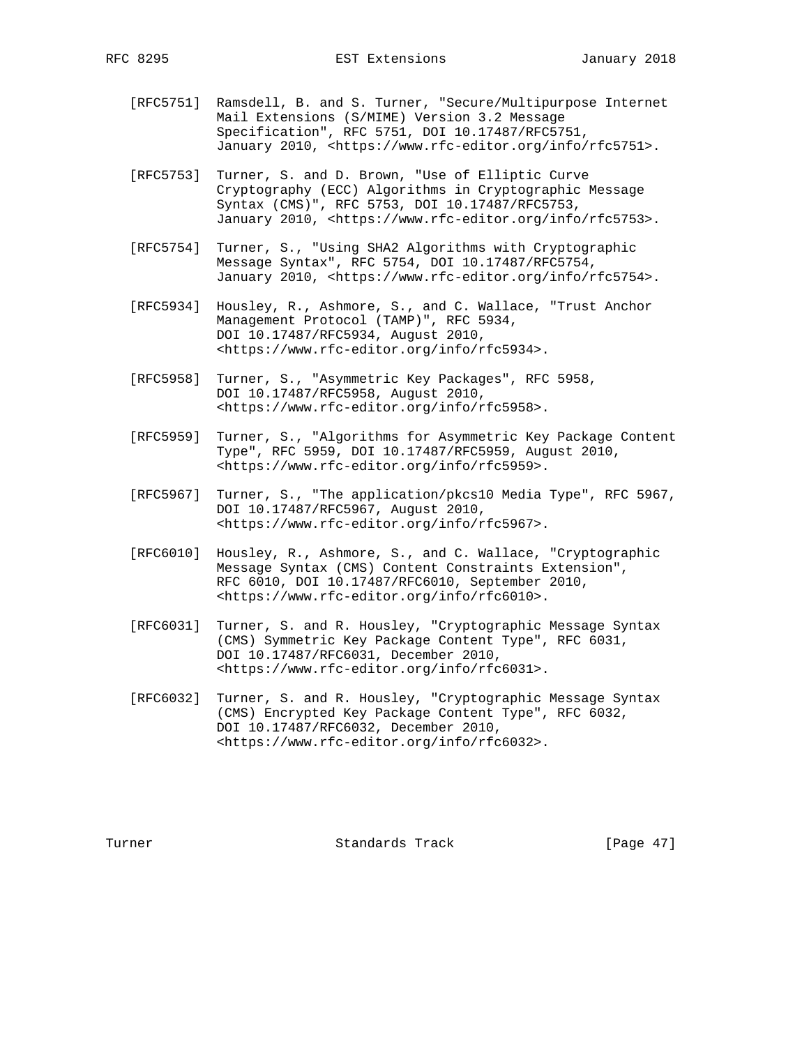[RFC5751] Ramsdell, B. and S. Turner, "Secure/Multipurpose Internet Mail Extensions (S/MIME) Version 3.2 Message Specification", RFC 5751, DOI 10.17487/RFC5751, January 2010, <https://www.rfc-editor.org/info/rfc5751>.

[RFC5753] Turner, S. and D. Brown, "Use of Elliptic Curve Cryptography (ECC) Algorithms in Cryptographic Message Syntax (CMS)", RFC 5753, DOI 10.17487/RFC5753, January 2010, <https://www.rfc-editor.org/info/rfc5753>.

[RFC5754] Turner, S., "Using SHA2 Algorithms with Cryptographic Message Syntax", RFC 5754, DOI 10.17487/RFC5754, January 2010, <https://www.rfc-editor.org/info/rfc5754>.

[RFC5934] Housley, R., Ashmore, S., and C. Wallace, "Trust Anchor Management Protocol (TAMP)", RFC 5934, DOI 10.17487/RFC5934, August 2010, <https://www.rfc-editor.org/info/rfc5934>.

[RFC5958] Turner, S., "Asymmetric Key Packages", RFC 5958, DOI 10.17487/RFC5958, August 2010, <https://www.rfc-editor.org/info/rfc5958>.

[RFC5959] Turner, S., "Algorithms for Asymmetric Key Package Content Type", RFC 5959, DOI 10.17487/RFC5959, August 2010, <https://www.rfc-editor.org/info/rfc5959>.

[RFC5967] Turner, S., "The application/pkcs10 Media Type", RFC 5967, DOI 10.17487/RFC5967, August 2010, <https://www.rfc-editor.org/info/rfc5967>.

[RFC6010] Housley, R., Ashmore, S., and C. Wallace, "Cryptographic Message Syntax (CMS) Content Constraints Extension", RFC 6010, DOI 10.17487/RFC6010, September 2010, <https://www.rfc-editor.org/info/rfc6010>.

[RFC6031] Turner, S. and R. Housley, "Cryptographic Message Syntax (CMS) Symmetric Key Package Content Type", RFC 6031, DOI 10.17487/RFC6031, December 2010, <https://www.rfc-editor.org/info/rfc6031>.

[RFC6032] Turner, S. and R. Housley, "Cryptographic Message Syntax (CMS) Encrypted Key Package Content Type", RFC 6032, DOI 10.17487/RFC6032, December 2010, <https://www.rfc-editor.org/info/rfc6032>.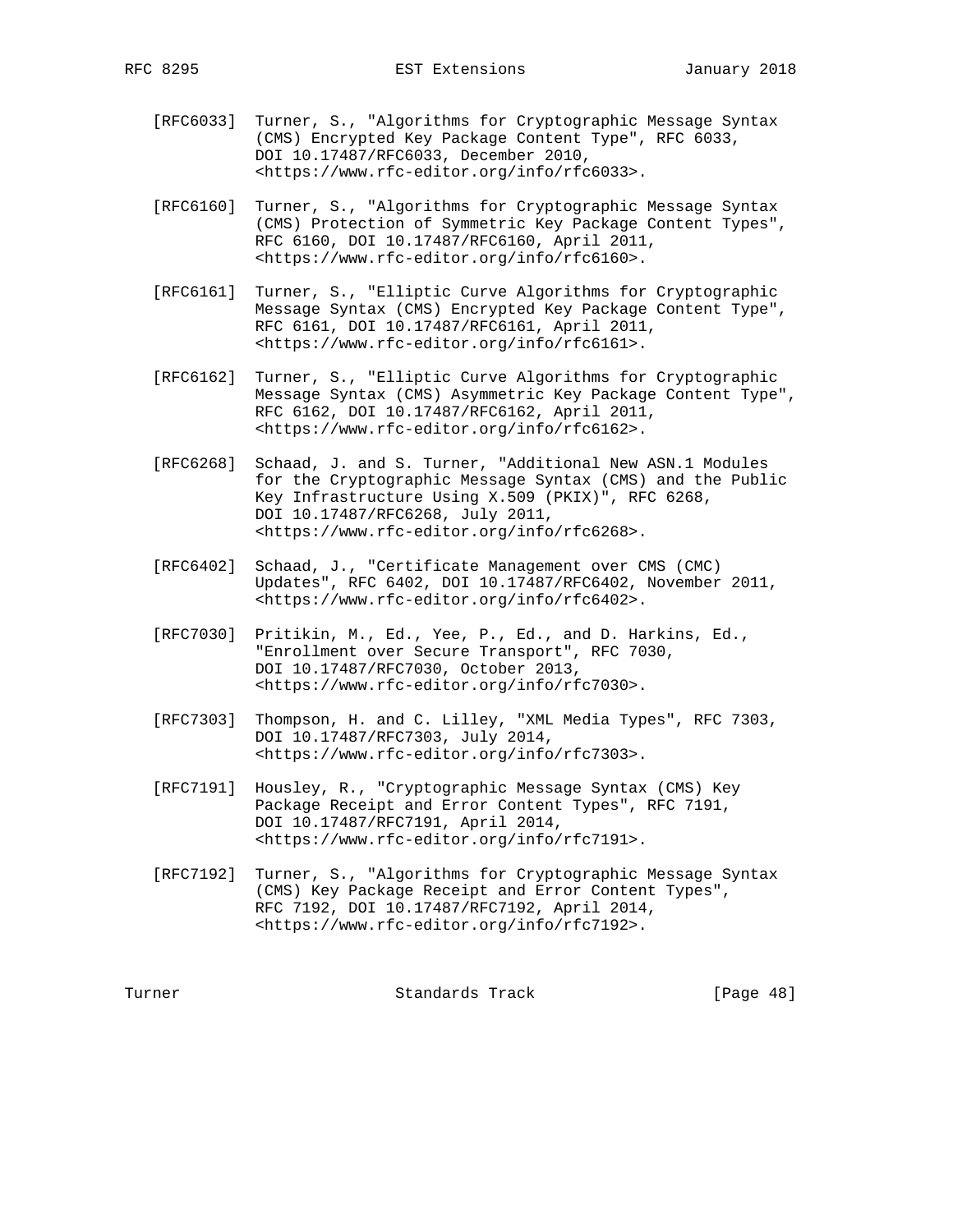[RFC6033] Turner, S., "Algorithms for Cryptographic Message Syntax (CMS) Encrypted Key Package Content Type", RFC 6033, DOI 10.17487/RFC6033, December 2010, <https://www.rfc-editor.org/info/rfc6033>.

[RFC6160] Turner, S., "Algorithms for Cryptographic Message Syntax (CMS) Protection of Symmetric Key Package Content Types", RFC 6160, DOI 10.17487/RFC6160, April 2011, <https://www.rfc-editor.org/info/rfc6160>.

[RFC6161] Turner, S., "Elliptic Curve Algorithms for Cryptographic Message Syntax (CMS) Encrypted Key Package Content Type", RFC 6161, DOI 10.17487/RFC6161, April 2011, <https://www.rfc-editor.org/info/rfc6161>.

[RFC6162] Turner, S., "Elliptic Curve Algorithms for Cryptographic Message Syntax (CMS) Asymmetric Key Package Content Type", RFC 6162, DOI 10.17487/RFC6162, April 2011, <https://www.rfc-editor.org/info/rfc6162>.

[RFC6268] Schaad, J. and S. Turner, "Additional New ASN.1 Modules for the Cryptographic Message Syntax (CMS) and the Public Key Infrastructure Using X.509 (PKIX)", RFC 6268, DOI 10.17487/RFC6268, July 2011, <https://www.rfc-editor.org/info/rfc6268>.

[RFC6402] Schaad, J., "Certificate Management over CMS (CMC) Updates", RFC 6402, DOI 10.17487/RFC6402, November 2011, <https://www.rfc-editor.org/info/rfc6402>.

[RFC7030] Pritikin, M., Ed., Yee, P., Ed., and D. Harkins, Ed., "Enrollment over Secure Transport", RFC 7030, DOI 10.17487/RFC7030, October 2013, <https://www.rfc-editor.org/info/rfc7030>.

[RFC7303] Thompson, H. and C. Lilley, "XML Media Types", RFC 7303, DOI 10.17487/RFC7303, July 2014, <https://www.rfc-editor.org/info/rfc7303>.

[RFC7191] Housley, R., "Cryptographic Message Syntax (CMS) Key Package Receipt and Error Content Types", RFC 7191, DOI 10.17487/RFC7191, April 2014, <https://www.rfc-editor.org/info/rfc7191>.

[RFC7192] Turner, S., "Algorithms for Cryptographic Message Syntax (CMS) Key Package Receipt and Error Content Types", RFC 7192, DOI 10.17487/RFC7192, April 2014, <https://www.rfc-editor.org/info/rfc7192>.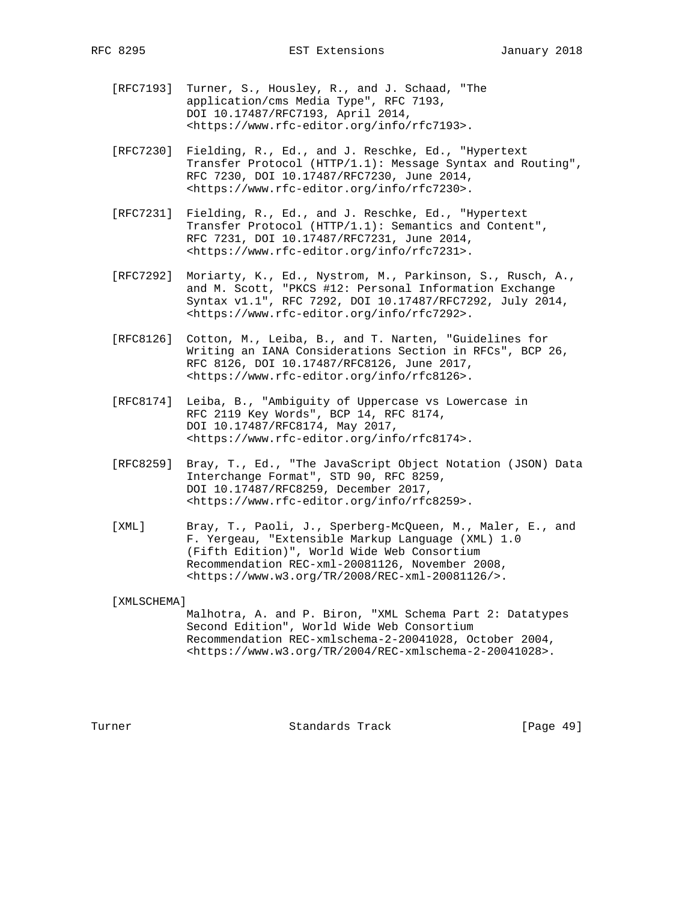[RFC7193] Turner, S., Housley, R., and J. Schaad, "The application/cms Media Type", RFC 7193, DOI 10.17487/RFC7193, April 2014, <https://www.rfc-editor.org/info/rfc7193>.

[RFC7230] Fielding, R., Ed., and J. Reschke, Ed., "Hypertext Transfer Protocol (HTTP/1.1): Message Syntax and Routing", RFC 7230, DOI 10.17487/RFC7230, June 2014, <https://www.rfc-editor.org/info/rfc7230>.

[RFC7231] Fielding, R., Ed., and J. Reschke, Ed., "Hypertext Transfer Protocol (HTTP/1.1): Semantics and Content", RFC 7231, DOI 10.17487/RFC7231, June 2014, <https://www.rfc-editor.org/info/rfc7231>.

[RFC7292] Moriarty, K., Ed., Nystrom, M., Parkinson, S., Rusch, A., and M. Scott, "PKCS #12: Personal Information Exchange Syntax v1.1", RFC 7292, DOI 10.17487/RFC7292, July 2014, <https://www.rfc-editor.org/info/rfc7292>.

[RFC8126] Cotton, M., Leiba, B., and T. Narten, "Guidelines for Writing an IANA Considerations Section in RFCs", BCP 26, RFC 8126, DOI 10.17487/RFC8126, June 2017, <https://www.rfc-editor.org/info/rfc8126>.

[RFC8174] Leiba, B., "Ambiguity of Uppercase vs Lowercase in RFC 2119 Key Words", BCP 14, RFC 8174, DOI 10.17487/RFC8174, May 2017, <https://www.rfc-editor.org/info/rfc8174>.

[RFC8259] Bray, T., Ed., "The JavaScript Object Notation (JSON) Data Interchange Format", STD 90, RFC 8259, DOI 10.17487/RFC8259, December 2017, <https://www.rfc-editor.org/info/rfc8259>.

[XML] Bray, T., Paoli, J., Sperberg-McQueen, M., Maler, E., and F. Yergeau, "Extensible Markup Language (XML) 1.0 (Fifth Edition)", World Wide Web Consortium Recommendation REC-xml-20081126, November 2008, <https://www.w3.org/TR/2008/REC-xml-20081126/>.

[XMLSCHEMA] Malhotra, A. and P. Biron, "XML Schema Part 2: Datatypes Second Edition", World Wide Web Consortium Recommendation REC-xmlschema-2-20041028, October 2004, <https://www.w3.org/TR/2004/REC-xmlschema-2-20041028>.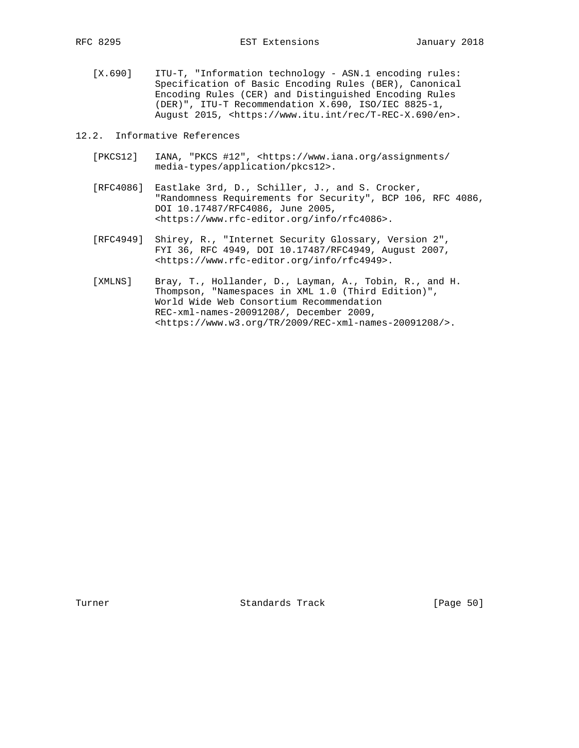[X.690] ITU-T, "Information technology - ASN.1 encoding rules: Specification of Basic Encoding Rules (BER), Canonical Encoding Rules (CER) and Distinguished Encoding Rules (DER)", ITU-T Recommendation X.690, ISO/IEC 8825-1, August 2015, <https://www.itu.int/rec/T-REC-X.690/en>.

## 12.2. Informative References

[PKCS12] IANA, "PKCS #12", <https://www.iana.org/assignments/media-types/application/pkcs12>.

[RFC4086] Eastlake 3rd, D., Schiller, J., and S. Crocker, "Randomness Requirements for Security", BCP 106, RFC 4086, DOI 10.17487/RFC4086, June 2005, <https://www.rfc-editor.org/info/rfc4086>.

[RFC4949] Shirey, R., "Internet Security Glossary, Version 2", FYI 36, RFC 4949, DOI 10.17487/RFC4949, August 2007, <https://www.rfc-editor.org/info/rfc4949>.

[XMLNS] Bray, T., Hollander, D., Layman, A., Tobin, R., and H. Thompson, "Namespaces in XML 1.0 (Third Edition)", World Wide Web Consortium Recommendation REC-xml-names-20091208/, December 2009, <https://www.w3.org/TR/2009/REC-xml-names-20091208/>.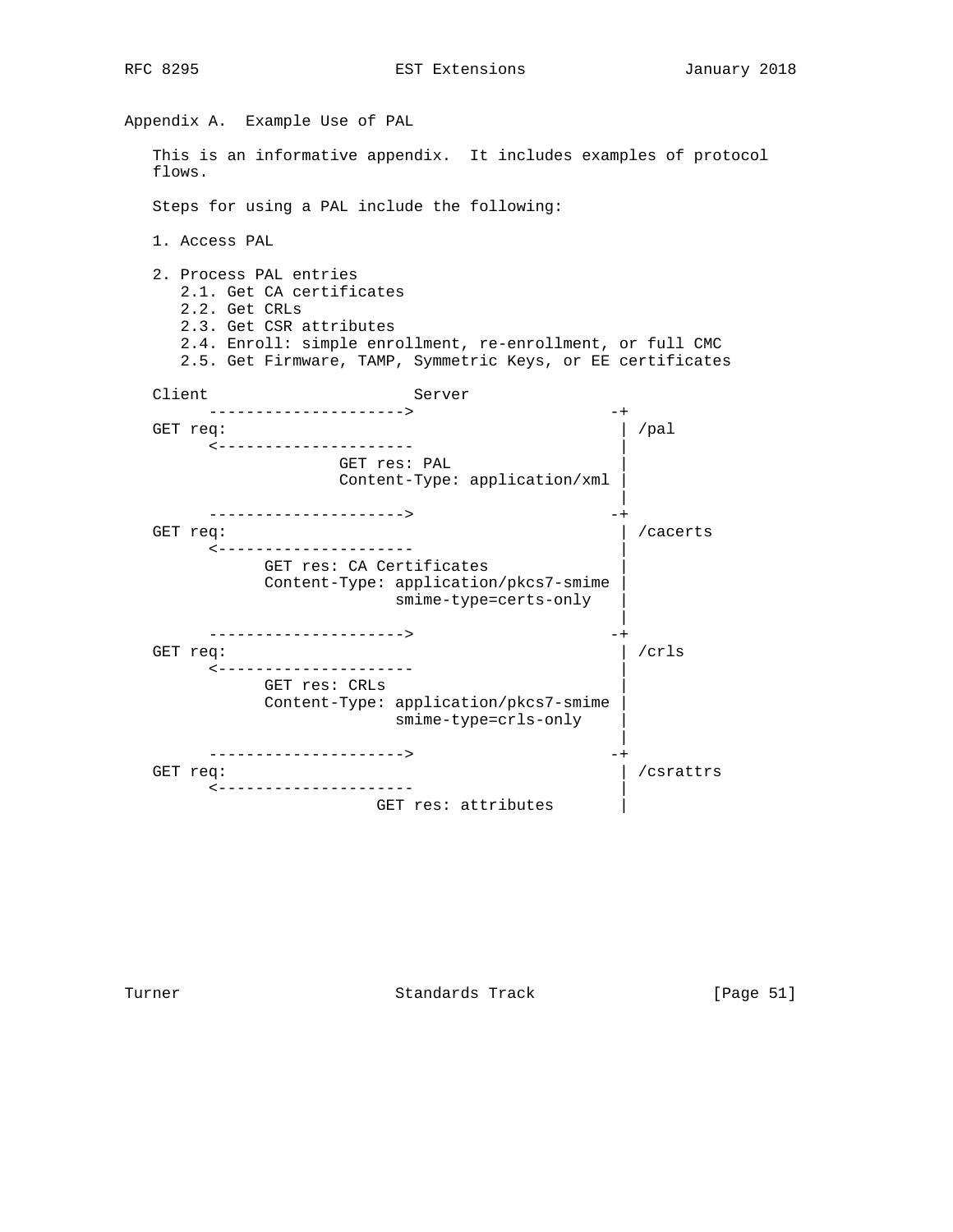## Appendix A.  Example Use of PAL

This is an informative appendix.  It includes examples of protocol flows.

Steps for using a PAL include the following:

1. Access PAL

2. Process PAL entries
   2.1. Get CA certificates
   2.2. Get CRLs
   2.3. Get CSR attributes
   2.4. Enroll: simple enrollment, re-enrollment, or full CMC
   2.5. Get Firmware, TAMP, Symmetric Keys, or EE certificates

```
Client                      Server
      --------------------->                    -+
GET req:                                         | /pal
      <---------------------                     |
                   GET res: PAL                  |
                   Content-Type: application/xml |
                                                 |
      --------------------->                    -+
GET req:                                         | /cacerts
      <---------------------                     |
            GET res: CA Certificates             |
            Content-Type: application/pkcs7-smime |
                          smime-type=certs-only  |
                                                 |
      --------------------->                    -+
GET req:                                         | /crls
      <---------------------                     |
            GET res: CRLs                        |
            Content-Type: application/pkcs7-smime |
                          smime-type=crls-only   |
                                                 |
      --------------------->                    -+
GET req:                                         | /csrattrs
      <---------------------                     |
                        GET res: attributes      |
```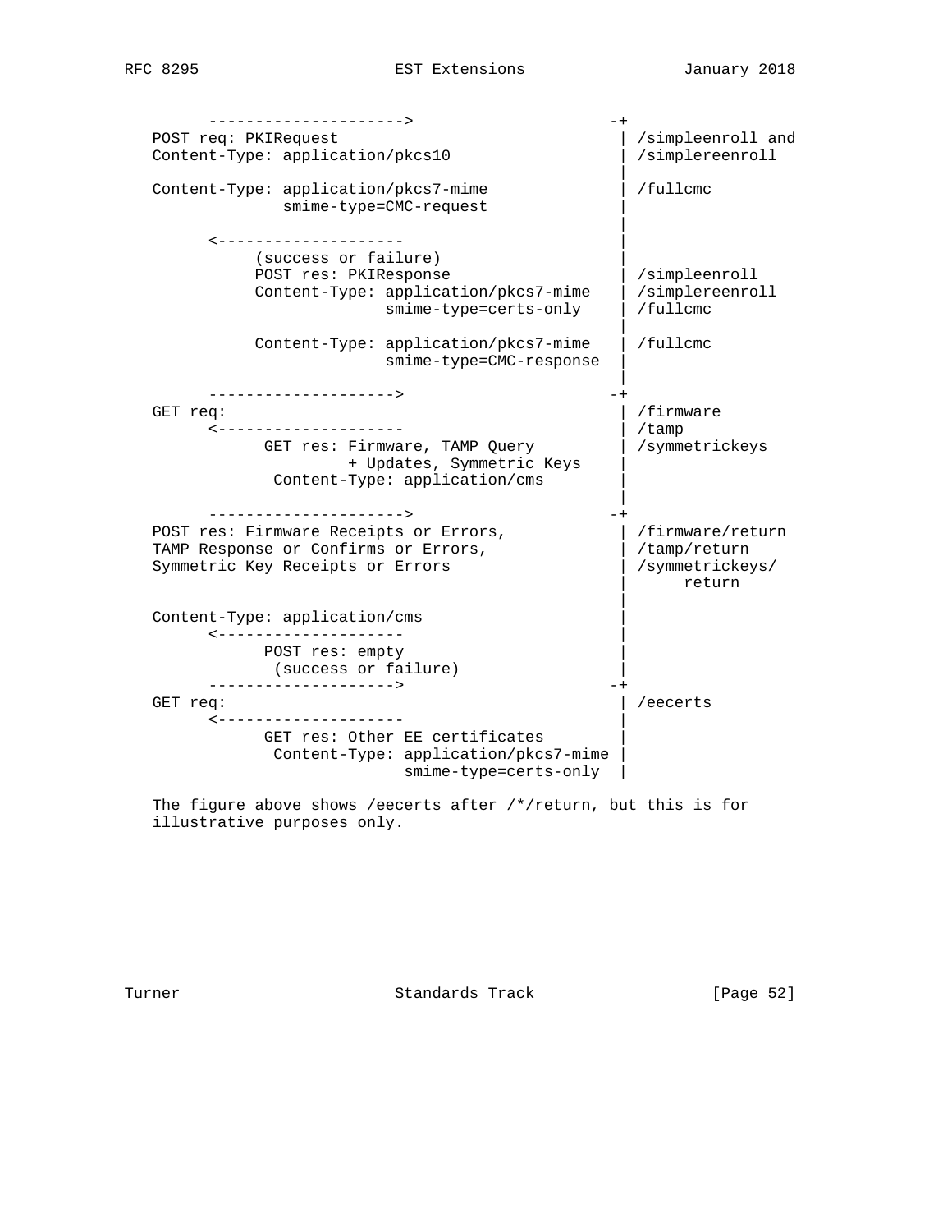```
        --------------------->                    -+
   POST req: PKIRequest                            | /simpleenroll and
   Content-Type: application/pkcs10                | /simplereenroll
                                                   |
   Content-Type: application/pkcs7-mime            | /fullcmc
                smime-type=CMC-request             |
                                                   |
        <--------------------                      |
             (success or failure)                  |
             POST res: PKIResponse                 | /simpleenroll
             Content-Type: application/pkcs7-mime  | /simplereenroll
                           smime-type=certs-only   | /fullcmc
                                                   |
             Content-Type: application/pkcs7-mime  | /fullcmc
                           smime-type=CMC-response |
                                                   |
        -------------------->                     -+
   GET req:                                        | /firmware
        <--------------------                      | /tamp
              GET res: Firmware, TAMP Query        | /symmetrickeys
                       + Updates, Symmetric Keys   |
               Content-Type: application/cms       |
                                                   |
        --------------------->                    -+
   POST res: Firmware Receipts or Errors,          | /firmware/return
   TAMP Response or Confirms or Errors,            | /tamp/return
   Symmetric Key Receipts or Errors                | /symmetrickeys/
                                                   |      return
                                                   |
   Content-Type: application/cms                   |
        <--------------------                      |
              POST res: empty                      |
               (success or failure)                |
        -------------------->                     -+
   GET req:                                        | /eecerts
        <--------------------                      |
              GET res: Other EE certificates       |
               Content-Type: application/pkcs7-mime |
                             smime-type=certs-only  |
```

The figure above shows /eecerts after /*/return, but this is for illustrative purposes only.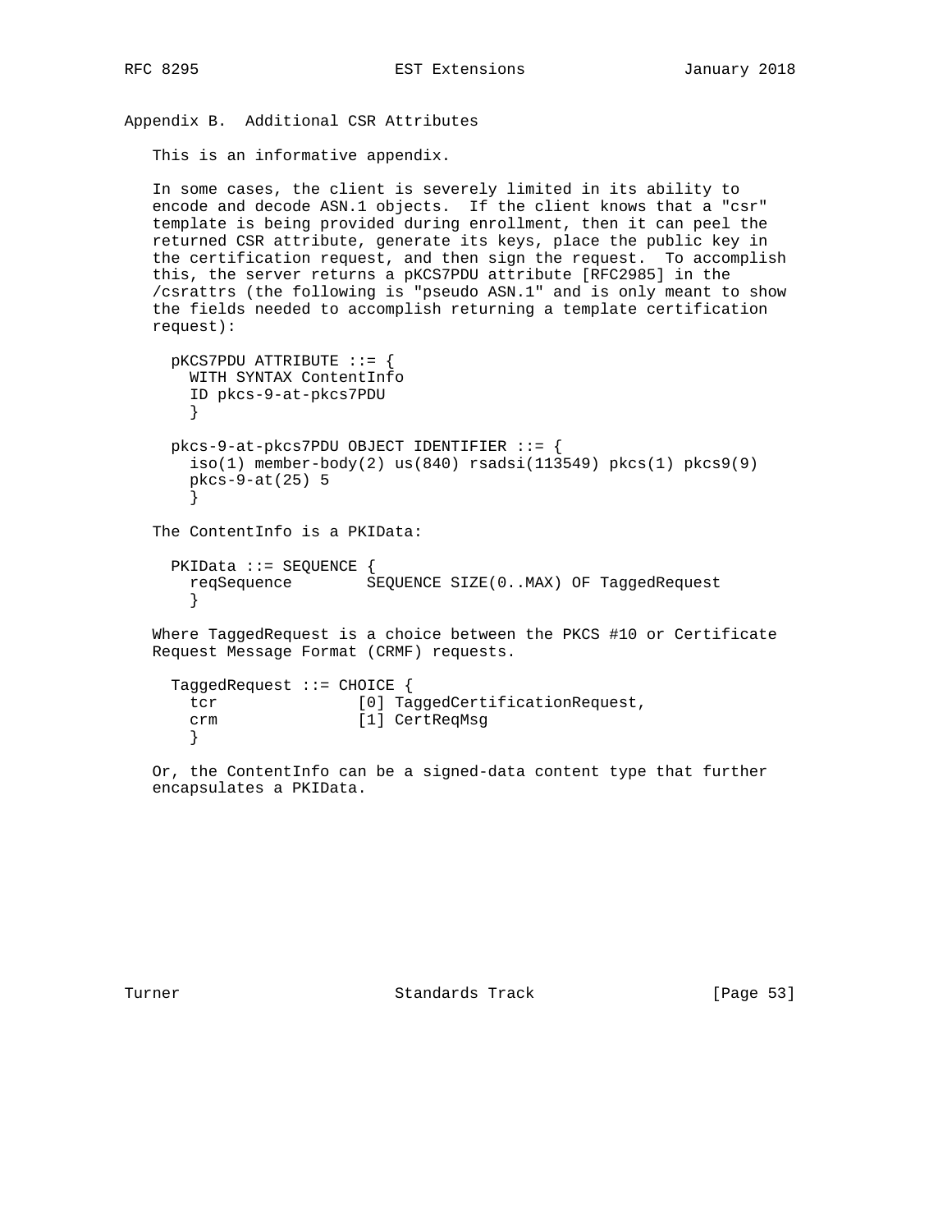## Appendix B. Additional CSR Attributes

This is an informative appendix.

In some cases, the client is severely limited in its ability to encode and decode ASN.1 objects. If the client knows that a "csr" template is being provided during enrollment, then it can peel the returned CSR attribute, generate its keys, place the public key in the certification request, and then sign the request. To accomplish this, the server returns a pKCS7PDU attribute [RFC2985] in the /csrattrs (the following is "pseudo ASN.1" and is only meant to show the fields needed to accomplish returning a template certification request):

```
pKCS7PDU ATTRIBUTE ::= {
  WITH SYNTAX ContentInfo
  ID pkcs-9-at-pkcs7PDU
  }

pkcs-9-at-pkcs7PDU OBJECT IDENTIFIER ::= {
  iso(1) member-body(2) us(840) rsadsi(113549) pkcs(1) pkcs9(9)
  pkcs-9-at(25) 5
  }
```

The ContentInfo is a PKIData:

```
PKIData ::= SEQUENCE {
  reqSequence        SEQUENCE SIZE(0..MAX) OF TaggedRequest
  }
```

Where TaggedRequest is a choice between the PKCS #10 or Certificate Request Message Format (CRMF) requests.

```
TaggedRequest ::= CHOICE {
  tcr               [0] TaggedCertificationRequest,
  crm               [1] CertReqMsg
  }
```

Or, the ContentInfo can be a signed-data content type that further encapsulates a PKIData.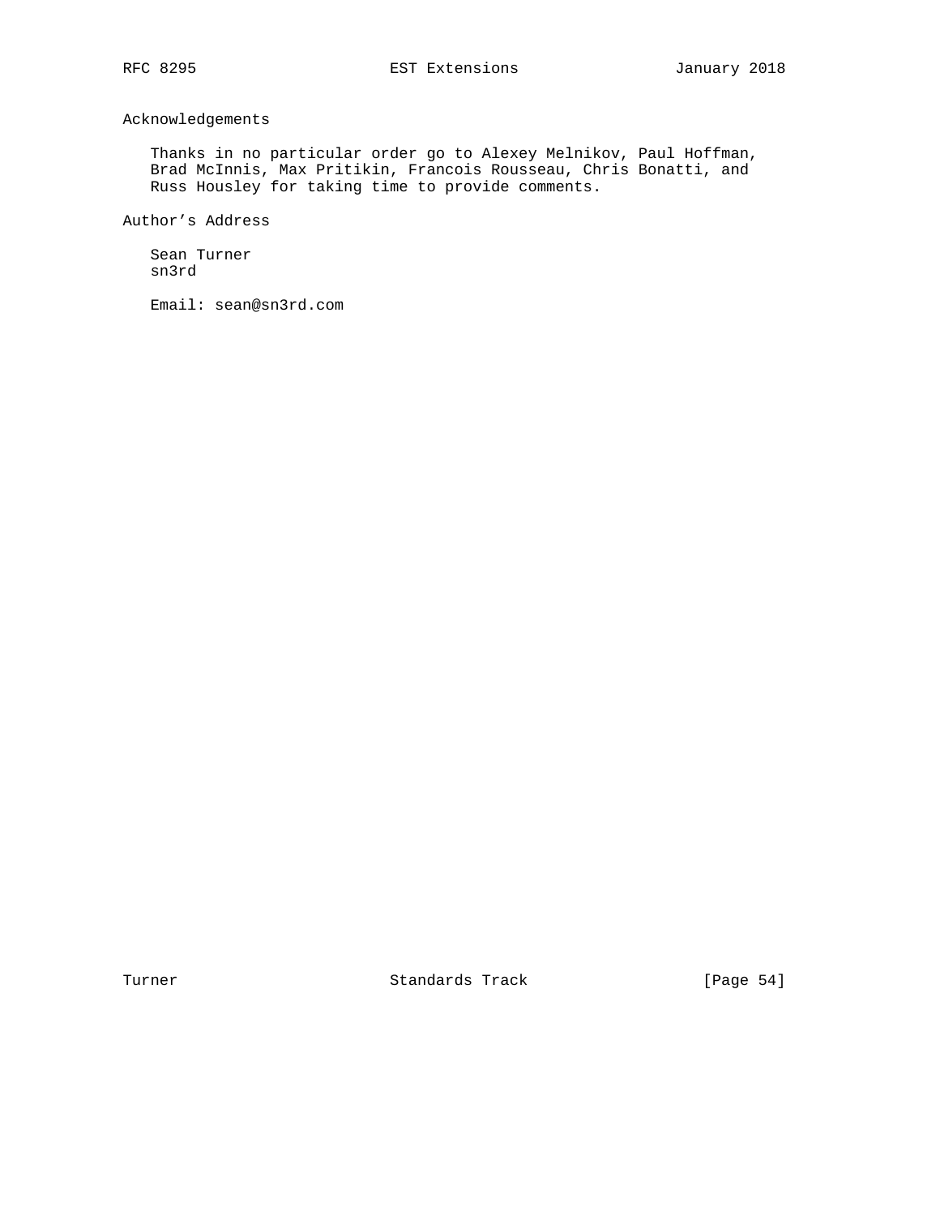## Acknowledgements

Thanks in no particular order go to Alexey Melnikov, Paul Hoffman, Brad McInnis, Max Pritikin, Francois Rousseau, Chris Bonatti, and Russ Housley for taking time to provide comments.

## Author's Address

Sean Turner
sn3rd

Email: sean@sn3rd.com